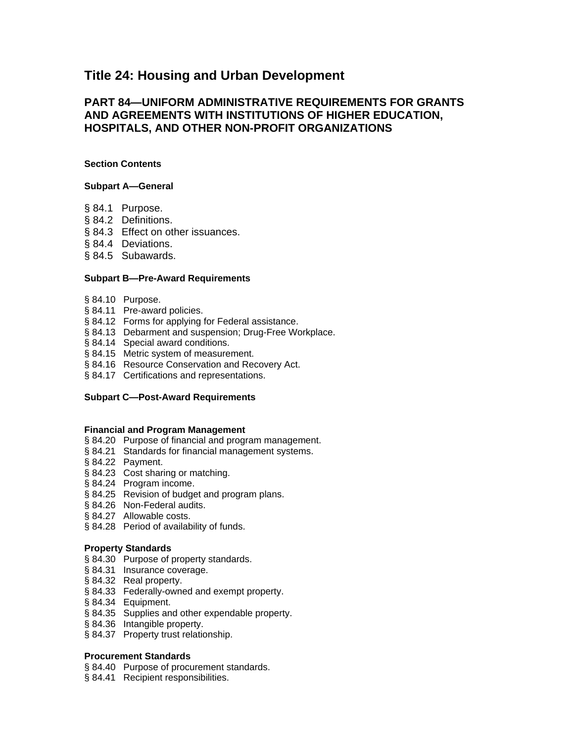# Title 24: Housing and Urban Development

## PART 84—UNIFORM ADMINISTRATIVE REQUIREMENTS FOR GRANTS AND AGREEMENTS WITH INSTITUTIONS OF HIGHER EDUCATION, HOSPITALS, AND OTHER NON-PROFIT ORGANIZATIONS

**Section Contents**

**Subpart A—General**

§ 84.1 Purpose.
§ 84.2 Definitions.
§ 84.3 Effect on other issuances.
§ 84.4 Deviations.
§ 84.5 Subawards.

**Subpart B—Pre-Award Requirements**

§ 84.10 Purpose.
§ 84.11 Pre-award policies.
§ 84.12 Forms for applying for Federal assistance.
§ 84.13 Debarment and suspension; Drug-Free Workplace.
§ 84.14 Special award conditions.
§ 84.15 Metric system of measurement.
§ 84.16 Resource Conservation and Recovery Act.
§ 84.17 Certifications and representations.

**Subpart C—Post-Award Requirements**

**Financial and Program Management**
§ 84.20 Purpose of financial and program management.
§ 84.21 Standards for financial management systems.
§ 84.22 Payment.
§ 84.23 Cost sharing or matching.
§ 84.24 Program income.
§ 84.25 Revision of budget and program plans.
§ 84.26 Non-Federal audits.
§ 84.27 Allowable costs.
§ 84.28 Period of availability of funds.

**Property Standards**
§ 84.30 Purpose of property standards.
§ 84.31 Insurance coverage.
§ 84.32 Real property.
§ 84.33 Federally-owned and exempt property.
§ 84.34 Equipment.
§ 84.35 Supplies and other expendable property.
§ 84.36 Intangible property.
§ 84.37 Property trust relationship.

**Procurement Standards**
§ 84.40 Purpose of procurement standards.
§ 84.41 Recipient responsibilities.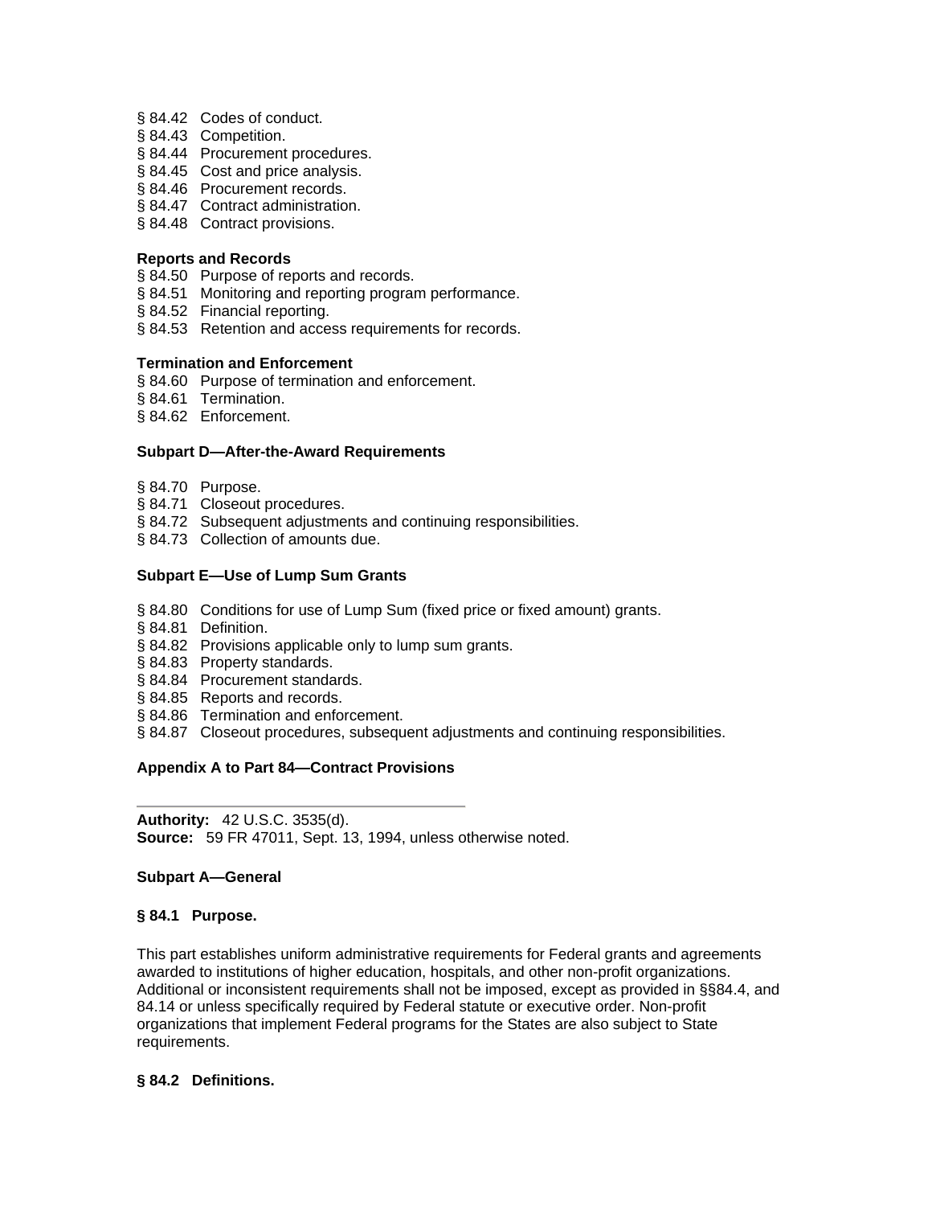§ 84.42 Codes of conduct.
§ 84.43 Competition.
§ 84.44 Procurement procedures.
§ 84.45 Cost and price analysis.
§ 84.46 Procurement records.
§ 84.47 Contract administration.
§ 84.48 Contract provisions.

**Reports and Records**

§ 84.50 Purpose of reports and records.
§ 84.51 Monitoring and reporting program performance.
§ 84.52 Financial reporting.
§ 84.53 Retention and access requirements for records.

**Termination and Enforcement**

§ 84.60 Purpose of termination and enforcement.
§ 84.61 Termination.
§ 84.62 Enforcement.

**Subpart D—After-the-Award Requirements**

§ 84.70 Purpose.
§ 84.71 Closeout procedures.
§ 84.72 Subsequent adjustments and continuing responsibilities.
§ 84.73 Collection of amounts due.

**Subpart E—Use of Lump Sum Grants**

§ 84.80 Conditions for use of Lump Sum (fixed price or fixed amount) grants.
§ 84.81 Definition.
§ 84.82 Provisions applicable only to lump sum grants.
§ 84.83 Property standards.
§ 84.84 Procurement standards.
§ 84.85 Reports and records.
§ 84.86 Termination and enforcement.
§ 84.87 Closeout procedures, subsequent adjustments and continuing responsibilities.

**Appendix A to Part 84—Contract Provisions**

---

**Authority:** 42 U.S.C. 3535(d).
**Source:** 59 FR 47011, Sept. 13, 1994, unless otherwise noted.

## Subpart A—General

### § 84.1 Purpose.

This part establishes uniform administrative requirements for Federal grants and agreements awarded to institutions of higher education, hospitals, and other non-profit organizations. Additional or inconsistent requirements shall not be imposed, except as provided in §§84.4, and 84.14 or unless specifically required by Federal statute or executive order. Non-profit organizations that implement Federal programs for the States are also subject to State requirements.

### § 84.2 Definitions.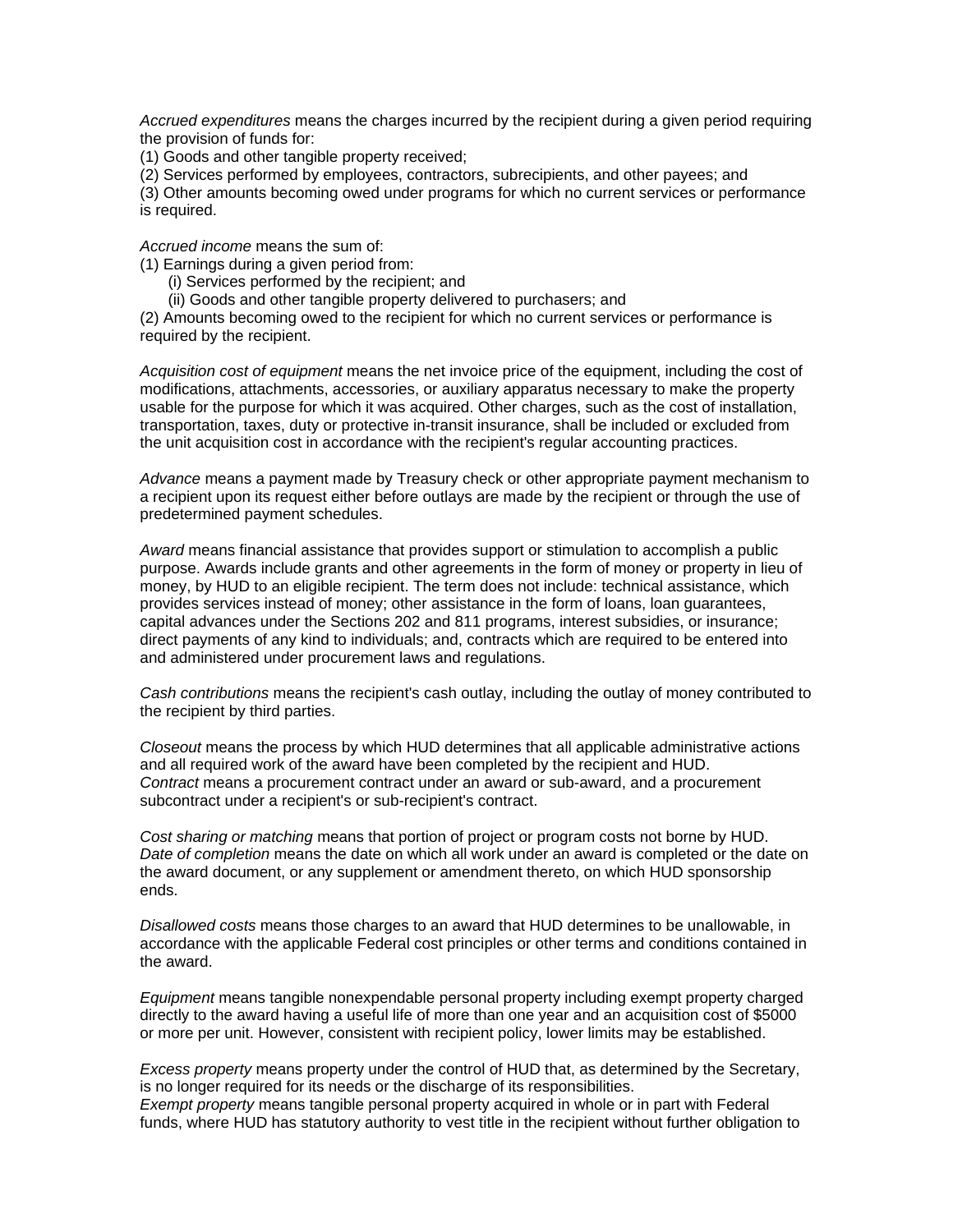*Accrued expenditures* means the charges incurred by the recipient during a given period requiring the provision of funds for:
(1) Goods and other tangible property received;
(2) Services performed by employees, contractors, subrecipients, and other payees; and
(3) Other amounts becoming owed under programs for which no current services or performance is required.

*Accrued income* means the sum of:
(1) Earnings during a given period from:
(i) Services performed by the recipient; and
(ii) Goods and other tangible property delivered to purchasers; and
(2) Amounts becoming owed to the recipient for which no current services or performance is required by the recipient.

*Acquisition cost of equipment* means the net invoice price of the equipment, including the cost of modifications, attachments, accessories, or auxiliary apparatus necessary to make the property usable for the purpose for which it was acquired. Other charges, such as the cost of installation, transportation, taxes, duty or protective in-transit insurance, shall be included or excluded from the unit acquisition cost in accordance with the recipient's regular accounting practices.

*Advance* means a payment made by Treasury check or other appropriate payment mechanism to a recipient upon its request either before outlays are made by the recipient or through the use of predetermined payment schedules.

*Award* means financial assistance that provides support or stimulation to accomplish a public purpose. Awards include grants and other agreements in the form of money or property in lieu of money, by HUD to an eligible recipient. The term does not include: technical assistance, which provides services instead of money; other assistance in the form of loans, loan guarantees, capital advances under the Sections 202 and 811 programs, interest subsidies, or insurance; direct payments of any kind to individuals; and, contracts which are required to be entered into and administered under procurement laws and regulations.

*Cash contributions* means the recipient's cash outlay, including the outlay of money contributed to the recipient by third parties.

*Closeout* means the process by which HUD determines that all applicable administrative actions and all required work of the award have been completed by the recipient and HUD.
*Contract* means a procurement contract under an award or sub-award, and a procurement subcontract under a recipient's or sub-recipient's contract.

*Cost sharing or matching* means that portion of project or program costs not borne by HUD.
*Date of completion* means the date on which all work under an award is completed or the date on the award document, or any supplement or amendment thereto, on which HUD sponsorship ends.

*Disallowed costs* means those charges to an award that HUD determines to be unallowable, in accordance with the applicable Federal cost principles or other terms and conditions contained in the award.

*Equipment* means tangible nonexpendable personal property including exempt property charged directly to the award having a useful life of more than one year and an acquisition cost of $5000 or more per unit. However, consistent with recipient policy, lower limits may be established.

*Excess property* means property under the control of HUD that, as determined by the Secretary, is no longer required for its needs or the discharge of its responsibilities.
*Exempt property* means tangible personal property acquired in whole or in part with Federal funds, where HUD has statutory authority to vest title in the recipient without further obligation to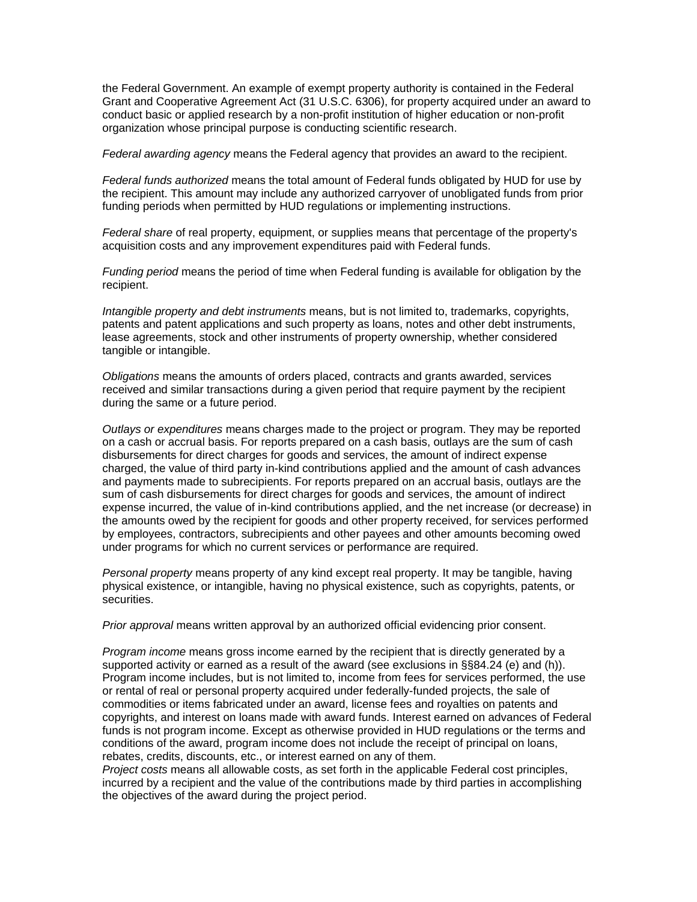the Federal Government. An example of exempt property authority is contained in the Federal Grant and Cooperative Agreement Act (31 U.S.C. 6306), for property acquired under an award to conduct basic or applied research by a non-profit institution of higher education or non-profit organization whose principal purpose is conducting scientific research.

*Federal awarding agency* means the Federal agency that provides an award to the recipient.

*Federal funds authorized* means the total amount of Federal funds obligated by HUD for use by the recipient. This amount may include any authorized carryover of unobligated funds from prior funding periods when permitted by HUD regulations or implementing instructions.

*Federal share* of real property, equipment, or supplies means that percentage of the property's acquisition costs and any improvement expenditures paid with Federal funds.

*Funding period* means the period of time when Federal funding is available for obligation by the recipient.

*Intangible property and debt instruments* means, but is not limited to, trademarks, copyrights, patents and patent applications and such property as loans, notes and other debt instruments, lease agreements, stock and other instruments of property ownership, whether considered tangible or intangible.

*Obligations* means the amounts of orders placed, contracts and grants awarded, services received and similar transactions during a given period that require payment by the recipient during the same or a future period.

*Outlays or expenditures* means charges made to the project or program. They may be reported on a cash or accrual basis. For reports prepared on a cash basis, outlays are the sum of cash disbursements for direct charges for goods and services, the amount of indirect expense charged, the value of third party in-kind contributions applied and the amount of cash advances and payments made to subrecipients. For reports prepared on an accrual basis, outlays are the sum of cash disbursements for direct charges for goods and services, the amount of indirect expense incurred, the value of in-kind contributions applied, and the net increase (or decrease) in the amounts owed by the recipient for goods and other property received, for services performed by employees, contractors, subrecipients and other payees and other amounts becoming owed under programs for which no current services or performance are required.

*Personal property* means property of any kind except real property. It may be tangible, having physical existence, or intangible, having no physical existence, such as copyrights, patents, or securities.

*Prior approval* means written approval by an authorized official evidencing prior consent.

*Program income* means gross income earned by the recipient that is directly generated by a supported activity or earned as a result of the award (see exclusions in §§84.24 (e) and (h)). Program income includes, but is not limited to, income from fees for services performed, the use or rental of real or personal property acquired under federally-funded projects, the sale of commodities or items fabricated under an award, license fees and royalties on patents and copyrights, and interest on loans made with award funds. Interest earned on advances of Federal funds is not program income. Except as otherwise provided in HUD regulations or the terms and conditions of the award, program income does not include the receipt of principal on loans, rebates, credits, discounts, etc., or interest earned on any of them.

*Project costs* means all allowable costs, as set forth in the applicable Federal cost principles, incurred by a recipient and the value of the contributions made by third parties in accomplishing the objectives of the award during the project period.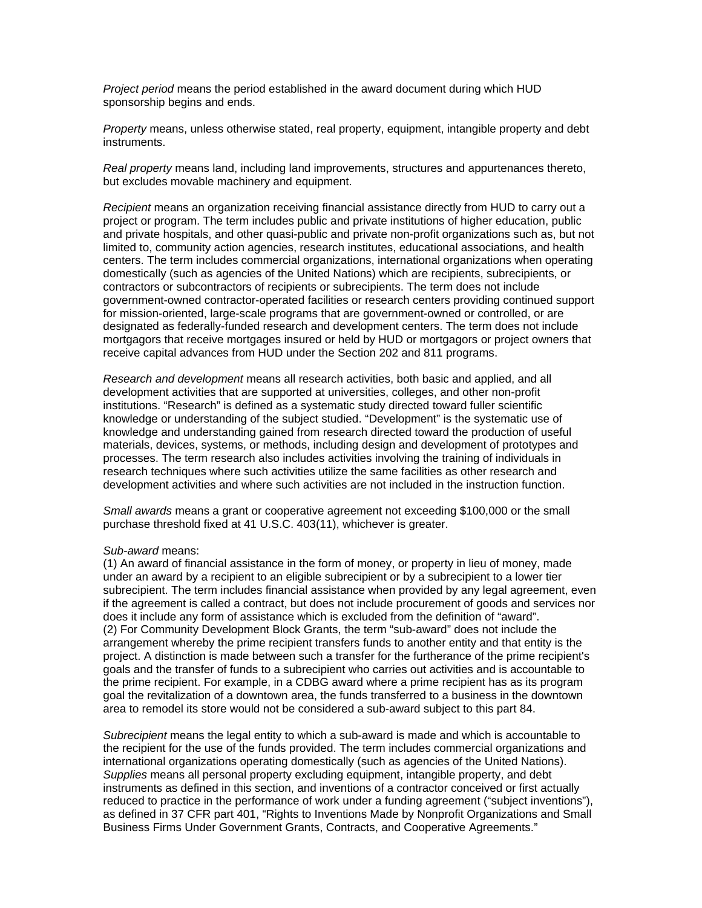*Project period* means the period established in the award document during which HUD sponsorship begins and ends.

*Property* means, unless otherwise stated, real property, equipment, intangible property and debt instruments.

*Real property* means land, including land improvements, structures and appurtenances thereto, but excludes movable machinery and equipment.

*Recipient* means an organization receiving financial assistance directly from HUD to carry out a project or program. The term includes public and private institutions of higher education, public and private hospitals, and other quasi-public and private non-profit organizations such as, but not limited to, community action agencies, research institutes, educational associations, and health centers. The term includes commercial organizations, international organizations when operating domestically (such as agencies of the United Nations) which are recipients, subrecipients, or contractors or subcontractors of recipients or subrecipients. The term does not include government-owned contractor-operated facilities or research centers providing continued support for mission-oriented, large-scale programs that are government-owned or controlled, or are designated as federally-funded research and development centers. The term does not include mortgagors that receive mortgages insured or held by HUD or mortgagors or project owners that receive capital advances from HUD under the Section 202 and 811 programs.

*Research and development* means all research activities, both basic and applied, and all development activities that are supported at universities, colleges, and other non-profit institutions. “Research” is defined as a systematic study directed toward fuller scientific knowledge or understanding of the subject studied. “Development” is the systematic use of knowledge and understanding gained from research directed toward the production of useful materials, devices, systems, or methods, including design and development of prototypes and processes. The term research also includes activities involving the training of individuals in research techniques where such activities utilize the same facilities as other research and development activities and where such activities are not included in the instruction function.

*Small awards* means a grant or cooperative agreement not exceeding $100,000 or the small purchase threshold fixed at 41 U.S.C. 403(11), whichever is greater.

*Sub-award* means:
(1) An award of financial assistance in the form of money, or property in lieu of money, made under an award by a recipient to an eligible subrecipient or by a subrecipient to a lower tier subrecipient. The term includes financial assistance when provided by any legal agreement, even if the agreement is called a contract, but does not include procurement of goods and services nor does it include any form of assistance which is excluded from the definition of “award”.
(2) For Community Development Block Grants, the term “sub-award” does not include the arrangement whereby the prime recipient transfers funds to another entity and that entity is the project. A distinction is made between such a transfer for the furtherance of the prime recipient's goals and the transfer of funds to a subrecipient who carries out activities and is accountable to the prime recipient. For example, in a CDBG award where a prime recipient has as its program goal the revitalization of a downtown area, the funds transferred to a business in the downtown area to remodel its store would not be considered a sub-award subject to this part 84.

*Subrecipient* means the legal entity to which a sub-award is made and which is accountable to the recipient for the use of the funds provided. The term includes commercial organizations and international organizations operating domestically (such as agencies of the United Nations).
*Supplies* means all personal property excluding equipment, intangible property, and debt instruments as defined in this section, and inventions of a contractor conceived or first actually reduced to practice in the performance of work under a funding agreement (“subject inventions”), as defined in 37 CFR part 401, “Rights to Inventions Made by Nonprofit Organizations and Small Business Firms Under Government Grants, Contracts, and Cooperative Agreements.”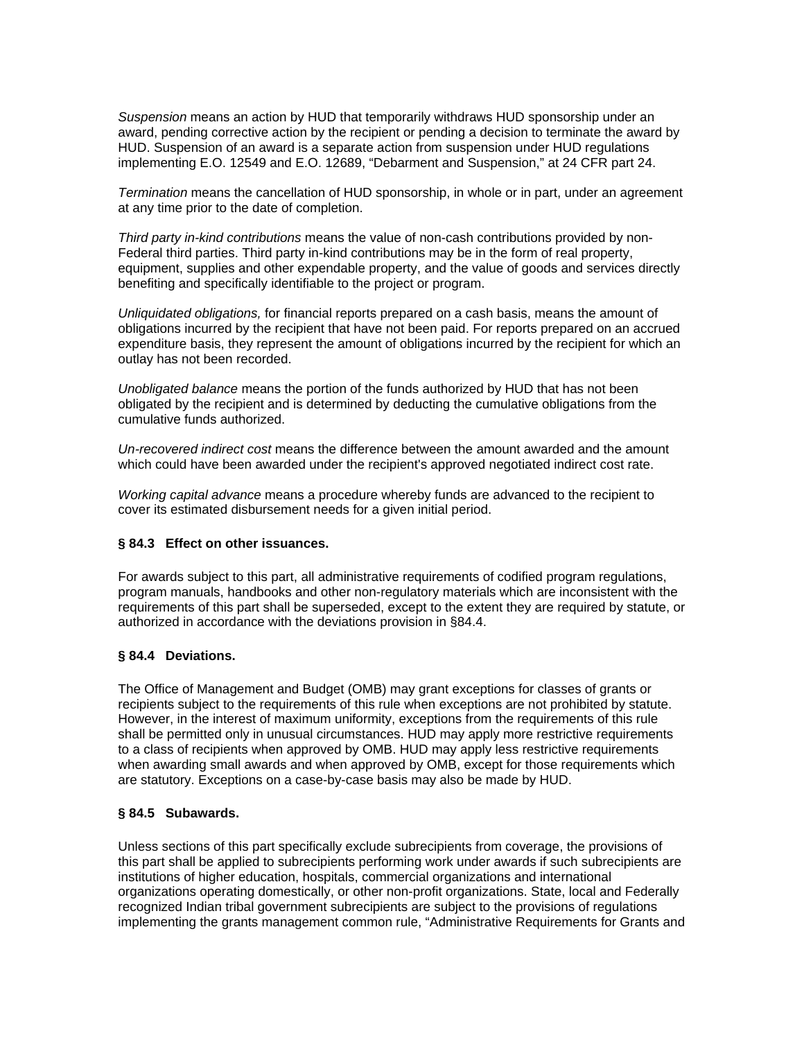*Suspension* means an action by HUD that temporarily withdraws HUD sponsorship under an award, pending corrective action by the recipient or pending a decision to terminate the award by HUD. Suspension of an award is a separate action from suspension under HUD regulations implementing E.O. 12549 and E.O. 12689, "Debarment and Suspension," at 24 CFR part 24.

*Termination* means the cancellation of HUD sponsorship, in whole or in part, under an agreement at any time prior to the date of completion.

*Third party in-kind contributions* means the value of non-cash contributions provided by non-Federal third parties. Third party in-kind contributions may be in the form of real property, equipment, supplies and other expendable property, and the value of goods and services directly benefiting and specifically identifiable to the project or program.

*Unliquidated obligations,* for financial reports prepared on a cash basis, means the amount of obligations incurred by the recipient that have not been paid. For reports prepared on an accrued expenditure basis, they represent the amount of obligations incurred by the recipient for which an outlay has not been recorded.

*Unobligated balance* means the portion of the funds authorized by HUD that has not been obligated by the recipient and is determined by deducting the cumulative obligations from the cumulative funds authorized.

*Un-recovered indirect cost* means the difference between the amount awarded and the amount which could have been awarded under the recipient's approved negotiated indirect cost rate.

*Working capital advance* means a procedure whereby funds are advanced to the recipient to cover its estimated disbursement needs for a given initial period.

### § 84.3 Effect on other issuances.

For awards subject to this part, all administrative requirements of codified program regulations, program manuals, handbooks and other non-regulatory materials which are inconsistent with the requirements of this part shall be superseded, except to the extent they are required by statute, or authorized in accordance with the deviations provision in §84.4.

### § 84.4 Deviations.

The Office of Management and Budget (OMB) may grant exceptions for classes of grants or recipients subject to the requirements of this rule when exceptions are not prohibited by statute. However, in the interest of maximum uniformity, exceptions from the requirements of this rule shall be permitted only in unusual circumstances. HUD may apply more restrictive requirements to a class of recipients when approved by OMB. HUD may apply less restrictive requirements when awarding small awards and when approved by OMB, except for those requirements which are statutory. Exceptions on a case-by-case basis may also be made by HUD.

### § 84.5 Subawards.

Unless sections of this part specifically exclude subrecipients from coverage, the provisions of this part shall be applied to subrecipients performing work under awards if such subrecipients are institutions of higher education, hospitals, commercial organizations and international organizations operating domestically, or other non-profit organizations. State, local and Federally recognized Indian tribal government subrecipients are subject to the provisions of regulations implementing the grants management common rule, "Administrative Requirements for Grants and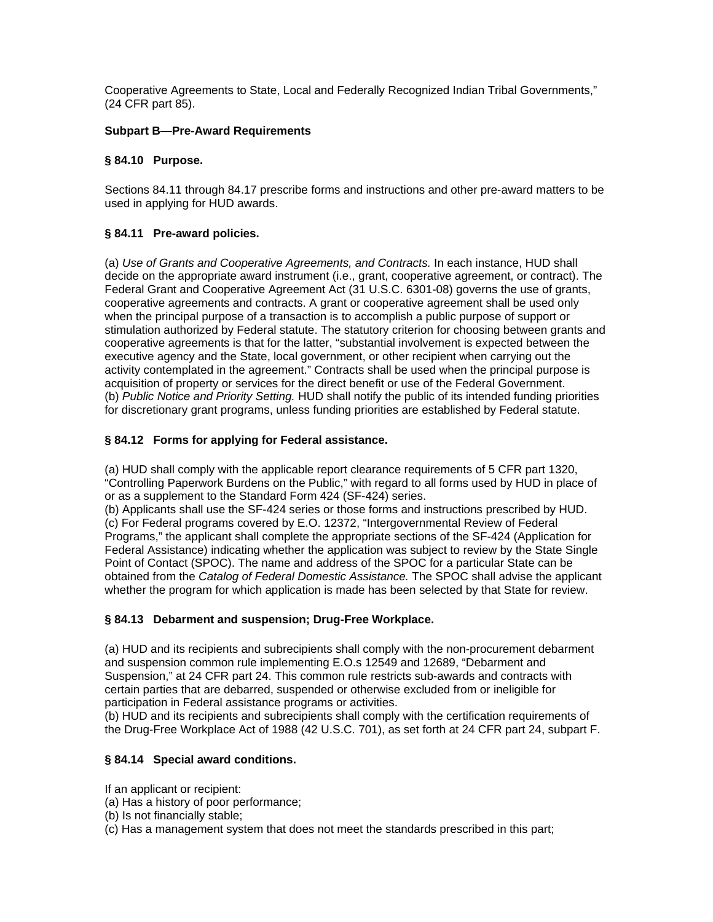Cooperative Agreements to State, Local and Federally Recognized Indian Tribal Governments," (24 CFR part 85).

### Subpart B—Pre-Award Requirements

### § 84.10 Purpose.

Sections 84.11 through 84.17 prescribe forms and instructions and other pre-award matters to be used in applying for HUD awards.

### § 84.11 Pre-award policies.

(a) *Use of Grants and Cooperative Agreements, and Contracts.* In each instance, HUD shall decide on the appropriate award instrument (i.e., grant, cooperative agreement, or contract). The Federal Grant and Cooperative Agreement Act (31 U.S.C. 6301-08) governs the use of grants, cooperative agreements and contracts. A grant or cooperative agreement shall be used only when the principal purpose of a transaction is to accomplish a public purpose of support or stimulation authorized by Federal statute. The statutory criterion for choosing between grants and cooperative agreements is that for the latter, "substantial involvement is expected between the executive agency and the State, local government, or other recipient when carrying out the activity contemplated in the agreement." Contracts shall be used when the principal purpose is acquisition of property or services for the direct benefit or use of the Federal Government.
(b) *Public Notice and Priority Setting.* HUD shall notify the public of its intended funding priorities for discretionary grant programs, unless funding priorities are established by Federal statute.

### § 84.12 Forms for applying for Federal assistance.

(a) HUD shall comply with the applicable report clearance requirements of 5 CFR part 1320, "Controlling Paperwork Burdens on the Public," with regard to all forms used by HUD in place of or as a supplement to the Standard Form 424 (SF-424) series.
(b) Applicants shall use the SF-424 series or those forms and instructions prescribed by HUD.
(c) For Federal programs covered by E.O. 12372, "Intergovernmental Review of Federal Programs," the applicant shall complete the appropriate sections of the SF-424 (Application for Federal Assistance) indicating whether the application was subject to review by the State Single Point of Contact (SPOC). The name and address of the SPOC for a particular State can be obtained from the *Catalog of Federal Domestic Assistance.* The SPOC shall advise the applicant whether the program for which application is made has been selected by that State for review.

### § 84.13 Debarment and suspension; Drug-Free Workplace.

(a) HUD and its recipients and subrecipients shall comply with the non-procurement debarment and suspension common rule implementing E.O.s 12549 and 12689, "Debarment and Suspension," at 24 CFR part 24. This common rule restricts sub-awards and contracts with certain parties that are debarred, suspended or otherwise excluded from or ineligible for participation in Federal assistance programs or activities.
(b) HUD and its recipients and subrecipients shall comply with the certification requirements of the Drug-Free Workplace Act of 1988 (42 U.S.C. 701), as set forth at 24 CFR part 24, subpart F.

### § 84.14 Special award conditions.

If an applicant or recipient:
(a) Has a history of poor performance;
(b) Is not financially stable;
(c) Has a management system that does not meet the standards prescribed in this part;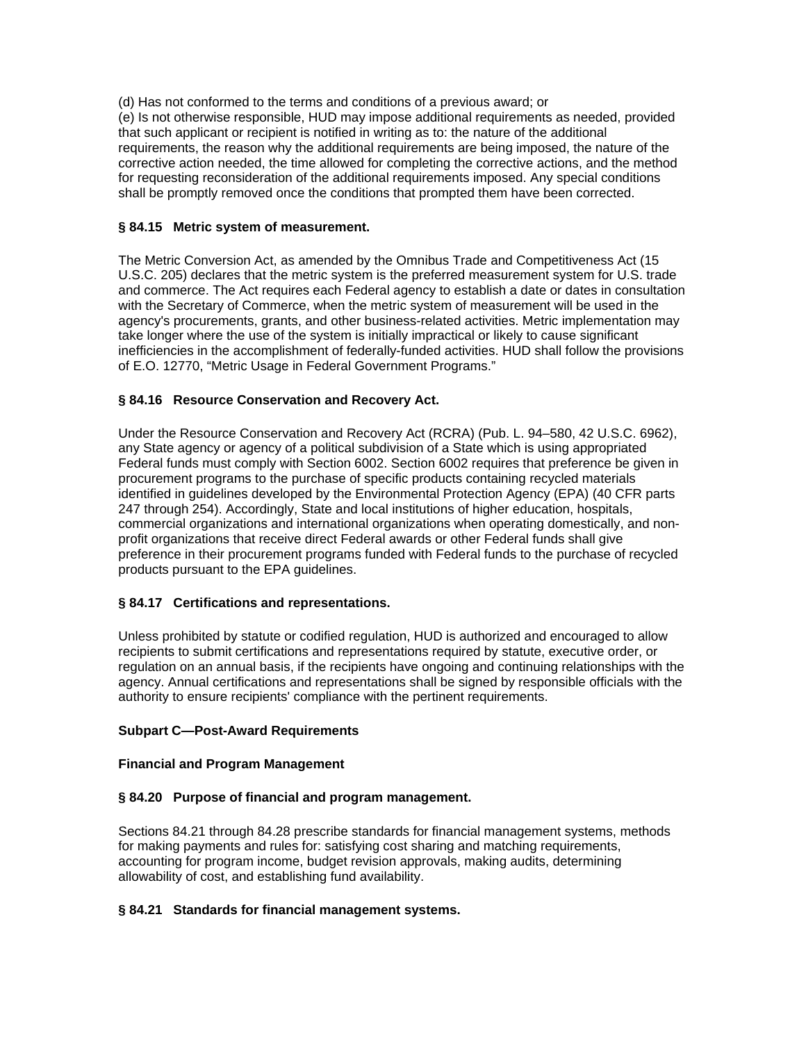(d) Has not conformed to the terms and conditions of a previous award; or
(e) Is not otherwise responsible, HUD may impose additional requirements as needed, provided that such applicant or recipient is notified in writing as to: the nature of the additional requirements, the reason why the additional requirements are being imposed, the nature of the corrective action needed, the time allowed for completing the corrective actions, and the method for requesting reconsideration of the additional requirements imposed. Any special conditions shall be promptly removed once the conditions that prompted them have been corrected.

**§ 84.15 Metric system of measurement.**

The Metric Conversion Act, as amended by the Omnibus Trade and Competitiveness Act (15 U.S.C. 205) declares that the metric system is the preferred measurement system for U.S. trade and commerce. The Act requires each Federal agency to establish a date or dates in consultation with the Secretary of Commerce, when the metric system of measurement will be used in the agency's procurements, grants, and other business-related activities. Metric implementation may take longer where the use of the system is initially impractical or likely to cause significant inefficiencies in the accomplishment of federally-funded activities. HUD shall follow the provisions of E.O. 12770, "Metric Usage in Federal Government Programs."

**§ 84.16 Resource Conservation and Recovery Act.**

Under the Resource Conservation and Recovery Act (RCRA) (Pub. L. 94–580, 42 U.S.C. 6962), any State agency or agency of a political subdivision of a State which is using appropriated Federal funds must comply with Section 6002. Section 6002 requires that preference be given in procurement programs to the purchase of specific products containing recycled materials identified in guidelines developed by the Environmental Protection Agency (EPA) (40 CFR parts 247 through 254). Accordingly, State and local institutions of higher education, hospitals, commercial organizations and international organizations when operating domestically, and non-profit organizations that receive direct Federal awards or other Federal funds shall give preference in their procurement programs funded with Federal funds to the purchase of recycled products pursuant to the EPA guidelines.

**§ 84.17 Certifications and representations.**

Unless prohibited by statute or codified regulation, HUD is authorized and encouraged to allow recipients to submit certifications and representations required by statute, executive order, or regulation on an annual basis, if the recipients have ongoing and continuing relationships with the agency. Annual certifications and representations shall be signed by responsible officials with the authority to ensure recipients' compliance with the pertinent requirements.

**Subpart C—Post-Award Requirements**

**Financial and Program Management**

**§ 84.20 Purpose of financial and program management.**

Sections 84.21 through 84.28 prescribe standards for financial management systems, methods for making payments and rules for: satisfying cost sharing and matching requirements, accounting for program income, budget revision approvals, making audits, determining allowability of cost, and establishing fund availability.

**§ 84.21 Standards for financial management systems.**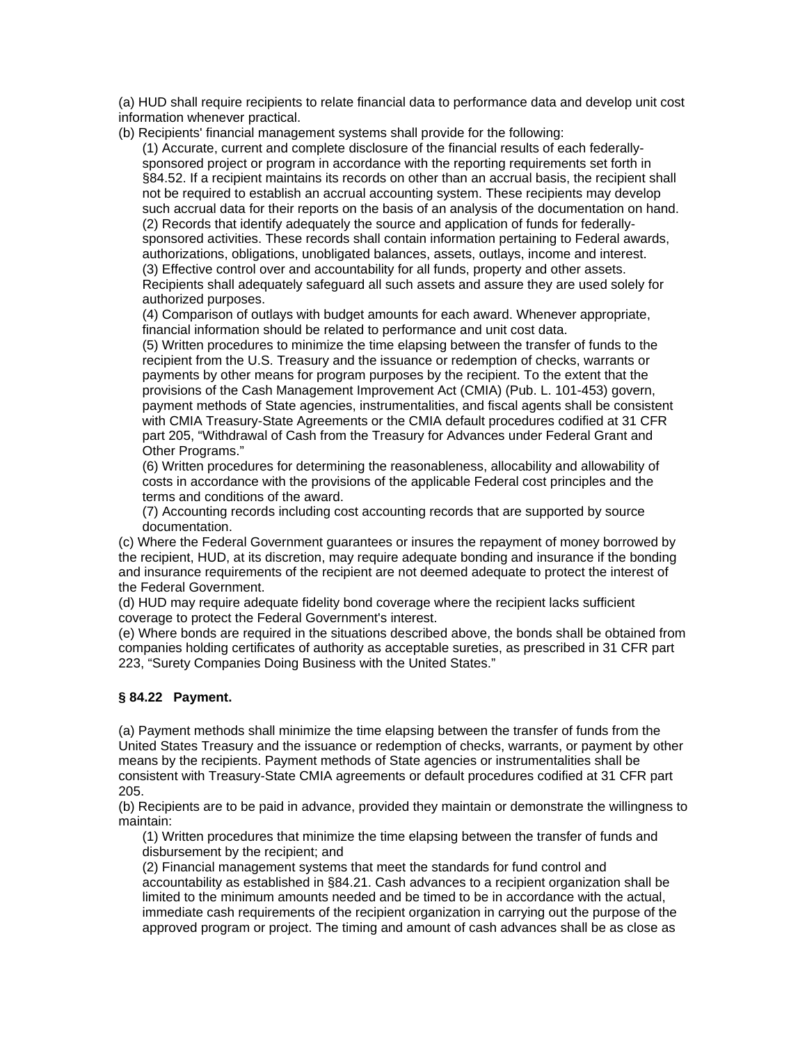(a) HUD shall require recipients to relate financial data to performance data and develop unit cost information whenever practical.

(b) Recipients' financial management systems shall provide for the following:

(1) Accurate, current and complete disclosure of the financial results of each federally-sponsored project or program in accordance with the reporting requirements set forth in §84.52. If a recipient maintains its records on other than an accrual basis, the recipient shall not be required to establish an accrual accounting system. These recipients may develop such accrual data for their reports on the basis of an analysis of the documentation on hand.

(2) Records that identify adequately the source and application of funds for federally-sponsored activities. These records shall contain information pertaining to Federal awards, authorizations, obligations, unobligated balances, assets, outlays, income and interest.

(3) Effective control over and accountability for all funds, property and other assets. Recipients shall adequately safeguard all such assets and assure they are used solely for authorized purposes.

(4) Comparison of outlays with budget amounts for each award. Whenever appropriate, financial information should be related to performance and unit cost data.

(5) Written procedures to minimize the time elapsing between the transfer of funds to the recipient from the U.S. Treasury and the issuance or redemption of checks, warrants or payments by other means for program purposes by the recipient. To the extent that the provisions of the Cash Management Improvement Act (CMIA) (Pub. L. 101-453) govern, payment methods of State agencies, instrumentalities, and fiscal agents shall be consistent with CMIA Treasury-State Agreements or the CMIA default procedures codified at 31 CFR part 205, “Withdrawal of Cash from the Treasury for Advances under Federal Grant and Other Programs.”

(6) Written procedures for determining the reasonableness, allocability and allowability of costs in accordance with the provisions of the applicable Federal cost principles and the terms and conditions of the award.

(7) Accounting records including cost accounting records that are supported by source documentation.

(c) Where the Federal Government guarantees or insures the repayment of money borrowed by the recipient, HUD, at its discretion, may require adequate bonding and insurance if the bonding and insurance requirements of the recipient are not deemed adequate to protect the interest of the Federal Government.

(d) HUD may require adequate fidelity bond coverage where the recipient lacks sufficient coverage to protect the Federal Government's interest.

(e) Where bonds are required in the situations described above, the bonds shall be obtained from companies holding certificates of authority as acceptable sureties, as prescribed in 31 CFR part 223, “Surety Companies Doing Business with the United States.”

**§ 84.22 Payment.**

(a) Payment methods shall minimize the time elapsing between the transfer of funds from the United States Treasury and the issuance or redemption of checks, warrants, or payment by other means by the recipients. Payment methods of State agencies or instrumentalities shall be consistent with Treasury-State CMIA agreements or default procedures codified at 31 CFR part 205.

(b) Recipients are to be paid in advance, provided they maintain or demonstrate the willingness to maintain:

(1) Written procedures that minimize the time elapsing between the transfer of funds and disbursement by the recipient; and

(2) Financial management systems that meet the standards for fund control and accountability as established in §84.21. Cash advances to a recipient organization shall be limited to the minimum amounts needed and be timed to be in accordance with the actual, immediate cash requirements of the recipient organization in carrying out the purpose of the approved program or project. The timing and amount of cash advances shall be as close as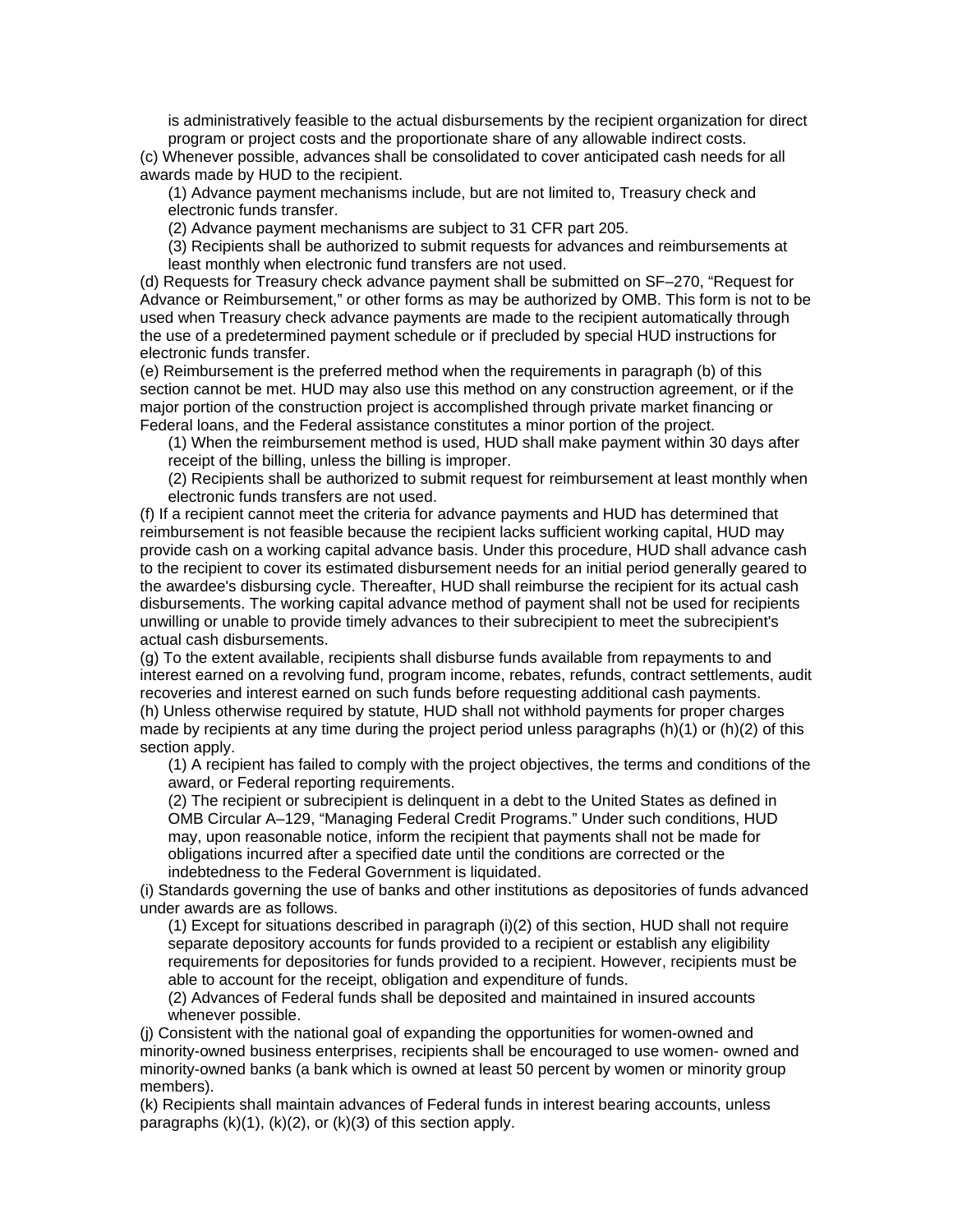is administratively feasible to the actual disbursements by the recipient organization for direct program or project costs and the proportionate share of any allowable indirect costs.

(c) Whenever possible, advances shall be consolidated to cover anticipated cash needs for all awards made by HUD to the recipient.

(1) Advance payment mechanisms include, but are not limited to, Treasury check and electronic funds transfer.

(2) Advance payment mechanisms are subject to 31 CFR part 205.

(3) Recipients shall be authorized to submit requests for advances and reimbursements at least monthly when electronic fund transfers are not used.

(d) Requests for Treasury check advance payment shall be submitted on SF–270, "Request for Advance or Reimbursement," or other forms as may be authorized by OMB. This form is not to be used when Treasury check advance payments are made to the recipient automatically through the use of a predetermined payment schedule or if precluded by special HUD instructions for electronic funds transfer.

(e) Reimbursement is the preferred method when the requirements in paragraph (b) of this section cannot be met. HUD may also use this method on any construction agreement, or if the major portion of the construction project is accomplished through private market financing or Federal loans, and the Federal assistance constitutes a minor portion of the project.

(1) When the reimbursement method is used, HUD shall make payment within 30 days after receipt of the billing, unless the billing is improper.

(2) Recipients shall be authorized to submit request for reimbursement at least monthly when electronic funds transfers are not used.

(f) If a recipient cannot meet the criteria for advance payments and HUD has determined that reimbursement is not feasible because the recipient lacks sufficient working capital, HUD may provide cash on a working capital advance basis. Under this procedure, HUD shall advance cash to the recipient to cover its estimated disbursement needs for an initial period generally geared to the awardee's disbursing cycle. Thereafter, HUD shall reimburse the recipient for its actual cash disbursements. The working capital advance method of payment shall not be used for recipients unwilling or unable to provide timely advances to their subrecipient to meet the subrecipient's actual cash disbursements.

(g) To the extent available, recipients shall disburse funds available from repayments to and interest earned on a revolving fund, program income, rebates, refunds, contract settlements, audit recoveries and interest earned on such funds before requesting additional cash payments.

(h) Unless otherwise required by statute, HUD shall not withhold payments for proper charges made by recipients at any time during the project period unless paragraphs (h)(1) or (h)(2) of this section apply.

(1) A recipient has failed to comply with the project objectives, the terms and conditions of the award, or Federal reporting requirements.

(2) The recipient or subrecipient is delinquent in a debt to the United States as defined in OMB Circular A–129, "Managing Federal Credit Programs." Under such conditions, HUD may, upon reasonable notice, inform the recipient that payments shall not be made for obligations incurred after a specified date until the conditions are corrected or the indebtedness to the Federal Government is liquidated.

(i) Standards governing the use of banks and other institutions as depositories of funds advanced under awards are as follows.

(1) Except for situations described in paragraph (i)(2) of this section, HUD shall not require separate depository accounts for funds provided to a recipient or establish any eligibility requirements for depositories for funds provided to a recipient. However, recipients must be able to account for the receipt, obligation and expenditure of funds.

(2) Advances of Federal funds shall be deposited and maintained in insured accounts whenever possible.

(j) Consistent with the national goal of expanding the opportunities for women-owned and minority-owned business enterprises, recipients shall be encouraged to use women- owned and minority-owned banks (a bank which is owned at least 50 percent by women or minority group members).

(k) Recipients shall maintain advances of Federal funds in interest bearing accounts, unless paragraphs (k)(1), (k)(2), or (k)(3) of this section apply.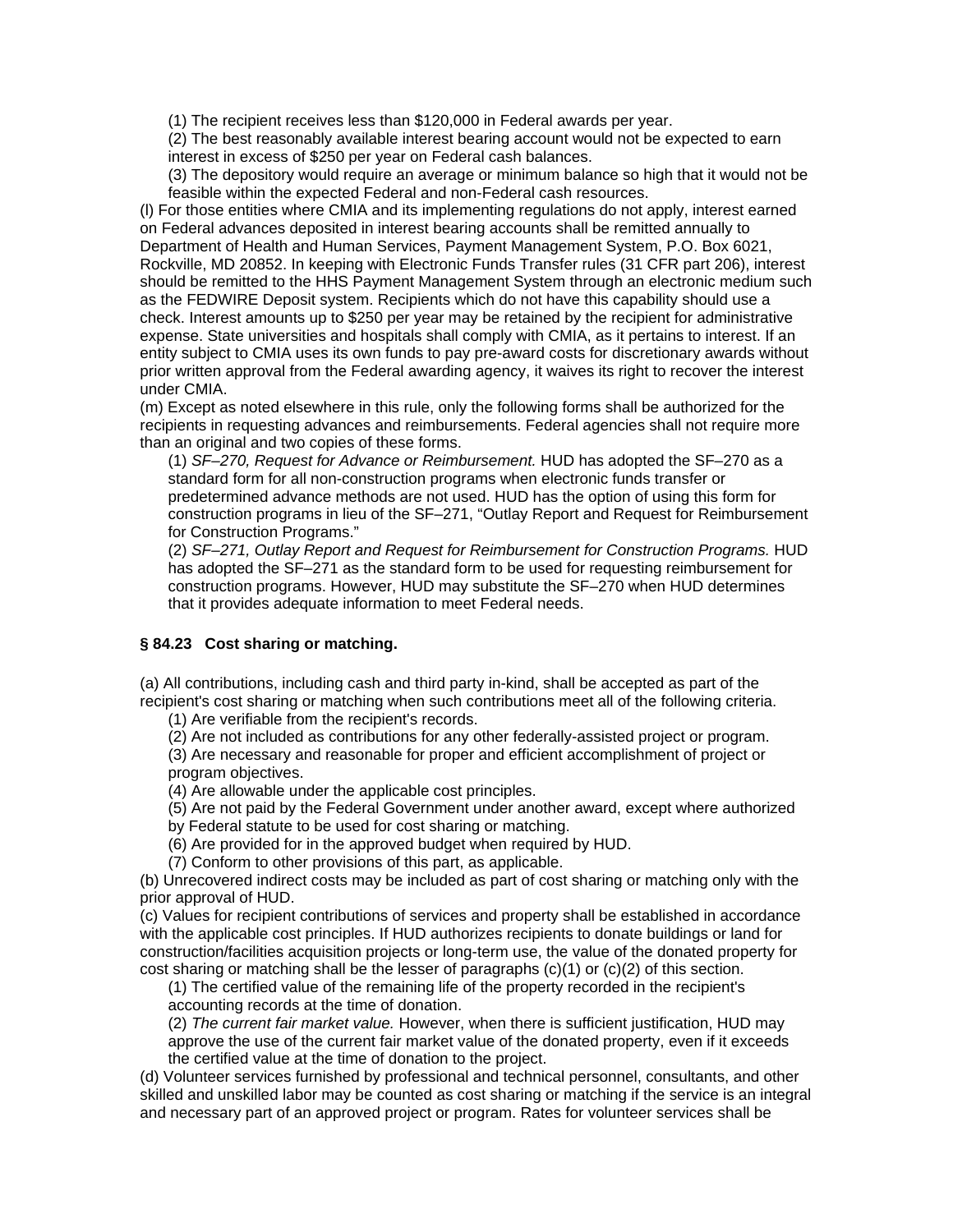(1) The recipient receives less than $120,000 in Federal awards per year.

(2) The best reasonably available interest bearing account would not be expected to earn interest in excess of $250 per year on Federal cash balances.

(3) The depository would require an average or minimum balance so high that it would not be feasible within the expected Federal and non-Federal cash resources.

(l) For those entities where CMIA and its implementing regulations do not apply, interest earned on Federal advances deposited in interest bearing accounts shall be remitted annually to Department of Health and Human Services, Payment Management System, P.O. Box 6021, Rockville, MD 20852. In keeping with Electronic Funds Transfer rules (31 CFR part 206), interest should be remitted to the HHS Payment Management System through an electronic medium such as the FEDWIRE Deposit system. Recipients which do not have this capability should use a check. Interest amounts up to $250 per year may be retained by the recipient for administrative expense. State universities and hospitals shall comply with CMIA, as it pertains to interest. If an entity subject to CMIA uses its own funds to pay pre-award costs for discretionary awards without prior written approval from the Federal awarding agency, it waives its right to recover the interest under CMIA.

(m) Except as noted elsewhere in this rule, only the following forms shall be authorized for the recipients in requesting advances and reimbursements. Federal agencies shall not require more than an original and two copies of these forms.

(1) *SF–270, Request for Advance or Reimbursement.* HUD has adopted the SF–270 as a standard form for all non-construction programs when electronic funds transfer or predetermined advance methods are not used. HUD has the option of using this form for construction programs in lieu of the SF–271, “Outlay Report and Request for Reimbursement for Construction Programs.”

(2) *SF–271, Outlay Report and Request for Reimbursement for Construction Programs.* HUD has adopted the SF–271 as the standard form to be used for requesting reimbursement for construction programs. However, HUD may substitute the SF–270 when HUD determines that it provides adequate information to meet Federal needs.

### § 84.23 Cost sharing or matching.

(a) All contributions, including cash and third party in-kind, shall be accepted as part of the recipient's cost sharing or matching when such contributions meet all of the following criteria.

(1) Are verifiable from the recipient's records.

(2) Are not included as contributions for any other federally-assisted project or program.

(3) Are necessary and reasonable for proper and efficient accomplishment of project or program objectives.

(4) Are allowable under the applicable cost principles.

(5) Are not paid by the Federal Government under another award, except where authorized by Federal statute to be used for cost sharing or matching.

(6) Are provided for in the approved budget when required by HUD.

(7) Conform to other provisions of this part, as applicable.

(b) Unrecovered indirect costs may be included as part of cost sharing or matching only with the prior approval of HUD.

(c) Values for recipient contributions of services and property shall be established in accordance with the applicable cost principles. If HUD authorizes recipients to donate buildings or land for construction/facilities acquisition projects or long-term use, the value of the donated property for cost sharing or matching shall be the lesser of paragraphs (c)(1) or (c)(2) of this section.

(1) The certified value of the remaining life of the property recorded in the recipient's accounting records at the time of donation.

(2) *The current fair market value.* However, when there is sufficient justification, HUD may approve the use of the current fair market value of the donated property, even if it exceeds the certified value at the time of donation to the project.

(d) Volunteer services furnished by professional and technical personnel, consultants, and other skilled and unskilled labor may be counted as cost sharing or matching if the service is an integral and necessary part of an approved project or program. Rates for volunteer services shall be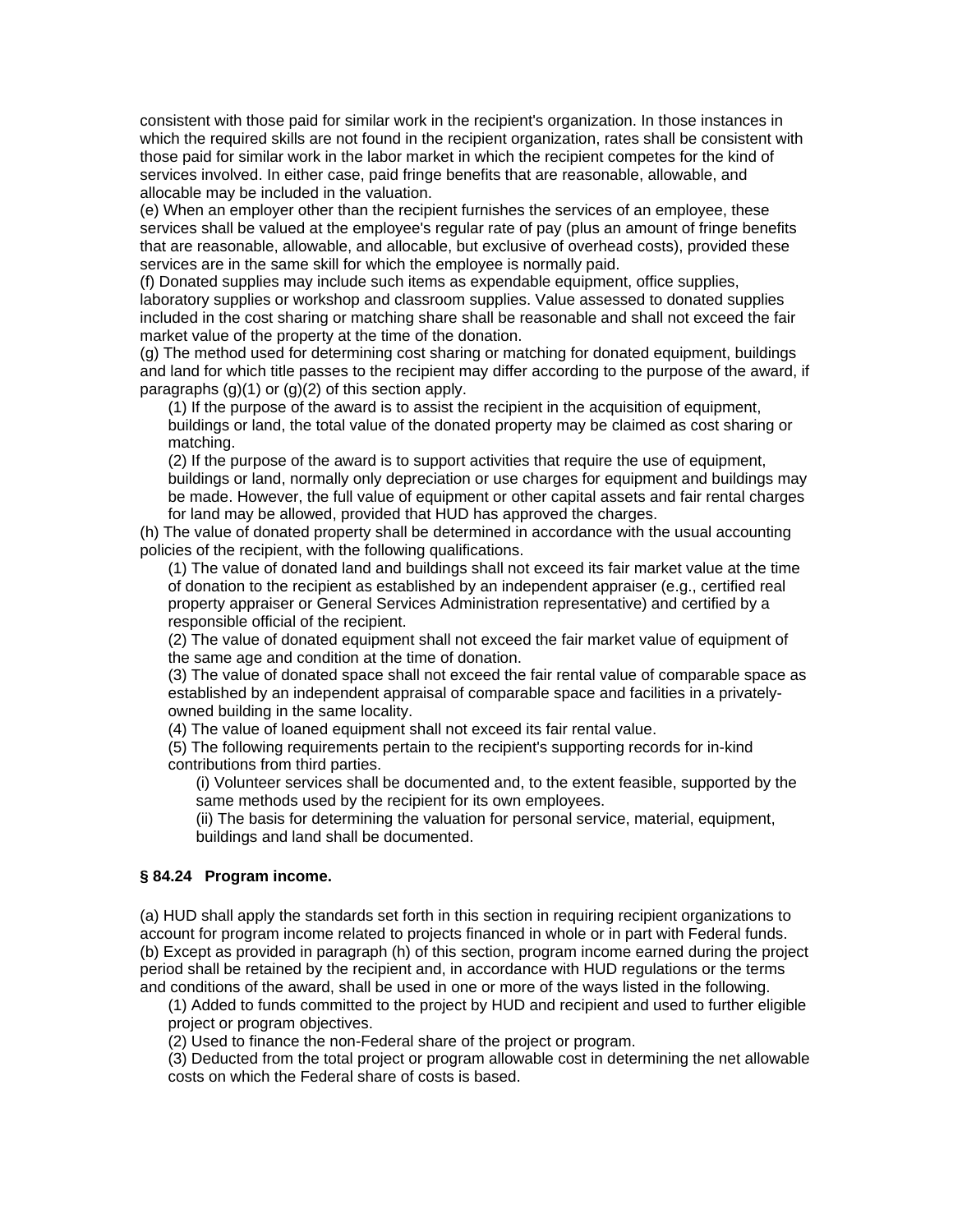consistent with those paid for similar work in the recipient's organization. In those instances in which the required skills are not found in the recipient organization, rates shall be consistent with those paid for similar work in the labor market in which the recipient competes for the kind of services involved. In either case, paid fringe benefits that are reasonable, allowable, and allocable may be included in the valuation.

(e) When an employer other than the recipient furnishes the services of an employee, these services shall be valued at the employee's regular rate of pay (plus an amount of fringe benefits that are reasonable, allowable, and allocable, but exclusive of overhead costs), provided these services are in the same skill for which the employee is normally paid.

(f) Donated supplies may include such items as expendable equipment, office supplies, laboratory supplies or workshop and classroom supplies. Value assessed to donated supplies included in the cost sharing or matching share shall be reasonable and shall not exceed the fair market value of the property at the time of the donation.

(g) The method used for determining cost sharing or matching for donated equipment, buildings and land for which title passes to the recipient may differ according to the purpose of the award, if paragraphs (g)(1) or (g)(2) of this section apply.

(1) If the purpose of the award is to assist the recipient in the acquisition of equipment, buildings or land, the total value of the donated property may be claimed as cost sharing or matching.

(2) If the purpose of the award is to support activities that require the use of equipment, buildings or land, normally only depreciation or use charges for equipment and buildings may be made. However, the full value of equipment or other capital assets and fair rental charges for land may be allowed, provided that HUD has approved the charges.

(h) The value of donated property shall be determined in accordance with the usual accounting policies of the recipient, with the following qualifications.

(1) The value of donated land and buildings shall not exceed its fair market value at the time of donation to the recipient as established by an independent appraiser (e.g., certified real property appraiser or General Services Administration representative) and certified by a responsible official of the recipient.

(2) The value of donated equipment shall not exceed the fair market value of equipment of the same age and condition at the time of donation.

(3) The value of donated space shall not exceed the fair rental value of comparable space as established by an independent appraisal of comparable space and facilities in a privately-owned building in the same locality.

(4) The value of loaned equipment shall not exceed its fair rental value.

(5) The following requirements pertain to the recipient's supporting records for in-kind contributions from third parties.

(i) Volunteer services shall be documented and, to the extent feasible, supported by the same methods used by the recipient for its own employees.

(ii) The basis for determining the valuation for personal service, material, equipment, buildings and land shall be documented.

### § 84.24 Program income.

(a) HUD shall apply the standards set forth in this section in requiring recipient organizations to account for program income related to projects financed in whole or in part with Federal funds.

(b) Except as provided in paragraph (h) of this section, program income earned during the project period shall be retained by the recipient and, in accordance with HUD regulations or the terms and conditions of the award, shall be used in one or more of the ways listed in the following.

(1) Added to funds committed to the project by HUD and recipient and used to further eligible project or program objectives.

(2) Used to finance the non-Federal share of the project or program.

(3) Deducted from the total project or program allowable cost in determining the net allowable costs on which the Federal share of costs is based.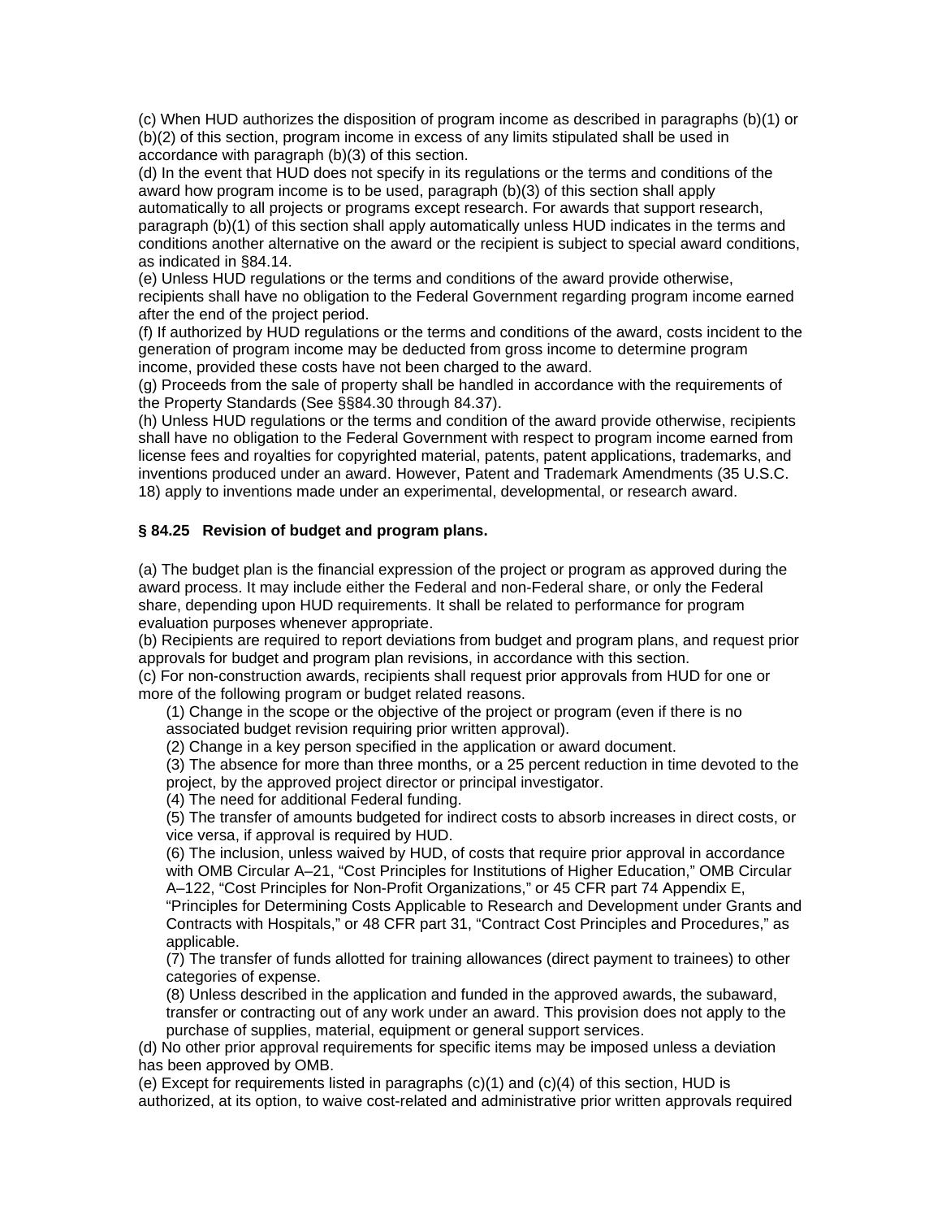(c) When HUD authorizes the disposition of program income as described in paragraphs (b)(1) or (b)(2) of this section, program income in excess of any limits stipulated shall be used in accordance with paragraph (b)(3) of this section.

(d) In the event that HUD does not specify in its regulations or the terms and conditions of the award how program income is to be used, paragraph (b)(3) of this section shall apply automatically to all projects or programs except research. For awards that support research, paragraph (b)(1) of this section shall apply automatically unless HUD indicates in the terms and conditions another alternative on the award or the recipient is subject to special award conditions, as indicated in §84.14.

(e) Unless HUD regulations or the terms and conditions of the award provide otherwise, recipients shall have no obligation to the Federal Government regarding program income earned after the end of the project period.

(f) If authorized by HUD regulations or the terms and conditions of the award, costs incident to the generation of program income may be deducted from gross income to determine program income, provided these costs have not been charged to the award.

(g) Proceeds from the sale of property shall be handled in accordance with the requirements of the Property Standards (See §§84.30 through 84.37).

(h) Unless HUD regulations or the terms and condition of the award provide otherwise, recipients shall have no obligation to the Federal Government with respect to program income earned from license fees and royalties for copyrighted material, patents, patent applications, trademarks, and inventions produced under an award. However, Patent and Trademark Amendments (35 U.S.C. 18) apply to inventions made under an experimental, developmental, or research award.

### § 84.25 Revision of budget and program plans.

(a) The budget plan is the financial expression of the project or program as approved during the award process. It may include either the Federal and non-Federal share, or only the Federal share, depending upon HUD requirements. It shall be related to performance for program evaluation purposes whenever appropriate.

(b) Recipients are required to report deviations from budget and program plans, and request prior approvals for budget and program plan revisions, in accordance with this section.

(c) For non-construction awards, recipients shall request prior approvals from HUD for one or more of the following program or budget related reasons.

(1) Change in the scope or the objective of the project or program (even if there is no associated budget revision requiring prior written approval).

(2) Change in a key person specified in the application or award document.

(3) The absence for more than three months, or a 25 percent reduction in time devoted to the project, by the approved project director or principal investigator.

(4) The need for additional Federal funding.

(5) The transfer of amounts budgeted for indirect costs to absorb increases in direct costs, or vice versa, if approval is required by HUD.

(6) The inclusion, unless waived by HUD, of costs that require prior approval in accordance with OMB Circular A–21, "Cost Principles for Institutions of Higher Education," OMB Circular A–122, "Cost Principles for Non-Profit Organizations," or 45 CFR part 74 Appendix E, "Principles for Determining Costs Applicable to Research and Development under Grants and Contracts with Hospitals," or 48 CFR part 31, "Contract Cost Principles and Procedures," as applicable.

(7) The transfer of funds allotted for training allowances (direct payment to trainees) to other categories of expense.

(8) Unless described in the application and funded in the approved awards, the subaward, transfer or contracting out of any work under an award. This provision does not apply to the purchase of supplies, material, equipment or general support services.

(d) No other prior approval requirements for specific items may be imposed unless a deviation has been approved by OMB.

(e) Except for requirements listed in paragraphs (c)(1) and (c)(4) of this section, HUD is authorized, at its option, to waive cost-related and administrative prior written approvals required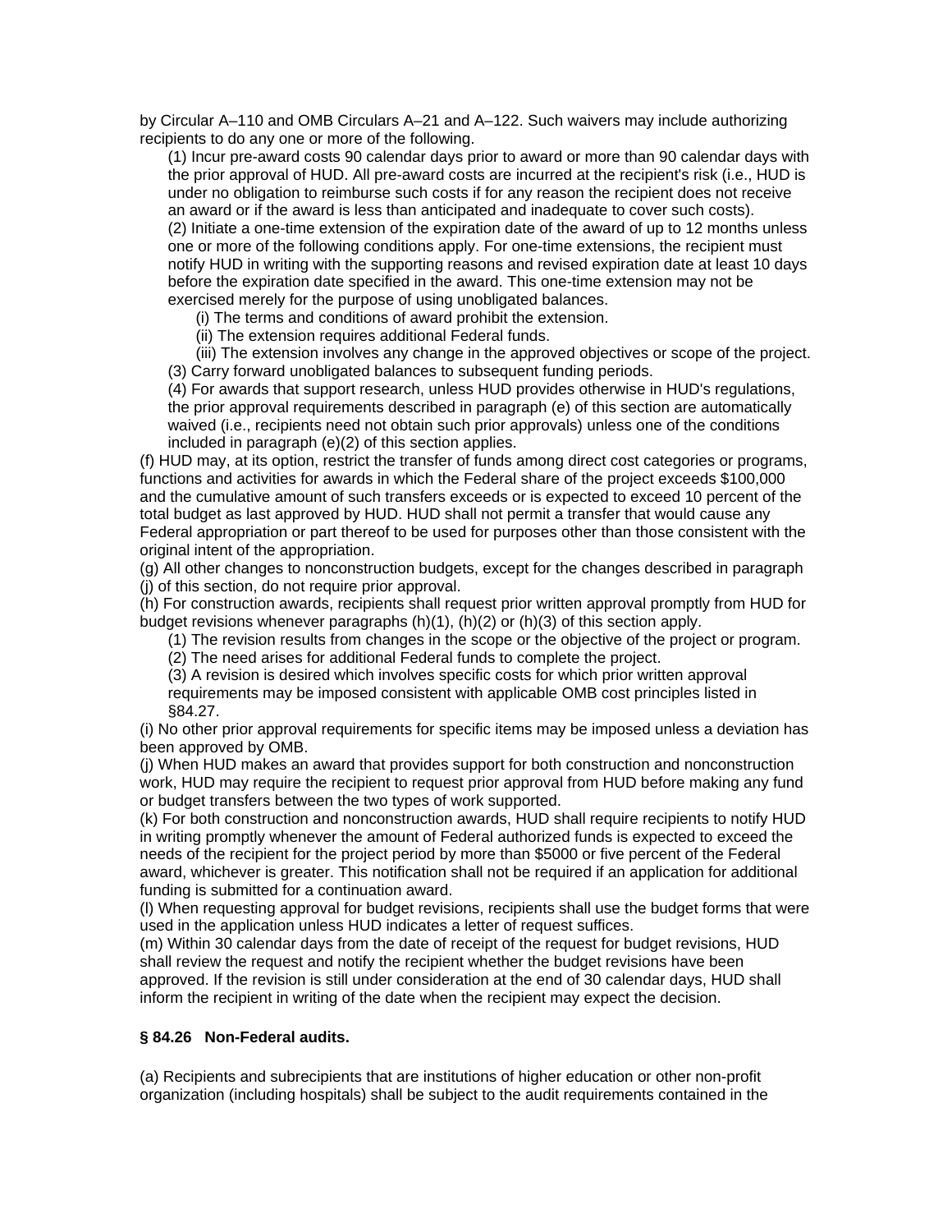by Circular A–110 and OMB Circulars A–21 and A–122. Such waivers may include authorizing recipients to do any one or more of the following.

(1) Incur pre-award costs 90 calendar days prior to award or more than 90 calendar days with the prior approval of HUD. All pre-award costs are incurred at the recipient's risk (i.e., HUD is under no obligation to reimburse such costs if for any reason the recipient does not receive an award or if the award is less than anticipated and inadequate to cover such costs).

(2) Initiate a one-time extension of the expiration date of the award of up to 12 months unless one or more of the following conditions apply. For one-time extensions, the recipient must notify HUD in writing with the supporting reasons and revised expiration date at least 10 days before the expiration date specified in the award. This one-time extension may not be exercised merely for the purpose of using unobligated balances.

(i) The terms and conditions of award prohibit the extension.

(ii) The extension requires additional Federal funds.

(iii) The extension involves any change in the approved objectives or scope of the project.

(3) Carry forward unobligated balances to subsequent funding periods.

(4) For awards that support research, unless HUD provides otherwise in HUD's regulations, the prior approval requirements described in paragraph (e) of this section are automatically waived (i.e., recipients need not obtain such prior approvals) unless one of the conditions included in paragraph (e)(2) of this section applies.

(f) HUD may, at its option, restrict the transfer of funds among direct cost categories or programs, functions and activities for awards in which the Federal share of the project exceeds $100,000 and the cumulative amount of such transfers exceeds or is expected to exceed 10 percent of the total budget as last approved by HUD. HUD shall not permit a transfer that would cause any Federal appropriation or part thereof to be used for purposes other than those consistent with the original intent of the appropriation.

(g) All other changes to nonconstruction budgets, except for the changes described in paragraph (j) of this section, do not require prior approval.

(h) For construction awards, recipients shall request prior written approval promptly from HUD for budget revisions whenever paragraphs (h)(1), (h)(2) or (h)(3) of this section apply.

(1) The revision results from changes in the scope or the objective of the project or program.

(2) The need arises for additional Federal funds to complete the project.

(3) A revision is desired which involves specific costs for which prior written approval requirements may be imposed consistent with applicable OMB cost principles listed in §84.27.

(i) No other prior approval requirements for specific items may be imposed unless a deviation has been approved by OMB.

(j) When HUD makes an award that provides support for both construction and nonconstruction work, HUD may require the recipient to request prior approval from HUD before making any fund or budget transfers between the two types of work supported.

(k) For both construction and nonconstruction awards, HUD shall require recipients to notify HUD in writing promptly whenever the amount of Federal authorized funds is expected to exceed the needs of the recipient for the project period by more than $5000 or five percent of the Federal award, whichever is greater. This notification shall not be required if an application for additional funding is submitted for a continuation award.

(l) When requesting approval for budget revisions, recipients shall use the budget forms that were used in the application unless HUD indicates a letter of request suffices.

(m) Within 30 calendar days from the date of receipt of the request for budget revisions, HUD shall review the request and notify the recipient whether the budget revisions have been approved. If the revision is still under consideration at the end of 30 calendar days, HUD shall inform the recipient in writing of the date when the recipient may expect the decision.

### § 84.26 Non-Federal audits.

(a) Recipients and subrecipients that are institutions of higher education or other non-profit organization (including hospitals) shall be subject to the audit requirements contained in the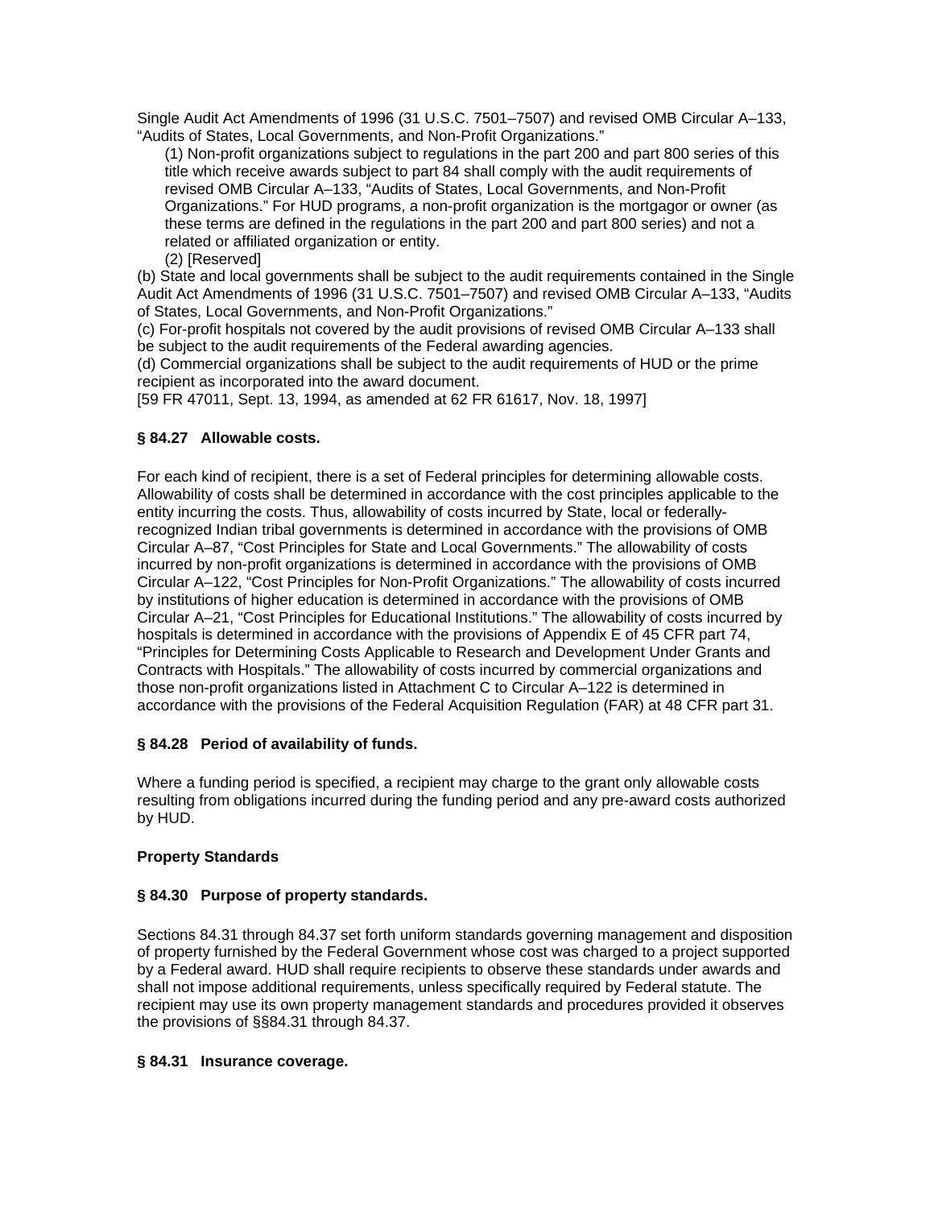Single Audit Act Amendments of 1996 (31 U.S.C. 7501–7507) and revised OMB Circular A–133, “Audits of States, Local Governments, and Non-Profit Organizations.”

(1) Non-profit organizations subject to regulations in the part 200 and part 800 series of this title which receive awards subject to part 84 shall comply with the audit requirements of revised OMB Circular A–133, “Audits of States, Local Governments, and Non-Profit Organizations.” For HUD programs, a non-profit organization is the mortgagor or owner (as these terms are defined in the regulations in the part 200 and part 800 series) and not a related or affiliated organization or entity.

(2) [Reserved]

(b) State and local governments shall be subject to the audit requirements contained in the Single Audit Act Amendments of 1996 (31 U.S.C. 7501–7507) and revised OMB Circular A–133, “Audits of States, Local Governments, and Non-Profit Organizations.”

(c) For-profit hospitals not covered by the audit provisions of revised OMB Circular A–133 shall be subject to the audit requirements of the Federal awarding agencies.

(d) Commercial organizations shall be subject to the audit requirements of HUD or the prime recipient as incorporated into the award document.

[59 FR 47011, Sept. 13, 1994, as amended at 62 FR 61617, Nov. 18, 1997]

**§ 84.27 Allowable costs.**

For each kind of recipient, there is a set of Federal principles for determining allowable costs. Allowability of costs shall be determined in accordance with the cost principles applicable to the entity incurring the costs. Thus, allowability of costs incurred by State, local or federally-recognized Indian tribal governments is determined in accordance with the provisions of OMB Circular A–87, “Cost Principles for State and Local Governments.” The allowability of costs incurred by non-profit organizations is determined in accordance with the provisions of OMB Circular A–122, “Cost Principles for Non-Profit Organizations.” The allowability of costs incurred by institutions of higher education is determined in accordance with the provisions of OMB Circular A–21, “Cost Principles for Educational Institutions.” The allowability of costs incurred by hospitals is determined in accordance with the provisions of Appendix E of 45 CFR part 74, “Principles for Determining Costs Applicable to Research and Development Under Grants and Contracts with Hospitals.” The allowability of costs incurred by commercial organizations and those non-profit organizations listed in Attachment C to Circular A–122 is determined in accordance with the provisions of the Federal Acquisition Regulation (FAR) at 48 CFR part 31.

**§ 84.28 Period of availability of funds.**

Where a funding period is specified, a recipient may charge to the grant only allowable costs resulting from obligations incurred during the funding period and any pre-award costs authorized by HUD.

**Property Standards**

**§ 84.30 Purpose of property standards.**

Sections 84.31 through 84.37 set forth uniform standards governing management and disposition of property furnished by the Federal Government whose cost was charged to a project supported by a Federal award. HUD shall require recipients to observe these standards under awards and shall not impose additional requirements, unless specifically required by Federal statute. The recipient may use its own property management standards and procedures provided it observes the provisions of §§84.31 through 84.37.

**§ 84.31 Insurance coverage.**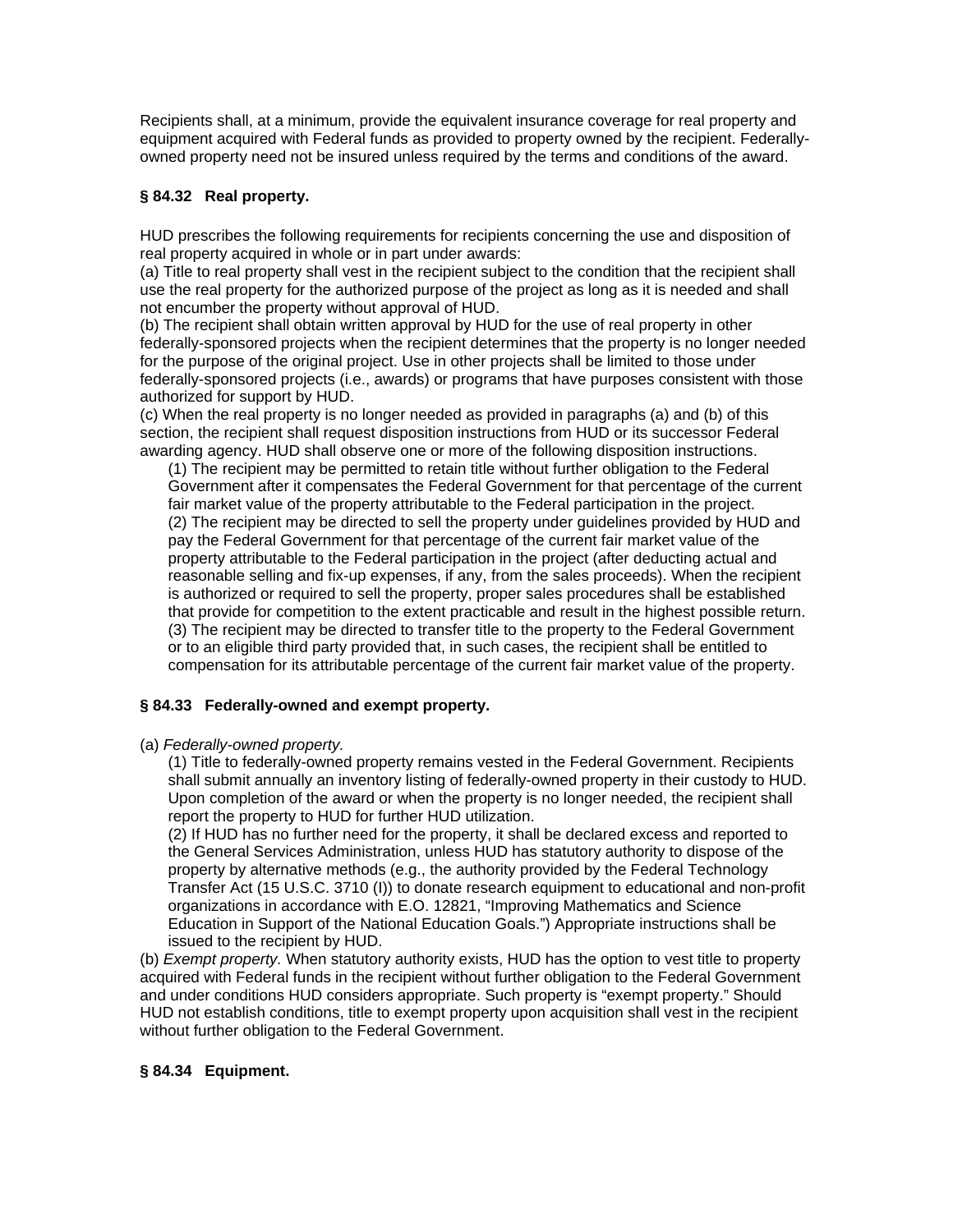Recipients shall, at a minimum, provide the equivalent insurance coverage for real property and equipment acquired with Federal funds as provided to property owned by the recipient. Federally-owned property need not be insured unless required by the terms and conditions of the award.

### § 84.32 Real property.

HUD prescribes the following requirements for recipients concerning the use and disposition of real property acquired in whole or in part under awards:

(a) Title to real property shall vest in the recipient subject to the condition that the recipient shall use the real property for the authorized purpose of the project as long as it is needed and shall not encumber the property without approval of HUD.

(b) The recipient shall obtain written approval by HUD for the use of real property in other federally-sponsored projects when the recipient determines that the property is no longer needed for the purpose of the original project. Use in other projects shall be limited to those under federally-sponsored projects (i.e., awards) or programs that have purposes consistent with those authorized for support by HUD.

(c) When the real property is no longer needed as provided in paragraphs (a) and (b) of this section, the recipient shall request disposition instructions from HUD or its successor Federal awarding agency. HUD shall observe one or more of the following disposition instructions.

(1) The recipient may be permitted to retain title without further obligation to the Federal Government after it compensates the Federal Government for that percentage of the current fair market value of the property attributable to the Federal participation in the project.

(2) The recipient may be directed to sell the property under guidelines provided by HUD and pay the Federal Government for that percentage of the current fair market value of the property attributable to the Federal participation in the project (after deducting actual and reasonable selling and fix-up expenses, if any, from the sales proceeds). When the recipient is authorized or required to sell the property, proper sales procedures shall be established that provide for competition to the extent practicable and result in the highest possible return.

(3) The recipient may be directed to transfer title to the property to the Federal Government or to an eligible third party provided that, in such cases, the recipient shall be entitled to compensation for its attributable percentage of the current fair market value of the property.

### § 84.33 Federally-owned and exempt property.

(a) *Federally-owned property.*

(1) Title to federally-owned property remains vested in the Federal Government. Recipients shall submit annually an inventory listing of federally-owned property in their custody to HUD. Upon completion of the award or when the property is no longer needed, the recipient shall report the property to HUD for further HUD utilization.

(2) If HUD has no further need for the property, it shall be declared excess and reported to the General Services Administration, unless HUD has statutory authority to dispose of the property by alternative methods (e.g., the authority provided by the Federal Technology Transfer Act (15 U.S.C. 3710 (I)) to donate research equipment to educational and non-profit organizations in accordance with E.O. 12821, "Improving Mathematics and Science Education in Support of the National Education Goals.") Appropriate instructions shall be issued to the recipient by HUD.

(b) *Exempt property.* When statutory authority exists, HUD has the option to vest title to property acquired with Federal funds in the recipient without further obligation to the Federal Government and under conditions HUD considers appropriate. Such property is "exempt property." Should HUD not establish conditions, title to exempt property upon acquisition shall vest in the recipient without further obligation to the Federal Government.

### § 84.34 Equipment.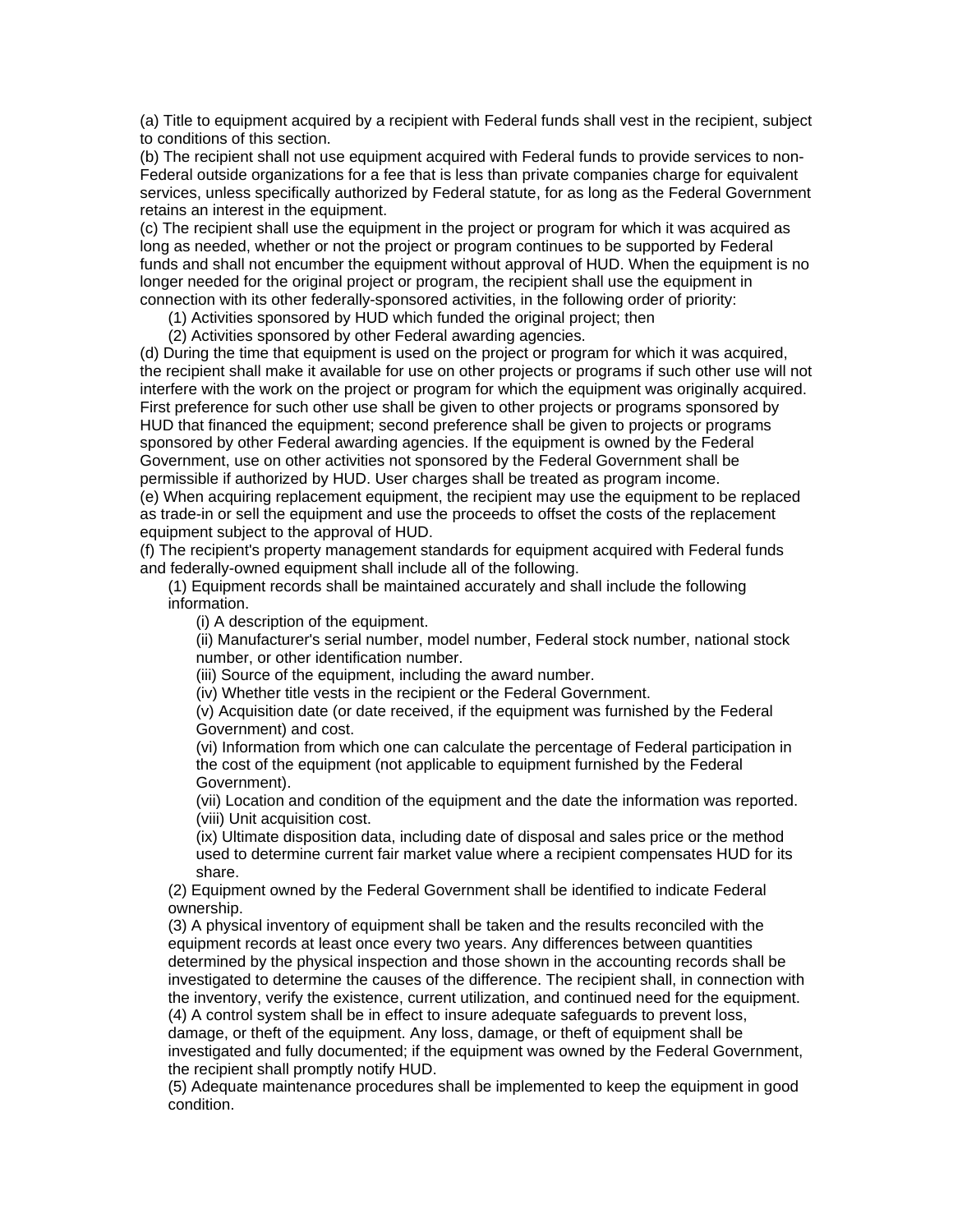(a) Title to equipment acquired by a recipient with Federal funds shall vest in the recipient, subject to conditions of this section.

(b) The recipient shall not use equipment acquired with Federal funds to provide services to non-Federal outside organizations for a fee that is less than private companies charge for equivalent services, unless specifically authorized by Federal statute, for as long as the Federal Government retains an interest in the equipment.

(c) The recipient shall use the equipment in the project or program for which it was acquired as long as needed, whether or not the project or program continues to be supported by Federal funds and shall not encumber the equipment without approval of HUD. When the equipment is no longer needed for the original project or program, the recipient shall use the equipment in connection with its other federally-sponsored activities, in the following order of priority:

- (1) Activities sponsored by HUD which funded the original project; then
- (2) Activities sponsored by other Federal awarding agencies.

(d) During the time that equipment is used on the project or program for which it was acquired, the recipient shall make it available for use on other projects or programs if such other use will not interfere with the work on the project or program for which the equipment was originally acquired. First preference for such other use shall be given to other projects or programs sponsored by HUD that financed the equipment; second preference shall be given to projects or programs sponsored by other Federal awarding agencies. If the equipment is owned by the Federal Government, use on other activities not sponsored by the Federal Government shall be permissible if authorized by HUD. User charges shall be treated as program income.

(e) When acquiring replacement equipment, the recipient may use the equipment to be replaced as trade-in or sell the equipment and use the proceeds to offset the costs of the replacement equipment subject to the approval of HUD.

(f) The recipient's property management standards for equipment acquired with Federal funds and federally-owned equipment shall include all of the following.

- (1) Equipment records shall be maintained accurately and shall include the following information.
  - (i) A description of the equipment.
  - (ii) Manufacturer's serial number, model number, Federal stock number, national stock number, or other identification number.
  - (iii) Source of the equipment, including the award number.
  - (iv) Whether title vests in the recipient or the Federal Government.
  - (v) Acquisition date (or date received, if the equipment was furnished by the Federal Government) and cost.
  - (vi) Information from which one can calculate the percentage of Federal participation in the cost of the equipment (not applicable to equipment furnished by the Federal Government).
  - (vii) Location and condition of the equipment and the date the information was reported.
  - (viii) Unit acquisition cost.
  - (ix) Ultimate disposition data, including date of disposal and sales price or the method used to determine current fair market value where a recipient compensates HUD for its share.
- (2) Equipment owned by the Federal Government shall be identified to indicate Federal ownership.
- (3) A physical inventory of equipment shall be taken and the results reconciled with the equipment records at least once every two years. Any differences between quantities determined by the physical inspection and those shown in the accounting records shall be investigated to determine the causes of the difference. The recipient shall, in connection with the inventory, verify the existence, current utilization, and continued need for the equipment.
- (4) A control system shall be in effect to insure adequate safeguards to prevent loss, damage, or theft of the equipment. Any loss, damage, or theft of equipment shall be investigated and fully documented; if the equipment was owned by the Federal Government, the recipient shall promptly notify HUD.
- (5) Adequate maintenance procedures shall be implemented to keep the equipment in good condition.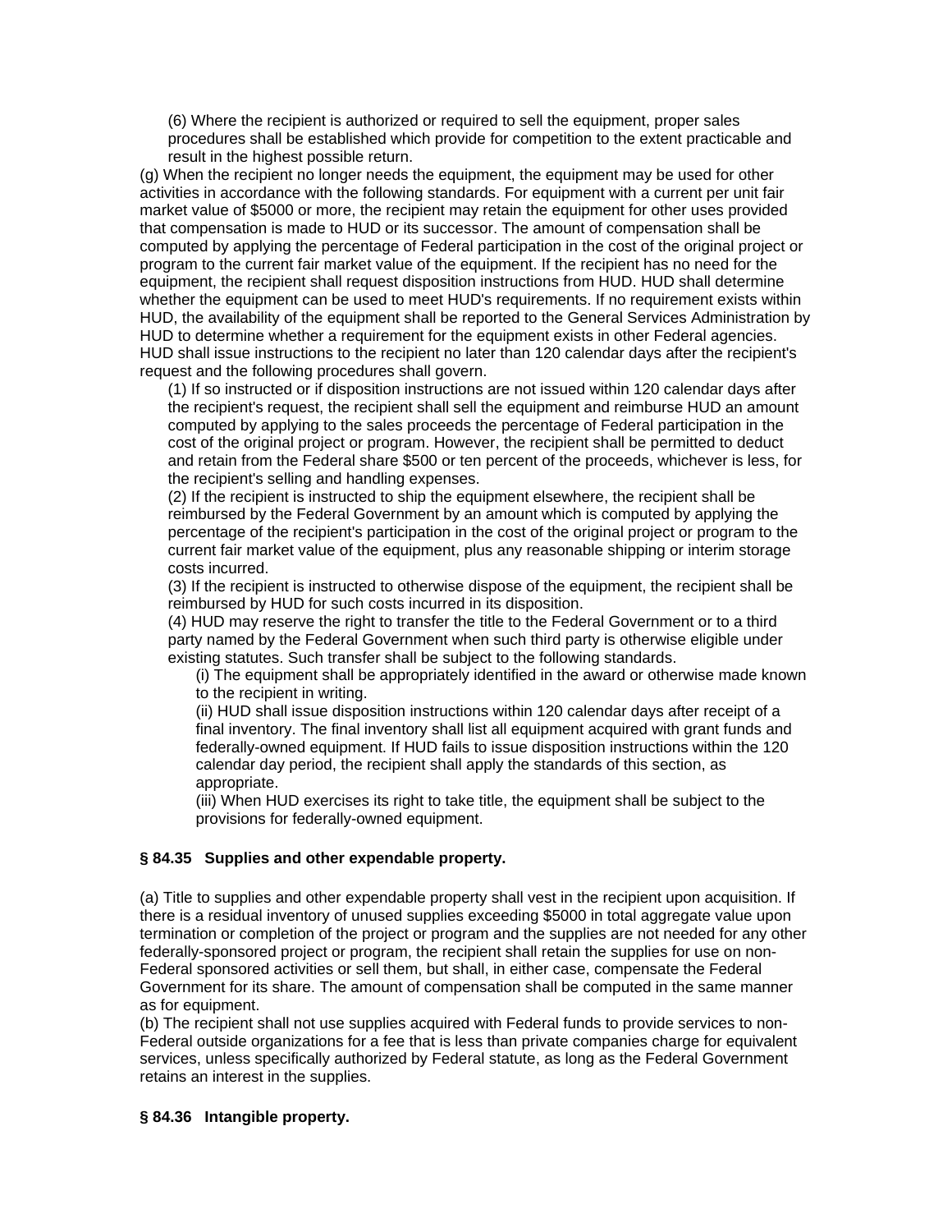(6) Where the recipient is authorized or required to sell the equipment, proper sales procedures shall be established which provide for competition to the extent practicable and result in the highest possible return.

(g) When the recipient no longer needs the equipment, the equipment may be used for other activities in accordance with the following standards. For equipment with a current per unit fair market value of $5000 or more, the recipient may retain the equipment for other uses provided that compensation is made to HUD or its successor. The amount of compensation shall be computed by applying the percentage of Federal participation in the cost of the original project or program to the current fair market value of the equipment. If the recipient has no need for the equipment, the recipient shall request disposition instructions from HUD. HUD shall determine whether the equipment can be used to meet HUD's requirements. If no requirement exists within HUD, the availability of the equipment shall be reported to the General Services Administration by HUD to determine whether a requirement for the equipment exists in other Federal agencies. HUD shall issue instructions to the recipient no later than 120 calendar days after the recipient's request and the following procedures shall govern.

(1) If so instructed or if disposition instructions are not issued within 120 calendar days after the recipient's request, the recipient shall sell the equipment and reimburse HUD an amount computed by applying to the sales proceeds the percentage of Federal participation in the cost of the original project or program. However, the recipient shall be permitted to deduct and retain from the Federal share $500 or ten percent of the proceeds, whichever is less, for the recipient's selling and handling expenses.

(2) If the recipient is instructed to ship the equipment elsewhere, the recipient shall be reimbursed by the Federal Government by an amount which is computed by applying the percentage of the recipient's participation in the cost of the original project or program to the current fair market value of the equipment, plus any reasonable shipping or interim storage costs incurred.

(3) If the recipient is instructed to otherwise dispose of the equipment, the recipient shall be reimbursed by HUD for such costs incurred in its disposition.

(4) HUD may reserve the right to transfer the title to the Federal Government or to a third party named by the Federal Government when such third party is otherwise eligible under existing statutes. Such transfer shall be subject to the following standards.

(i) The equipment shall be appropriately identified in the award or otherwise made known to the recipient in writing.

(ii) HUD shall issue disposition instructions within 120 calendar days after receipt of a final inventory. The final inventory shall list all equipment acquired with grant funds and federally-owned equipment. If HUD fails to issue disposition instructions within the 120 calendar day period, the recipient shall apply the standards of this section, as appropriate.

(iii) When HUD exercises its right to take title, the equipment shall be subject to the provisions for federally-owned equipment.

### § 84.35 Supplies and other expendable property.

(a) Title to supplies and other expendable property shall vest in the recipient upon acquisition. If there is a residual inventory of unused supplies exceeding $5000 in total aggregate value upon termination or completion of the project or program and the supplies are not needed for any other federally-sponsored project or program, the recipient shall retain the supplies for use on non-Federal sponsored activities or sell them, but shall, in either case, compensate the Federal Government for its share. The amount of compensation shall be computed in the same manner as for equipment.

(b) The recipient shall not use supplies acquired with Federal funds to provide services to non-Federal outside organizations for a fee that is less than private companies charge for equivalent services, unless specifically authorized by Federal statute, as long as the Federal Government retains an interest in the supplies.

### § 84.36 Intangible property.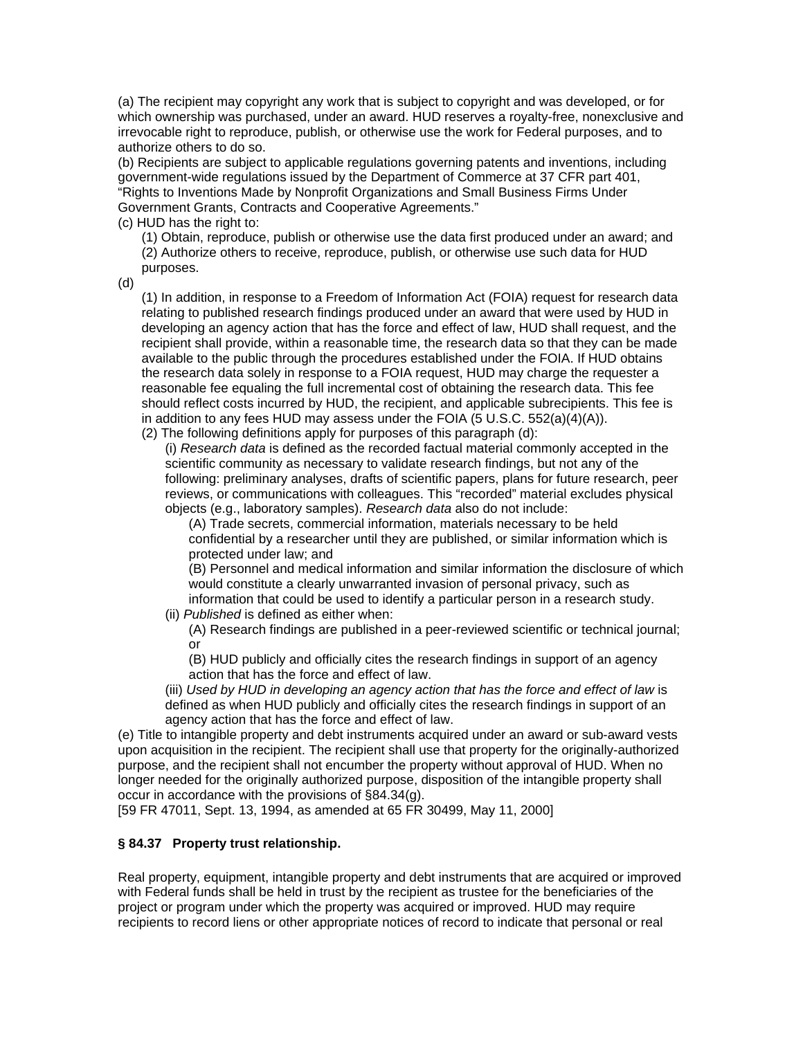(a) The recipient may copyright any work that is subject to copyright and was developed, or for which ownership was purchased, under an award. HUD reserves a royalty-free, nonexclusive and irrevocable right to reproduce, publish, or otherwise use the work for Federal purposes, and to authorize others to do so.

(b) Recipients are subject to applicable regulations governing patents and inventions, including government-wide regulations issued by the Department of Commerce at 37 CFR part 401, "Rights to Inventions Made by Nonprofit Organizations and Small Business Firms Under Government Grants, Contracts and Cooperative Agreements."

(c) HUD has the right to:

(1) Obtain, reproduce, publish or otherwise use the data first produced under an award; and

(2) Authorize others to receive, reproduce, publish, or otherwise use such data for HUD purposes.

(d)

(1) In addition, in response to a Freedom of Information Act (FOIA) request for research data relating to published research findings produced under an award that were used by HUD in developing an agency action that has the force and effect of law, HUD shall request, and the recipient shall provide, within a reasonable time, the research data so that they can be made available to the public through the procedures established under the FOIA. If HUD obtains the research data solely in response to a FOIA request, HUD may charge the requester a reasonable fee equaling the full incremental cost of obtaining the research data. This fee should reflect costs incurred by HUD, the recipient, and applicable subrecipients. This fee is in addition to any fees HUD may assess under the FOIA (5 U.S.C. 552(a)(4)(A)).

(2) The following definitions apply for purposes of this paragraph (d):

(i) *Research data* is defined as the recorded factual material commonly accepted in the scientific community as necessary to validate research findings, but not any of the following: preliminary analyses, drafts of scientific papers, plans for future research, peer reviews, or communications with colleagues. This "recorded" material excludes physical objects (e.g., laboratory samples). *Research data* also do not include:

(A) Trade secrets, commercial information, materials necessary to be held confidential by a researcher until they are published, or similar information which is protected under law; and

(B) Personnel and medical information and similar information the disclosure of which would constitute a clearly unwarranted invasion of personal privacy, such as information that could be used to identify a particular person in a research study.

(ii) *Published* is defined as either when:

(A) Research findings are published in a peer-reviewed scientific or technical journal; or

(B) HUD publicly and officially cites the research findings in support of an agency action that has the force and effect of law.

(iii) *Used by HUD in developing an agency action that has the force and effect of law* is defined as when HUD publicly and officially cites the research findings in support of an agency action that has the force and effect of law.

(e) Title to intangible property and debt instruments acquired under an award or sub-award vests upon acquisition in the recipient. The recipient shall use that property for the originally-authorized purpose, and the recipient shall not encumber the property without approval of HUD. When no longer needed for the originally authorized purpose, disposition of the intangible property shall occur in accordance with the provisions of §84.34(g).

[59 FR 47011, Sept. 13, 1994, as amended at 65 FR 30499, May 11, 2000]

### § 84.37 Property trust relationship.

Real property, equipment, intangible property and debt instruments that are acquired or improved with Federal funds shall be held in trust by the recipient as trustee for the beneficiaries of the project or program under which the property was acquired or improved. HUD may require recipients to record liens or other appropriate notices of record to indicate that personal or real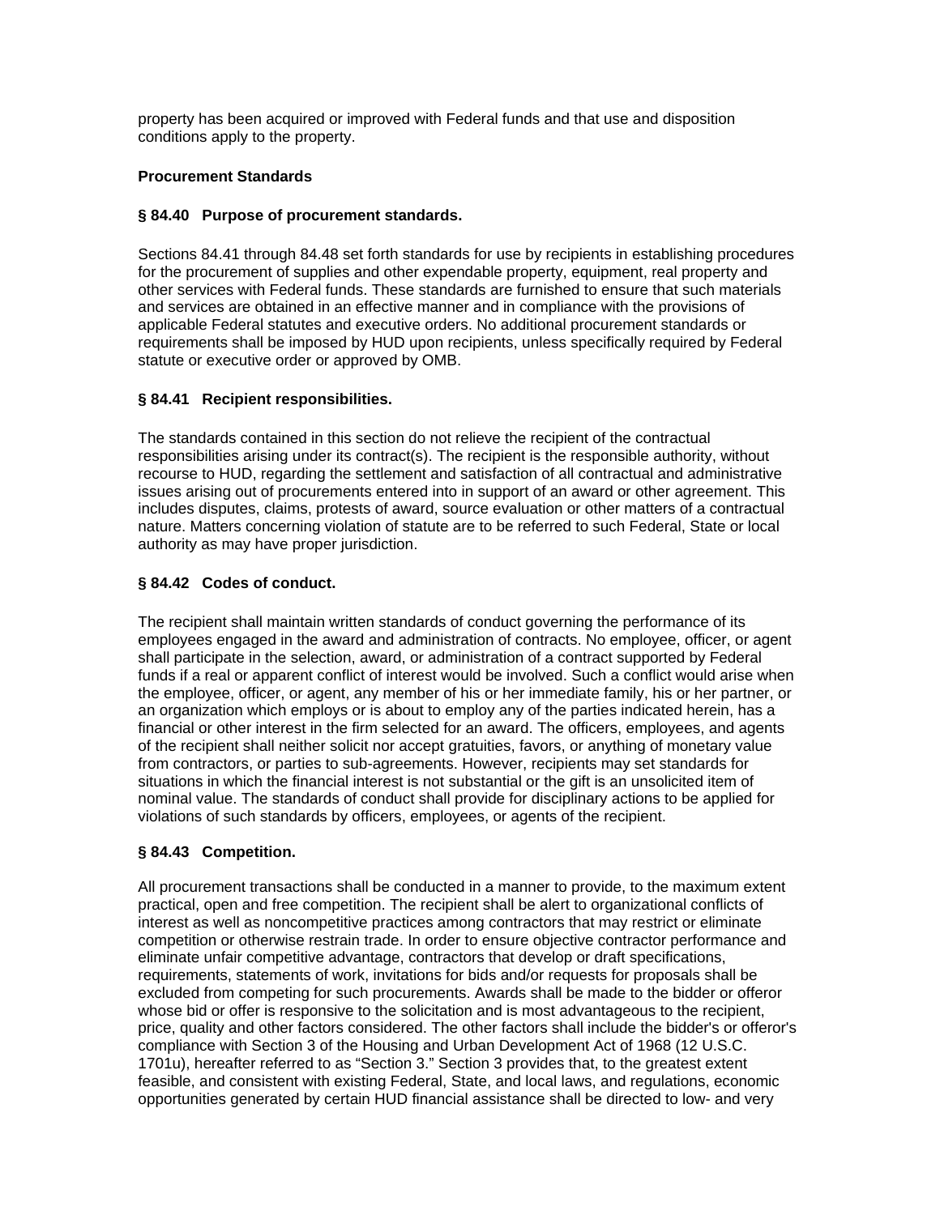property has been acquired or improved with Federal funds and that use and disposition conditions apply to the property.

**Procurement Standards**

**§ 84.40 Purpose of procurement standards.**

Sections 84.41 through 84.48 set forth standards for use by recipients in establishing procedures for the procurement of supplies and other expendable property, equipment, real property and other services with Federal funds. These standards are furnished to ensure that such materials and services are obtained in an effective manner and in compliance with the provisions of applicable Federal statutes and executive orders. No additional procurement standards or requirements shall be imposed by HUD upon recipients, unless specifically required by Federal statute or executive order or approved by OMB.

**§ 84.41 Recipient responsibilities.**

The standards contained in this section do not relieve the recipient of the contractual responsibilities arising under its contract(s). The recipient is the responsible authority, without recourse to HUD, regarding the settlement and satisfaction of all contractual and administrative issues arising out of procurements entered into in support of an award or other agreement. This includes disputes, claims, protests of award, source evaluation or other matters of a contractual nature. Matters concerning violation of statute are to be referred to such Federal, State or local authority as may have proper jurisdiction.

**§ 84.42 Codes of conduct.**

The recipient shall maintain written standards of conduct governing the performance of its employees engaged in the award and administration of contracts. No employee, officer, or agent shall participate in the selection, award, or administration of a contract supported by Federal funds if a real or apparent conflict of interest would be involved. Such a conflict would arise when the employee, officer, or agent, any member of his or her immediate family, his or her partner, or an organization which employs or is about to employ any of the parties indicated herein, has a financial or other interest in the firm selected for an award. The officers, employees, and agents of the recipient shall neither solicit nor accept gratuities, favors, or anything of monetary value from contractors, or parties to sub-agreements. However, recipients may set standards for situations in which the financial interest is not substantial or the gift is an unsolicited item of nominal value. The standards of conduct shall provide for disciplinary actions to be applied for violations of such standards by officers, employees, or agents of the recipient.

**§ 84.43 Competition.**

All procurement transactions shall be conducted in a manner to provide, to the maximum extent practical, open and free competition. The recipient shall be alert to organizational conflicts of interest as well as noncompetitive practices among contractors that may restrict or eliminate competition or otherwise restrain trade. In order to ensure objective contractor performance and eliminate unfair competitive advantage, contractors that develop or draft specifications, requirements, statements of work, invitations for bids and/or requests for proposals shall be excluded from competing for such procurements. Awards shall be made to the bidder or offeror whose bid or offer is responsive to the solicitation and is most advantageous to the recipient, price, quality and other factors considered. The other factors shall include the bidder's or offeror's compliance with Section 3 of the Housing and Urban Development Act of 1968 (12 U.S.C. 1701u), hereafter referred to as "Section 3." Section 3 provides that, to the greatest extent feasible, and consistent with existing Federal, State, and local laws, and regulations, economic opportunities generated by certain HUD financial assistance shall be directed to low- and very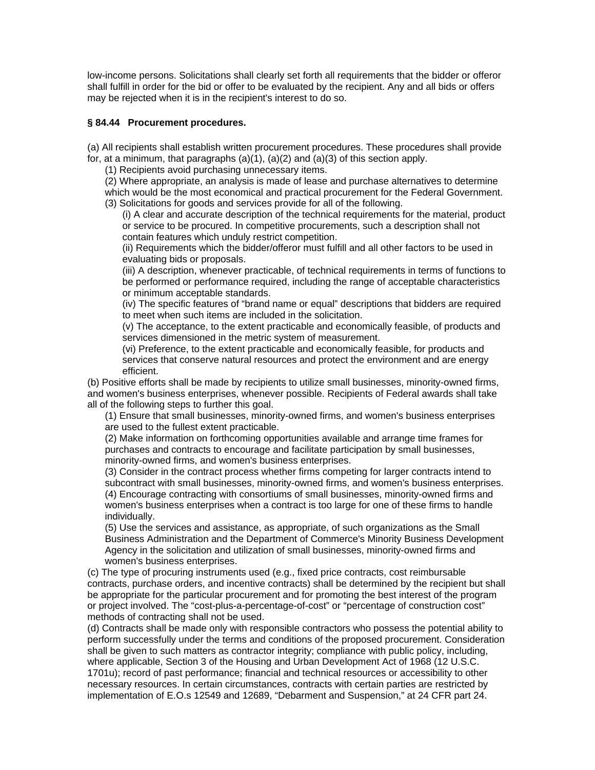low-income persons. Solicitations shall clearly set forth all requirements that the bidder or offeror shall fulfill in order for the bid or offer to be evaluated by the recipient. Any and all bids or offers may be rejected when it is in the recipient's interest to do so.

**§ 84.44 Procurement procedures.**

(a) All recipients shall establish written procurement procedures. These procedures shall provide for, at a minimum, that paragraphs (a)(1), (a)(2) and (a)(3) of this section apply.

(1) Recipients avoid purchasing unnecessary items.

(2) Where appropriate, an analysis is made of lease and purchase alternatives to determine which would be the most economical and practical procurement for the Federal Government.

(3) Solicitations for goods and services provide for all of the following.

(i) A clear and accurate description of the technical requirements for the material, product or service to be procured. In competitive procurements, such a description shall not contain features which unduly restrict competition.

(ii) Requirements which the bidder/offeror must fulfill and all other factors to be used in evaluating bids or proposals.

(iii) A description, whenever practicable, of technical requirements in terms of functions to be performed or performance required, including the range of acceptable characteristics or minimum acceptable standards.

(iv) The specific features of "brand name or equal" descriptions that bidders are required to meet when such items are included in the solicitation.

(v) The acceptance, to the extent practicable and economically feasible, of products and services dimensioned in the metric system of measurement.

(vi) Preference, to the extent practicable and economically feasible, for products and services that conserve natural resources and protect the environment and are energy efficient.

(b) Positive efforts shall be made by recipients to utilize small businesses, minority-owned firms, and women's business enterprises, whenever possible. Recipients of Federal awards shall take all of the following steps to further this goal.

(1) Ensure that small businesses, minority-owned firms, and women's business enterprises are used to the fullest extent practicable.

(2) Make information on forthcoming opportunities available and arrange time frames for purchases and contracts to encourage and facilitate participation by small businesses, minority-owned firms, and women's business enterprises.

(3) Consider in the contract process whether firms competing for larger contracts intend to subcontract with small businesses, minority-owned firms, and women's business enterprises.

(4) Encourage contracting with consortiums of small businesses, minority-owned firms and women's business enterprises when a contract is too large for one of these firms to handle individually.

(5) Use the services and assistance, as appropriate, of such organizations as the Small Business Administration and the Department of Commerce's Minority Business Development Agency in the solicitation and utilization of small businesses, minority-owned firms and women's business enterprises.

(c) The type of procuring instruments used (e.g., fixed price contracts, cost reimbursable contracts, purchase orders, and incentive contracts) shall be determined by the recipient but shall be appropriate for the particular procurement and for promoting the best interest of the program or project involved. The "cost-plus-a-percentage-of-cost" or "percentage of construction cost" methods of contracting shall not be used.

(d) Contracts shall be made only with responsible contractors who possess the potential ability to perform successfully under the terms and conditions of the proposed procurement. Consideration shall be given to such matters as contractor integrity; compliance with public policy, including, where applicable, Section 3 of the Housing and Urban Development Act of 1968 (12 U.S.C. 1701u); record of past performance; financial and technical resources or accessibility to other necessary resources. In certain circumstances, contracts with certain parties are restricted by implementation of E.O.s 12549 and 12689, "Debarment and Suspension," at 24 CFR part 24.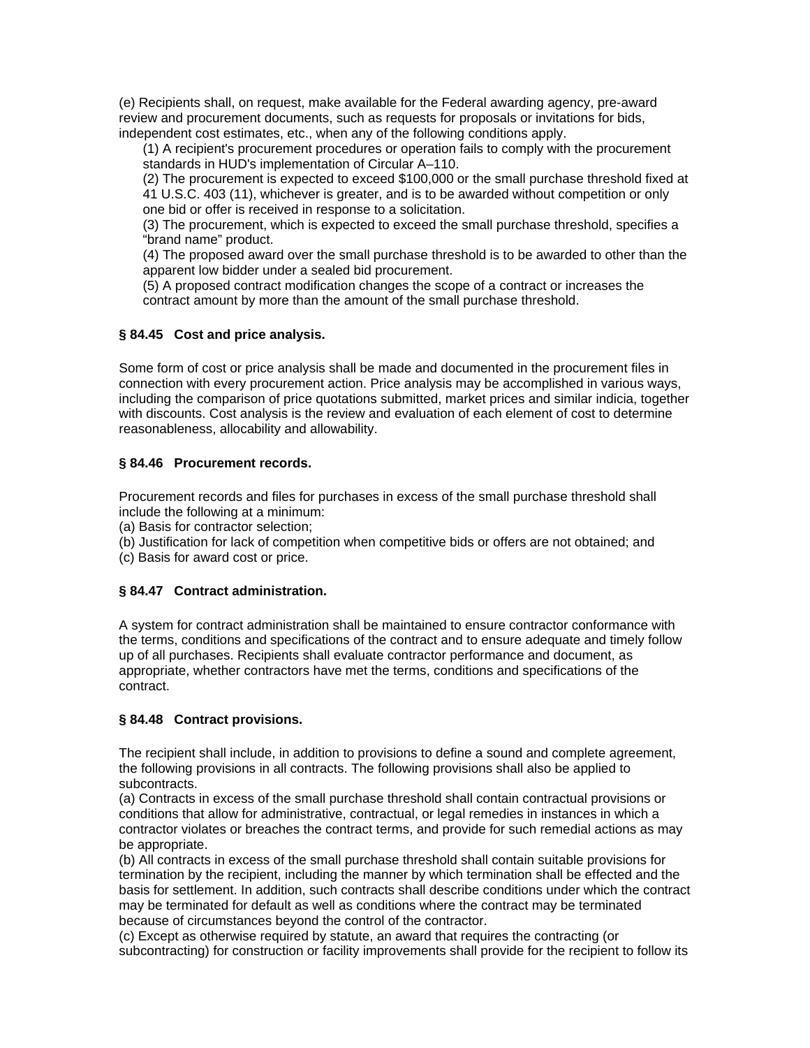(e) Recipients shall, on request, make available for the Federal awarding agency, pre-award review and procurement documents, such as requests for proposals or invitations for bids, independent cost estimates, etc., when any of the following conditions apply.

(1) A recipient's procurement procedures or operation fails to comply with the procurement standards in HUD's implementation of Circular A–110.

(2) The procurement is expected to exceed $100,000 or the small purchase threshold fixed at 41 U.S.C. 403 (11), whichever is greater, and is to be awarded without competition or only one bid or offer is received in response to a solicitation.

(3) The procurement, which is expected to exceed the small purchase threshold, specifies a "brand name" product.

(4) The proposed award over the small purchase threshold is to be awarded to other than the apparent low bidder under a sealed bid procurement.

(5) A proposed contract modification changes the scope of a contract or increases the contract amount by more than the amount of the small purchase threshold.

### § 84.45 Cost and price analysis.

Some form of cost or price analysis shall be made and documented in the procurement files in connection with every procurement action. Price analysis may be accomplished in various ways, including the comparison of price quotations submitted, market prices and similar indicia, together with discounts. Cost analysis is the review and evaluation of each element of cost to determine reasonableness, allocability and allowability.

### § 84.46 Procurement records.

Procurement records and files for purchases in excess of the small purchase threshold shall include the following at a minimum:

(a) Basis for contractor selection;

(b) Justification for lack of competition when competitive bids or offers are not obtained; and

(c) Basis for award cost or price.

### § 84.47 Contract administration.

A system for contract administration shall be maintained to ensure contractor conformance with the terms, conditions and specifications of the contract and to ensure adequate and timely follow up of all purchases. Recipients shall evaluate contractor performance and document, as appropriate, whether contractors have met the terms, conditions and specifications of the contract.

### § 84.48 Contract provisions.

The recipient shall include, in addition to provisions to define a sound and complete agreement, the following provisions in all contracts. The following provisions shall also be applied to subcontracts.

(a) Contracts in excess of the small purchase threshold shall contain contractual provisions or conditions that allow for administrative, contractual, or legal remedies in instances in which a contractor violates or breaches the contract terms, and provide for such remedial actions as may be appropriate.

(b) All contracts in excess of the small purchase threshold shall contain suitable provisions for termination by the recipient, including the manner by which termination shall be effected and the basis for settlement. In addition, such contracts shall describe conditions under which the contract may be terminated for default as well as conditions where the contract may be terminated because of circumstances beyond the control of the contractor.

(c) Except as otherwise required by statute, an award that requires the contracting (or subcontracting) for construction or facility improvements shall provide for the recipient to follow its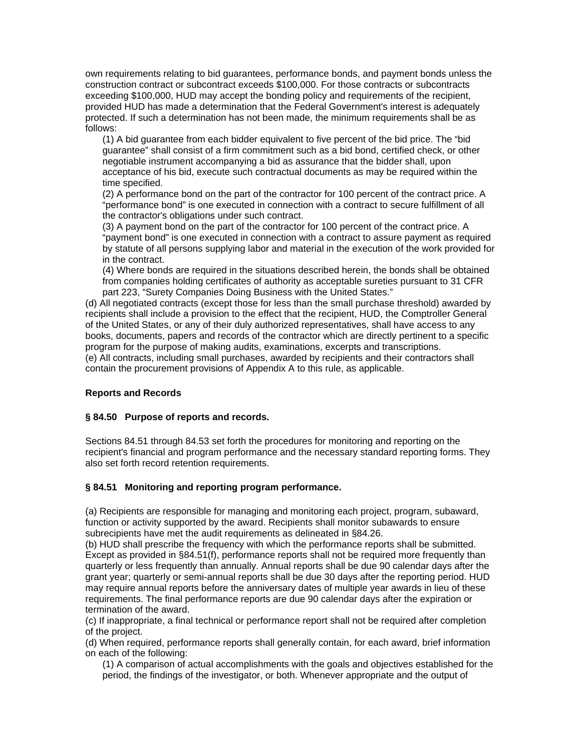own requirements relating to bid guarantees, performance bonds, and payment bonds unless the construction contract or subcontract exceeds $100,000. For those contracts or subcontracts exceeding $100,000, HUD may accept the bonding policy and requirements of the recipient, provided HUD has made a determination that the Federal Government's interest is adequately protected. If such a determination has not been made, the minimum requirements shall be as follows:

(1) A bid guarantee from each bidder equivalent to five percent of the bid price. The “bid guarantee” shall consist of a firm commitment such as a bid bond, certified check, or other negotiable instrument accompanying a bid as assurance that the bidder shall, upon acceptance of his bid, execute such contractual documents as may be required within the time specified.

(2) A performance bond on the part of the contractor for 100 percent of the contract price. A “performance bond” is one executed in connection with a contract to secure fulfillment of all the contractor's obligations under such contract.

(3) A payment bond on the part of the contractor for 100 percent of the contract price. A “payment bond” is one executed in connection with a contract to assure payment as required by statute of all persons supplying labor and material in the execution of the work provided for in the contract.

(4) Where bonds are required in the situations described herein, the bonds shall be obtained from companies holding certificates of authority as acceptable sureties pursuant to 31 CFR part 223, “Surety Companies Doing Business with the United States.”

(d) All negotiated contracts (except those for less than the small purchase threshold) awarded by recipients shall include a provision to the effect that the recipient, HUD, the Comptroller General of the United States, or any of their duly authorized representatives, shall have access to any books, documents, papers and records of the contractor which are directly pertinent to a specific program for the purpose of making audits, examinations, excerpts and transcriptions.

(e) All contracts, including small purchases, awarded by recipients and their contractors shall contain the procurement provisions of Appendix A to this rule, as applicable.

**Reports and Records**

**§ 84.50 Purpose of reports and records.**

Sections 84.51 through 84.53 set forth the procedures for monitoring and reporting on the recipient's financial and program performance and the necessary standard reporting forms. They also set forth record retention requirements.

**§ 84.51 Monitoring and reporting program performance.**

(a) Recipients are responsible for managing and monitoring each project, program, subaward, function or activity supported by the award. Recipients shall monitor subawards to ensure subrecipients have met the audit requirements as delineated in §84.26.

(b) HUD shall prescribe the frequency with which the performance reports shall be submitted. Except as provided in §84.51(f), performance reports shall not be required more frequently than quarterly or less frequently than annually. Annual reports shall be due 90 calendar days after the grant year; quarterly or semi-annual reports shall be due 30 days after the reporting period. HUD may require annual reports before the anniversary dates of multiple year awards in lieu of these requirements. The final performance reports are due 90 calendar days after the expiration or termination of the award.

(c) If inappropriate, a final technical or performance report shall not be required after completion of the project.

(d) When required, performance reports shall generally contain, for each award, brief information on each of the following:

(1) A comparison of actual accomplishments with the goals and objectives established for the period, the findings of the investigator, or both. Whenever appropriate and the output of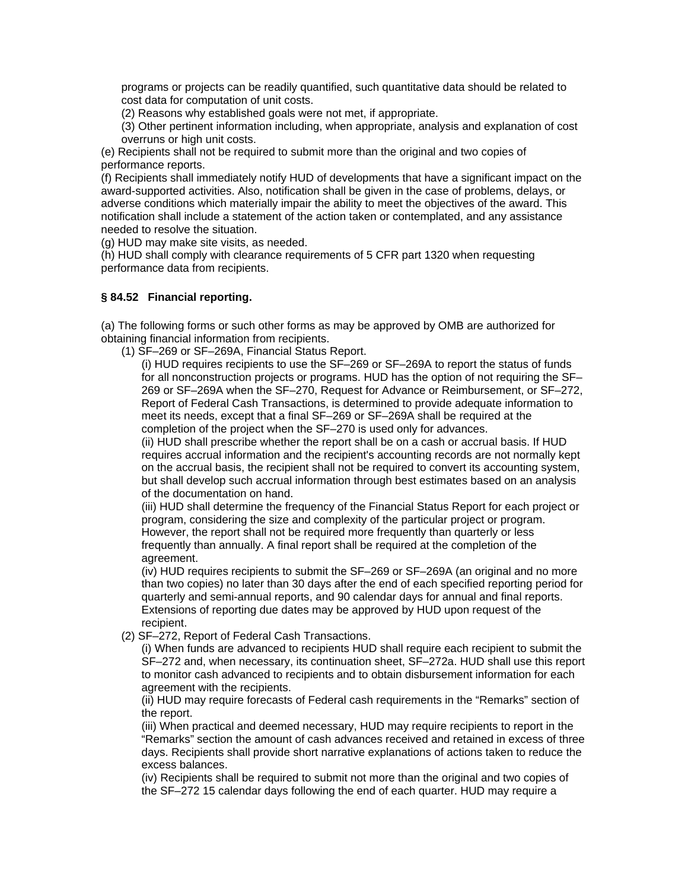programs or projects can be readily quantified, such quantitative data should be related to cost data for computation of unit costs.

(2) Reasons why established goals were not met, if appropriate.

(3) Other pertinent information including, when appropriate, analysis and explanation of cost overruns or high unit costs.

(e) Recipients shall not be required to submit more than the original and two copies of performance reports.

(f) Recipients shall immediately notify HUD of developments that have a significant impact on the award-supported activities. Also, notification shall be given in the case of problems, delays, or adverse conditions which materially impair the ability to meet the objectives of the award. This notification shall include a statement of the action taken or contemplated, and any assistance needed to resolve the situation.

(g) HUD may make site visits, as needed.

(h) HUD shall comply with clearance requirements of 5 CFR part 1320 when requesting performance data from recipients.

### § 84.52 Financial reporting.

(a) The following forms or such other forms as may be approved by OMB are authorized for obtaining financial information from recipients.

(1) SF–269 or SF–269A, Financial Status Report.

(i) HUD requires recipients to use the SF–269 or SF–269A to report the status of funds for all nonconstruction projects or programs. HUD has the option of not requiring the SF–269 or SF–269A when the SF–270, Request for Advance or Reimbursement, or SF–272, Report of Federal Cash Transactions, is determined to provide adequate information to meet its needs, except that a final SF–269 or SF–269A shall be required at the completion of the project when the SF–270 is used only for advances.

(ii) HUD shall prescribe whether the report shall be on a cash or accrual basis. If HUD requires accrual information and the recipient's accounting records are not normally kept on the accrual basis, the recipient shall not be required to convert its accounting system, but shall develop such accrual information through best estimates based on an analysis of the documentation on hand.

(iii) HUD shall determine the frequency of the Financial Status Report for each project or program, considering the size and complexity of the particular project or program. However, the report shall not be required more frequently than quarterly or less frequently than annually. A final report shall be required at the completion of the agreement.

(iv) HUD requires recipients to submit the SF–269 or SF–269A (an original and no more than two copies) no later than 30 days after the end of each specified reporting period for quarterly and semi-annual reports, and 90 calendar days for annual and final reports. Extensions of reporting due dates may be approved by HUD upon request of the recipient.

(2) SF–272, Report of Federal Cash Transactions.

(i) When funds are advanced to recipients HUD shall require each recipient to submit the SF–272 and, when necessary, its continuation sheet, SF–272a. HUD shall use this report to monitor cash advanced to recipients and to obtain disbursement information for each agreement with the recipients.

(ii) HUD may require forecasts of Federal cash requirements in the "Remarks" section of the report.

(iii) When practical and deemed necessary, HUD may require recipients to report in the "Remarks" section the amount of cash advances received and retained in excess of three days. Recipients shall provide short narrative explanations of actions taken to reduce the excess balances.

(iv) Recipients shall be required to submit not more than the original and two copies of the SF–272 15 calendar days following the end of each quarter. HUD may require a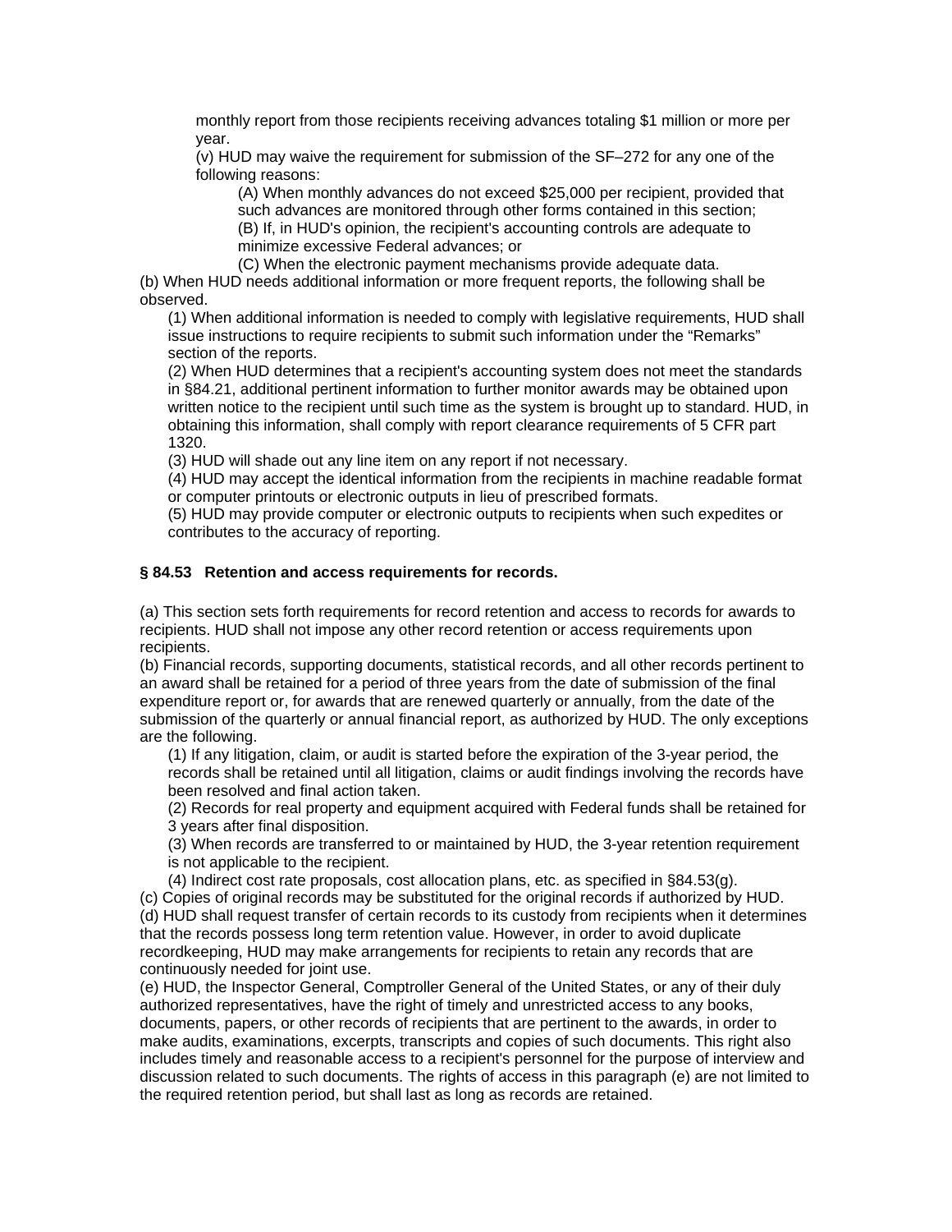monthly report from those recipients receiving advances totaling $1 million or more per year.

(v) HUD may waive the requirement for submission of the SF–272 for any one of the following reasons:

(A) When monthly advances do not exceed $25,000 per recipient, provided that such advances are monitored through other forms contained in this section;

(B) If, in HUD's opinion, the recipient's accounting controls are adequate to minimize excessive Federal advances; or

(C) When the electronic payment mechanisms provide adequate data.

(b) When HUD needs additional information or more frequent reports, the following shall be observed.

(1) When additional information is needed to comply with legislative requirements, HUD shall issue instructions to require recipients to submit such information under the "Remarks" section of the reports.

(2) When HUD determines that a recipient's accounting system does not meet the standards in §84.21, additional pertinent information to further monitor awards may be obtained upon written notice to the recipient until such time as the system is brought up to standard. HUD, in obtaining this information, shall comply with report clearance requirements of 5 CFR part 1320.

(3) HUD will shade out any line item on any report if not necessary.

(4) HUD may accept the identical information from the recipients in machine readable format or computer printouts or electronic outputs in lieu of prescribed formats.

(5) HUD may provide computer or electronic outputs to recipients when such expedites or contributes to the accuracy of reporting.

### § 84.53 Retention and access requirements for records.

(a) This section sets forth requirements for record retention and access to records for awards to recipients. HUD shall not impose any other record retention or access requirements upon recipients.

(b) Financial records, supporting documents, statistical records, and all other records pertinent to an award shall be retained for a period of three years from the date of submission of the final expenditure report or, for awards that are renewed quarterly or annually, from the date of the submission of the quarterly or annual financial report, as authorized by HUD. The only exceptions are the following.

(1) If any litigation, claim, or audit is started before the expiration of the 3-year period, the records shall be retained until all litigation, claims or audit findings involving the records have been resolved and final action taken.

(2) Records for real property and equipment acquired with Federal funds shall be retained for 3 years after final disposition.

(3) When records are transferred to or maintained by HUD, the 3-year retention requirement is not applicable to the recipient.

(4) Indirect cost rate proposals, cost allocation plans, etc. as specified in §84.53(g).

(c) Copies of original records may be substituted for the original records if authorized by HUD.

(d) HUD shall request transfer of certain records to its custody from recipients when it determines that the records possess long term retention value. However, in order to avoid duplicate recordkeeping, HUD may make arrangements for recipients to retain any records that are continuously needed for joint use.

(e) HUD, the Inspector General, Comptroller General of the United States, or any of their duly authorized representatives, have the right of timely and unrestricted access to any books, documents, papers, or other records of recipients that are pertinent to the awards, in order to make audits, examinations, excerpts, transcripts and copies of such documents. This right also includes timely and reasonable access to a recipient's personnel for the purpose of interview and discussion related to such documents. The rights of access in this paragraph (e) are not limited to the required retention period, but shall last as long as records are retained.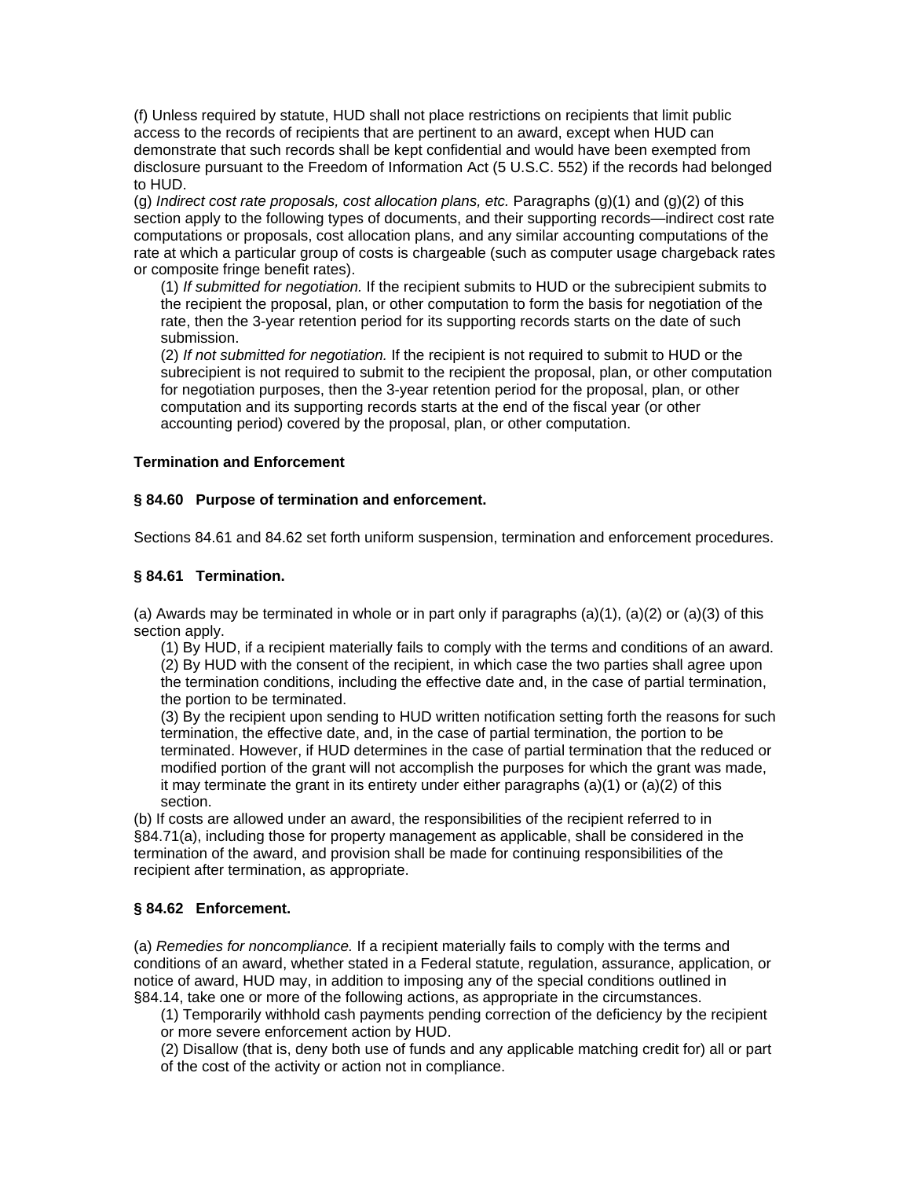(f) Unless required by statute, HUD shall not place restrictions on recipients that limit public access to the records of recipients that are pertinent to an award, except when HUD can demonstrate that such records shall be kept confidential and would have been exempted from disclosure pursuant to the Freedom of Information Act (5 U.S.C. 552) if the records had belonged to HUD.

(g) *Indirect cost rate proposals, cost allocation plans, etc.* Paragraphs (g)(1) and (g)(2) of this section apply to the following types of documents, and their supporting records—indirect cost rate computations or proposals, cost allocation plans, and any similar accounting computations of the rate at which a particular group of costs is chargeable (such as computer usage chargeback rates or composite fringe benefit rates).

(1) *If submitted for negotiation.* If the recipient submits to HUD or the subrecipient submits to the recipient the proposal, plan, or other computation to form the basis for negotiation of the rate, then the 3-year retention period for its supporting records starts on the date of such submission.

(2) *If not submitted for negotiation.* If the recipient is not required to submit to HUD or the subrecipient is not required to submit to the recipient the proposal, plan, or other computation for negotiation purposes, then the 3-year retention period for the proposal, plan, or other computation and its supporting records starts at the end of the fiscal year (or other accounting period) covered by the proposal, plan, or other computation.

**Termination and Enforcement**

**§ 84.60 Purpose of termination and enforcement.**

Sections 84.61 and 84.62 set forth uniform suspension, termination and enforcement procedures.

**§ 84.61 Termination.**

(a) Awards may be terminated in whole or in part only if paragraphs (a)(1), (a)(2) or (a)(3) of this section apply.

(1) By HUD, if a recipient materially fails to comply with the terms and conditions of an award.

(2) By HUD with the consent of the recipient, in which case the two parties shall agree upon the termination conditions, including the effective date and, in the case of partial termination, the portion to be terminated.

(3) By the recipient upon sending to HUD written notification setting forth the reasons for such termination, the effective date, and, in the case of partial termination, the portion to be terminated. However, if HUD determines in the case of partial termination that the reduced or modified portion of the grant will not accomplish the purposes for which the grant was made, it may terminate the grant in its entirety under either paragraphs (a)(1) or (a)(2) of this section.

(b) If costs are allowed under an award, the responsibilities of the recipient referred to in §84.71(a), including those for property management as applicable, shall be considered in the termination of the award, and provision shall be made for continuing responsibilities of the recipient after termination, as appropriate.

**§ 84.62 Enforcement.**

(a) *Remedies for noncompliance.* If a recipient materially fails to comply with the terms and conditions of an award, whether stated in a Federal statute, regulation, assurance, application, or notice of award, HUD may, in addition to imposing any of the special conditions outlined in §84.14, take one or more of the following actions, as appropriate in the circumstances.

(1) Temporarily withhold cash payments pending correction of the deficiency by the recipient or more severe enforcement action by HUD.

(2) Disallow (that is, deny both use of funds and any applicable matching credit for) all or part of the cost of the activity or action not in compliance.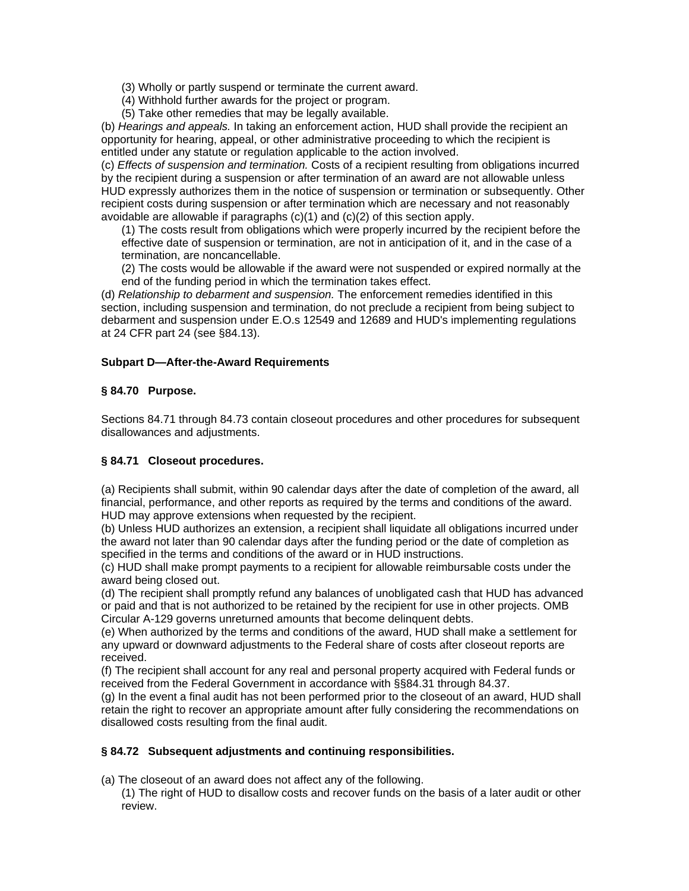(3) Wholly or partly suspend or terminate the current award.
(4) Withhold further awards for the project or program.
(5) Take other remedies that may be legally available.

(b) *Hearings and appeals.* In taking an enforcement action, HUD shall provide the recipient an opportunity for hearing, appeal, or other administrative proceeding to which the recipient is entitled under any statute or regulation applicable to the action involved.

(c) *Effects of suspension and termination.* Costs of a recipient resulting from obligations incurred by the recipient during a suspension or after termination of an award are not allowable unless HUD expressly authorizes them in the notice of suspension or termination or subsequently. Other recipient costs during suspension or after termination which are necessary and not reasonably avoidable are allowable if paragraphs (c)(1) and (c)(2) of this section apply.

(1) The costs result from obligations which were properly incurred by the recipient before the effective date of suspension or termination, are not in anticipation of it, and in the case of a termination, are noncancellable.
(2) The costs would be allowable if the award were not suspended or expired normally at the end of the funding period in which the termination takes effect.

(d) *Relationship to debarment and suspension.* The enforcement remedies identified in this section, including suspension and termination, do not preclude a recipient from being subject to debarment and suspension under E.O.s 12549 and 12689 and HUD's implementing regulations at 24 CFR part 24 (see §84.13).

**Subpart D—After-the-Award Requirements**

**§ 84.70 Purpose.**

Sections 84.71 through 84.73 contain closeout procedures and other procedures for subsequent disallowances and adjustments.

**§ 84.71 Closeout procedures.**

(a) Recipients shall submit, within 90 calendar days after the date of completion of the award, all financial, performance, and other reports as required by the terms and conditions of the award. HUD may approve extensions when requested by the recipient.

(b) Unless HUD authorizes an extension, a recipient shall liquidate all obligations incurred under the award not later than 90 calendar days after the funding period or the date of completion as specified in the terms and conditions of the award or in HUD instructions.

(c) HUD shall make prompt payments to a recipient for allowable reimbursable costs under the award being closed out.

(d) The recipient shall promptly refund any balances of unobligated cash that HUD has advanced or paid and that is not authorized to be retained by the recipient for use in other projects. OMB Circular A-129 governs unreturned amounts that become delinquent debts.

(e) When authorized by the terms and conditions of the award, HUD shall make a settlement for any upward or downward adjustments to the Federal share of costs after closeout reports are received.

(f) The recipient shall account for any real and personal property acquired with Federal funds or received from the Federal Government in accordance with §§84.31 through 84.37.

(g) In the event a final audit has not been performed prior to the closeout of an award, HUD shall retain the right to recover an appropriate amount after fully considering the recommendations on disallowed costs resulting from the final audit.

**§ 84.72 Subsequent adjustments and continuing responsibilities.**

(a) The closeout of an award does not affect any of the following.

(1) The right of HUD to disallow costs and recover funds on the basis of a later audit or other review.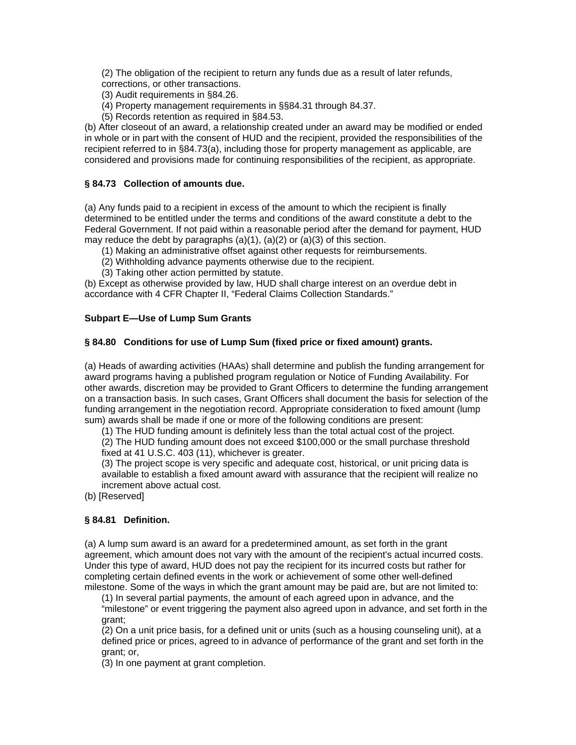(2) The obligation of the recipient to return any funds due as a result of later refunds, corrections, or other transactions.

(3) Audit requirements in §84.26.

(4) Property management requirements in §§84.31 through 84.37.

(5) Records retention as required in §84.53.

(b) After closeout of an award, a relationship created under an award may be modified or ended in whole or in part with the consent of HUD and the recipient, provided the responsibilities of the recipient referred to in §84.73(a), including those for property management as applicable, are considered and provisions made for continuing responsibilities of the recipient, as appropriate.

### § 84.73 Collection of amounts due.

(a) Any funds paid to a recipient in excess of the amount to which the recipient is finally determined to be entitled under the terms and conditions of the award constitute a debt to the Federal Government. If not paid within a reasonable period after the demand for payment, HUD may reduce the debt by paragraphs (a)(1), (a)(2) or (a)(3) of this section.

(1) Making an administrative offset against other requests for reimbursements.

(2) Withholding advance payments otherwise due to the recipient.

(3) Taking other action permitted by statute.

(b) Except as otherwise provided by law, HUD shall charge interest on an overdue debt in accordance with 4 CFR Chapter II, "Federal Claims Collection Standards."

## Subpart E—Use of Lump Sum Grants

### § 84.80 Conditions for use of Lump Sum (fixed price or fixed amount) grants.

(a) Heads of awarding activities (HAAs) shall determine and publish the funding arrangement for award programs having a published program regulation or Notice of Funding Availability. For other awards, discretion may be provided to Grant Officers to determine the funding arrangement on a transaction basis. In such cases, Grant Officers shall document the basis for selection of the funding arrangement in the negotiation record. Appropriate consideration to fixed amount (lump sum) awards shall be made if one or more of the following conditions are present:

(1) The HUD funding amount is definitely less than the total actual cost of the project.

(2) The HUD funding amount does not exceed $100,000 or the small purchase threshold fixed at 41 U.S.C. 403 (11), whichever is greater.

(3) The project scope is very specific and adequate cost, historical, or unit pricing data is available to establish a fixed amount award with assurance that the recipient will realize no increment above actual cost.

(b) [Reserved]

### § 84.81 Definition.

(a) A lump sum award is an award for a predetermined amount, as set forth in the grant agreement, which amount does not vary with the amount of the recipient's actual incurred costs. Under this type of award, HUD does not pay the recipient for its incurred costs but rather for completing certain defined events in the work or achievement of some other well-defined milestone. Some of the ways in which the grant amount may be paid are, but are not limited to:

(1) In several partial payments, the amount of each agreed upon in advance, and the "milestone" or event triggering the payment also agreed upon in advance, and set forth in the grant;

(2) On a unit price basis, for a defined unit or units (such as a housing counseling unit), at a defined price or prices, agreed to in advance of performance of the grant and set forth in the grant; or,

(3) In one payment at grant completion.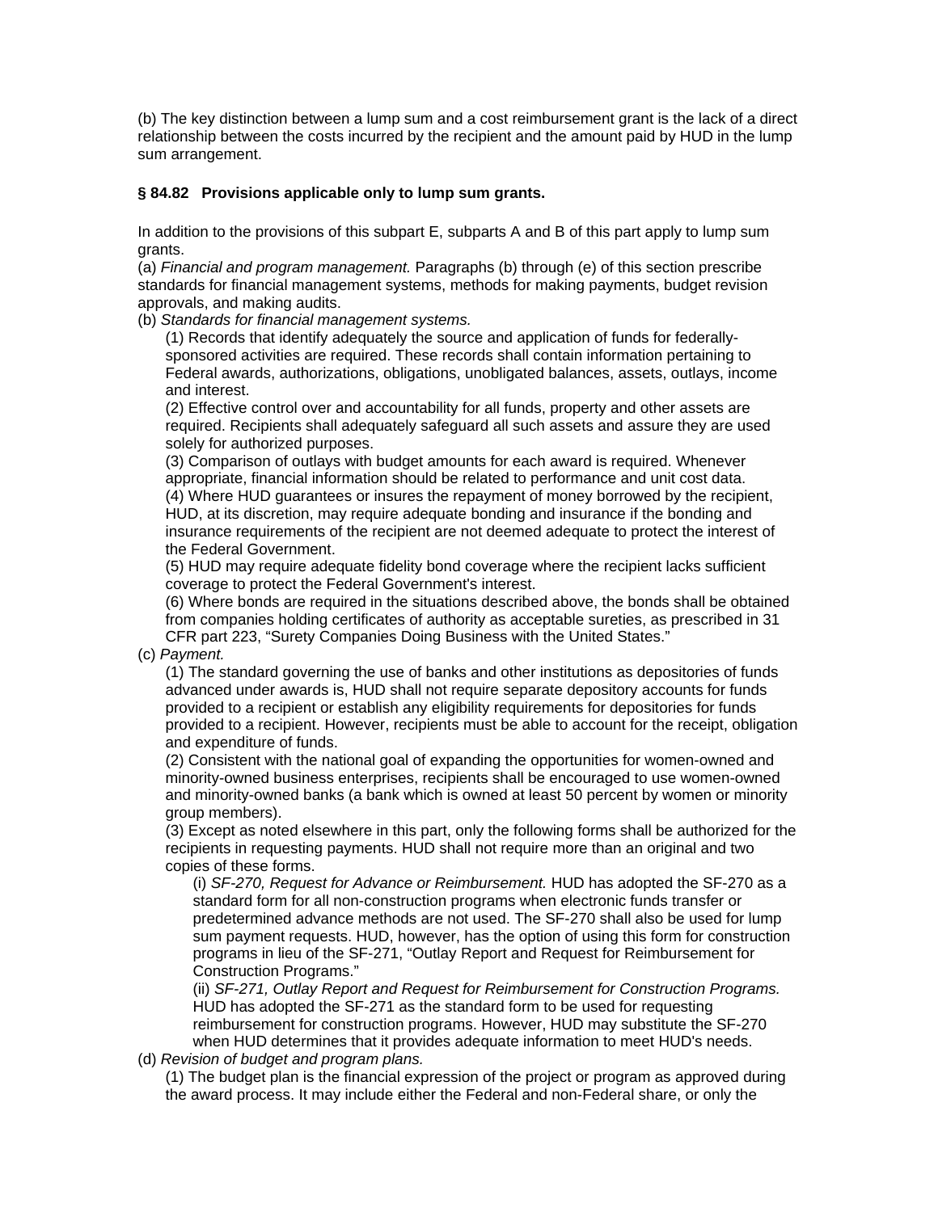(b) The key distinction between a lump sum and a cost reimbursement grant is the lack of a direct relationship between the costs incurred by the recipient and the amount paid by HUD in the lump sum arrangement.

**§ 84.82 Provisions applicable only to lump sum grants.**

In addition to the provisions of this subpart E, subparts A and B of this part apply to lump sum grants.

(a) *Financial and program management.* Paragraphs (b) through (e) of this section prescribe standards for financial management systems, methods for making payments, budget revision approvals, and making audits.

(b) *Standards for financial management systems.*

(1) Records that identify adequately the source and application of funds for federally-sponsored activities are required. These records shall contain information pertaining to Federal awards, authorizations, obligations, unobligated balances, assets, outlays, income and interest.

(2) Effective control over and accountability for all funds, property and other assets are required. Recipients shall adequately safeguard all such assets and assure they are used solely for authorized purposes.

(3) Comparison of outlays with budget amounts for each award is required. Whenever appropriate, financial information should be related to performance and unit cost data.

(4) Where HUD guarantees or insures the repayment of money borrowed by the recipient, HUD, at its discretion, may require adequate bonding and insurance if the bonding and insurance requirements of the recipient are not deemed adequate to protect the interest of the Federal Government.

(5) HUD may require adequate fidelity bond coverage where the recipient lacks sufficient coverage to protect the Federal Government's interest.

(6) Where bonds are required in the situations described above, the bonds shall be obtained from companies holding certificates of authority as acceptable sureties, as prescribed in 31 CFR part 223, "Surety Companies Doing Business with the United States."

(c) *Payment.*

(1) The standard governing the use of banks and other institutions as depositories of funds advanced under awards is, HUD shall not require separate depository accounts for funds provided to a recipient or establish any eligibility requirements for depositories for funds provided to a recipient. However, recipients must be able to account for the receipt, obligation and expenditure of funds.

(2) Consistent with the national goal of expanding the opportunities for women-owned and minority-owned business enterprises, recipients shall be encouraged to use women-owned and minority-owned banks (a bank which is owned at least 50 percent by women or minority group members).

(3) Except as noted elsewhere in this part, only the following forms shall be authorized for the recipients in requesting payments. HUD shall not require more than an original and two copies of these forms.

(i) *SF-270, Request for Advance or Reimbursement.* HUD has adopted the SF-270 as a standard form for all non-construction programs when electronic funds transfer or predetermined advance methods are not used. The SF-270 shall also be used for lump sum payment requests. HUD, however, has the option of using this form for construction programs in lieu of the SF-271, "Outlay Report and Request for Reimbursement for Construction Programs."

(ii) *SF-271, Outlay Report and Request for Reimbursement for Construction Programs.* HUD has adopted the SF-271 as the standard form to be used for requesting reimbursement for construction programs. However, HUD may substitute the SF-270 when HUD determines that it provides adequate information to meet HUD's needs.

(d) *Revision of budget and program plans.*

(1) The budget plan is the financial expression of the project or program as approved during the award process. It may include either the Federal and non-Federal share, or only the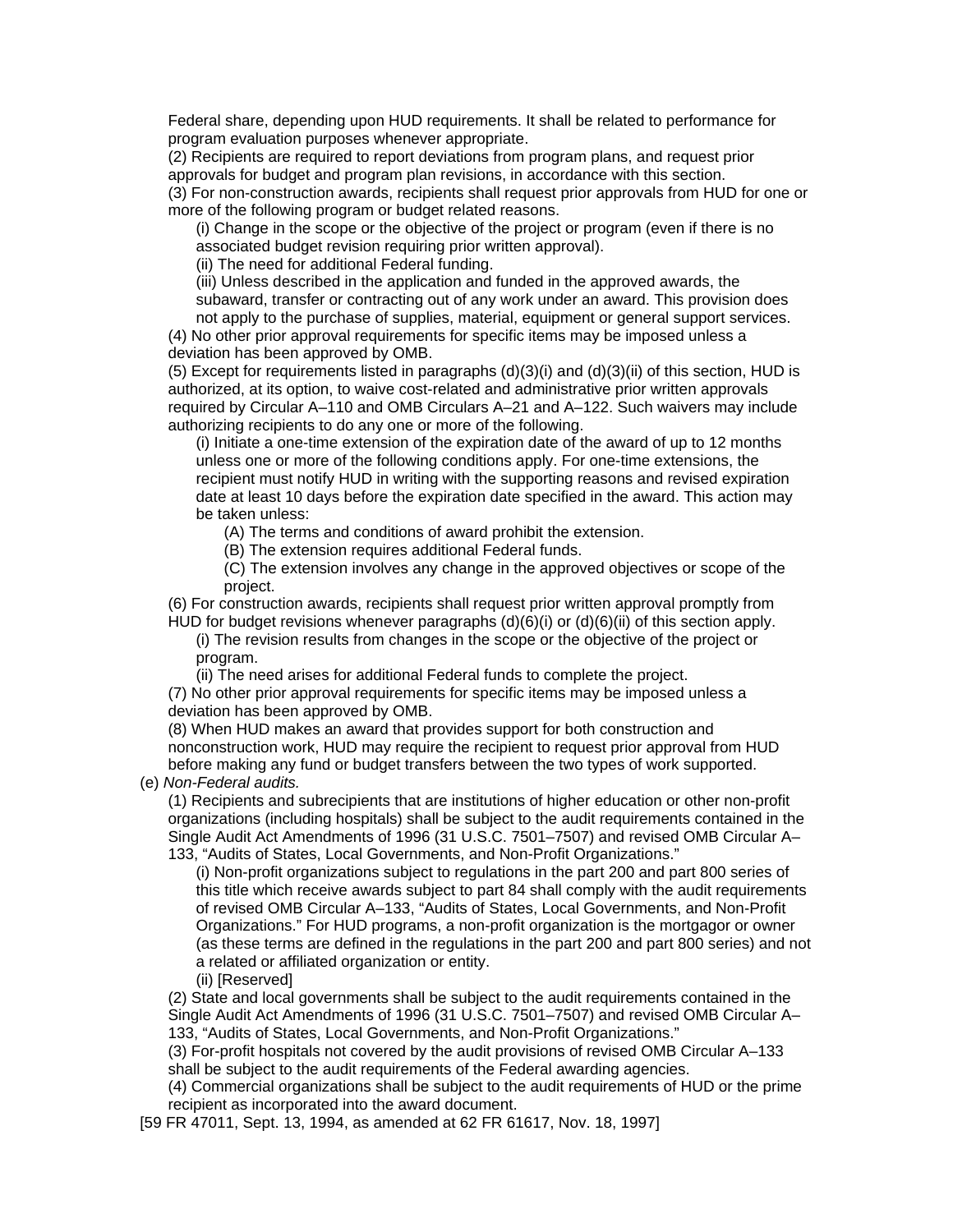Federal share, depending upon HUD requirements. It shall be related to performance for program evaluation purposes whenever appropriate.

(2) Recipients are required to report deviations from program plans, and request prior approvals for budget and program plan revisions, in accordance with this section.

(3) For non-construction awards, recipients shall request prior approvals from HUD for one or more of the following program or budget related reasons.

(i) Change in the scope or the objective of the project or program (even if there is no associated budget revision requiring prior written approval).

(ii) The need for additional Federal funding.

(iii) Unless described in the application and funded in the approved awards, the subaward, transfer or contracting out of any work under an award. This provision does not apply to the purchase of supplies, material, equipment or general support services.

(4) No other prior approval requirements for specific items may be imposed unless a deviation has been approved by OMB.

(5) Except for requirements listed in paragraphs (d)(3)(i) and (d)(3)(ii) of this section, HUD is authorized, at its option, to waive cost-related and administrative prior written approvals required by Circular A–110 and OMB Circulars A–21 and A–122. Such waivers may include authorizing recipients to do any one or more of the following.

(i) Initiate a one-time extension of the expiration date of the award of up to 12 months unless one or more of the following conditions apply. For one-time extensions, the recipient must notify HUD in writing with the supporting reasons and revised expiration date at least 10 days before the expiration date specified in the award. This action may be taken unless:

(A) The terms and conditions of award prohibit the extension.

(B) The extension requires additional Federal funds.

(C) The extension involves any change in the approved objectives or scope of the project.

(6) For construction awards, recipients shall request prior written approval promptly from HUD for budget revisions whenever paragraphs (d)(6)(i) or (d)(6)(ii) of this section apply.

(i) The revision results from changes in the scope or the objective of the project or program.

(ii) The need arises for additional Federal funds to complete the project.

(7) No other prior approval requirements for specific items may be imposed unless a deviation has been approved by OMB.

(8) When HUD makes an award that provides support for both construction and nonconstruction work, HUD may require the recipient to request prior approval from HUD before making any fund or budget transfers between the two types of work supported.

(e) *Non-Federal audits.*

(1) Recipients and subrecipients that are institutions of higher education or other non-profit organizations (including hospitals) shall be subject to the audit requirements contained in the Single Audit Act Amendments of 1996 (31 U.S.C. 7501–7507) and revised OMB Circular A–133, "Audits of States, Local Governments, and Non-Profit Organizations."

(i) Non-profit organizations subject to regulations in the part 200 and part 800 series of this title which receive awards subject to part 84 shall comply with the audit requirements of revised OMB Circular A–133, "Audits of States, Local Governments, and Non-Profit Organizations." For HUD programs, a non-profit organization is the mortgagor or owner (as these terms are defined in the regulations in the part 200 and part 800 series) and not a related or affiliated organization or entity.

(ii) [Reserved]

(2) State and local governments shall be subject to the audit requirements contained in the Single Audit Act Amendments of 1996 (31 U.S.C. 7501–7507) and revised OMB Circular A–133, "Audits of States, Local Governments, and Non-Profit Organizations."

(3) For-profit hospitals not covered by the audit provisions of revised OMB Circular A–133 shall be subject to the audit requirements of the Federal awarding agencies.

(4) Commercial organizations shall be subject to the audit requirements of HUD or the prime recipient as incorporated into the award document.

[59 FR 47011, Sept. 13, 1994, as amended at 62 FR 61617, Nov. 18, 1997]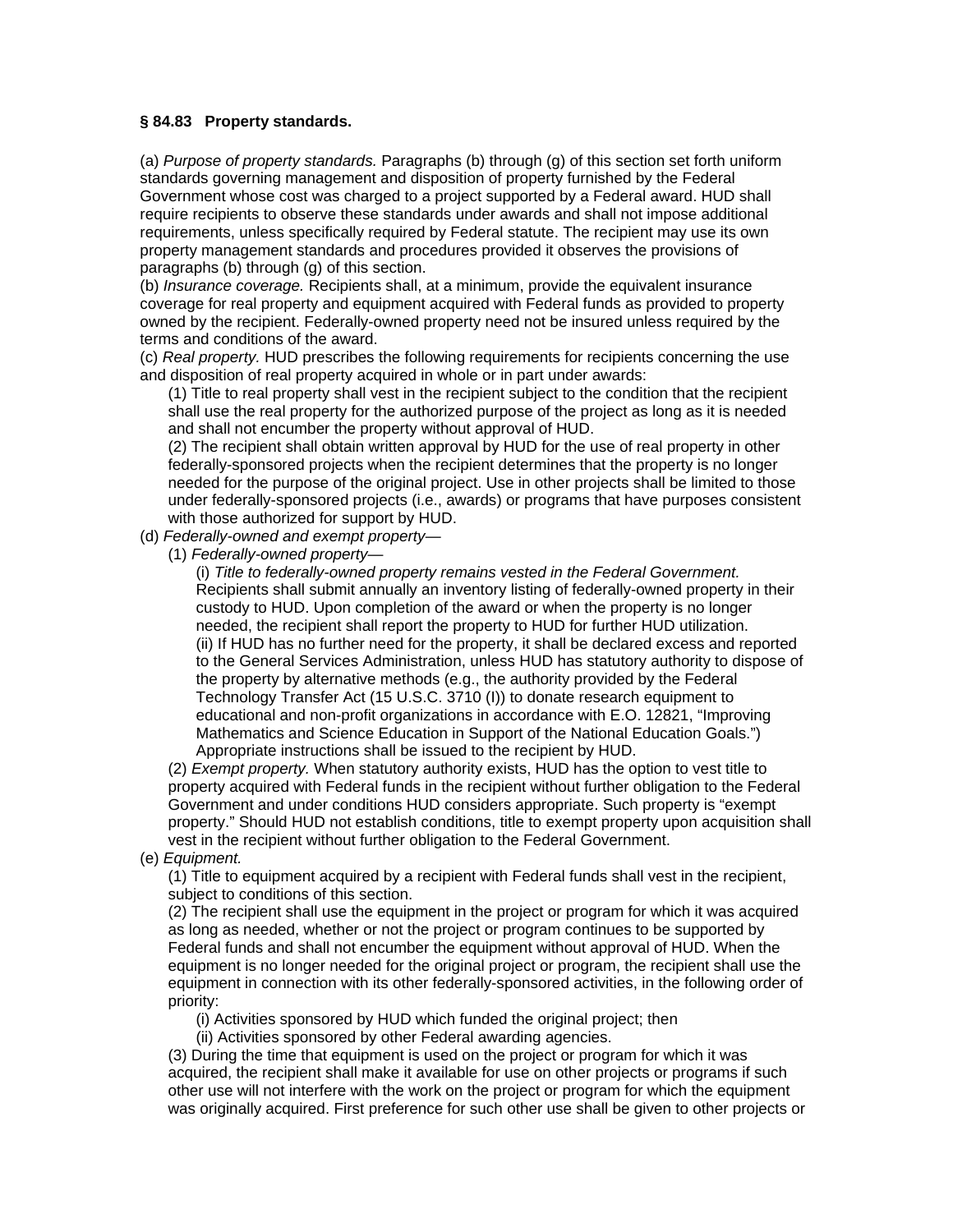**§ 84.83 Property standards.**

(a) *Purpose of property standards.* Paragraphs (b) through (g) of this section set forth uniform standards governing management and disposition of property furnished by the Federal Government whose cost was charged to a project supported by a Federal award. HUD shall require recipients to observe these standards under awards and shall not impose additional requirements, unless specifically required by Federal statute. The recipient may use its own property management standards and procedures provided it observes the provisions of paragraphs (b) through (g) of this section.

(b) *Insurance coverage.* Recipients shall, at a minimum, provide the equivalent insurance coverage for real property and equipment acquired with Federal funds as provided to property owned by the recipient. Federally-owned property need not be insured unless required by the terms and conditions of the award.

(c) *Real property.* HUD prescribes the following requirements for recipients concerning the use and disposition of real property acquired in whole or in part under awards:

(1) Title to real property shall vest in the recipient subject to the condition that the recipient shall use the real property for the authorized purpose of the project as long as it is needed and shall not encumber the property without approval of HUD.

(2) The recipient shall obtain written approval by HUD for the use of real property in other federally-sponsored projects when the recipient determines that the property is no longer needed for the purpose of the original project. Use in other projects shall be limited to those under federally-sponsored projects (i.e., awards) or programs that have purposes consistent with those authorized for support by HUD.

(d) *Federally-owned and exempt property*—

(1) *Federally-owned property*—

(i) *Title to federally-owned property remains vested in the Federal Government.* Recipients shall submit annually an inventory listing of federally-owned property in their custody to HUD. Upon completion of the award or when the property is no longer needed, the recipient shall report the property to HUD for further HUD utilization.

(ii) If HUD has no further need for the property, it shall be declared excess and reported to the General Services Administration, unless HUD has statutory authority to dispose of the property by alternative methods (e.g., the authority provided by the Federal Technology Transfer Act (15 U.S.C. 3710 (I)) to donate research equipment to educational and non-profit organizations in accordance with E.O. 12821, "Improving Mathematics and Science Education in Support of the National Education Goals.") Appropriate instructions shall be issued to the recipient by HUD.

(2) *Exempt property.* When statutory authority exists, HUD has the option to vest title to property acquired with Federal funds in the recipient without further obligation to the Federal Government and under conditions HUD considers appropriate. Such property is "exempt property." Should HUD not establish conditions, title to exempt property upon acquisition shall vest in the recipient without further obligation to the Federal Government.

(e) *Equipment.*

(1) Title to equipment acquired by a recipient with Federal funds shall vest in the recipient, subject to conditions of this section.

(2) The recipient shall use the equipment in the project or program for which it was acquired as long as needed, whether or not the project or program continues to be supported by Federal funds and shall not encumber the equipment without approval of HUD. When the equipment is no longer needed for the original project or program, the recipient shall use the equipment in connection with its other federally-sponsored activities, in the following order of priority:

(i) Activities sponsored by HUD which funded the original project; then

(ii) Activities sponsored by other Federal awarding agencies.

(3) During the time that equipment is used on the project or program for which it was acquired, the recipient shall make it available for use on other projects or programs if such other use will not interfere with the work on the project or program for which the equipment was originally acquired. First preference for such other use shall be given to other projects or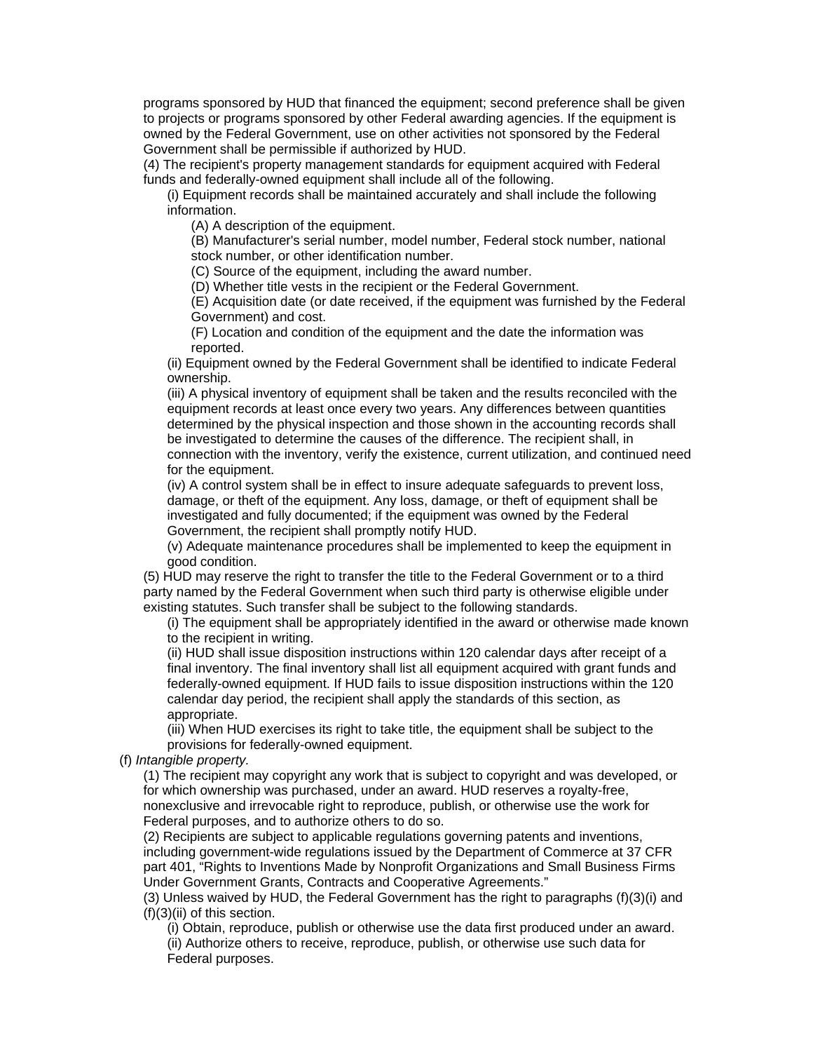programs sponsored by HUD that financed the equipment; second preference shall be given to projects or programs sponsored by other Federal awarding agencies. If the equipment is owned by the Federal Government, use on other activities not sponsored by the Federal Government shall be permissible if authorized by HUD.

(4) The recipient's property management standards for equipment acquired with Federal funds and federally-owned equipment shall include all of the following.

(i) Equipment records shall be maintained accurately and shall include the following information.

(A) A description of the equipment.

(B) Manufacturer's serial number, model number, Federal stock number, national stock number, or other identification number.

(C) Source of the equipment, including the award number.

(D) Whether title vests in the recipient or the Federal Government.

(E) Acquisition date (or date received, if the equipment was furnished by the Federal Government) and cost.

(F) Location and condition of the equipment and the date the information was reported.

(ii) Equipment owned by the Federal Government shall be identified to indicate Federal ownership.

(iii) A physical inventory of equipment shall be taken and the results reconciled with the equipment records at least once every two years. Any differences between quantities determined by the physical inspection and those shown in the accounting records shall be investigated to determine the causes of the difference. The recipient shall, in connection with the inventory, verify the existence, current utilization, and continued need for the equipment.

(iv) A control system shall be in effect to insure adequate safeguards to prevent loss, damage, or theft of the equipment. Any loss, damage, or theft of equipment shall be investigated and fully documented; if the equipment was owned by the Federal Government, the recipient shall promptly notify HUD.

(v) Adequate maintenance procedures shall be implemented to keep the equipment in good condition.

(5) HUD may reserve the right to transfer the title to the Federal Government or to a third party named by the Federal Government when such third party is otherwise eligible under existing statutes. Such transfer shall be subject to the following standards.

(i) The equipment shall be appropriately identified in the award or otherwise made known to the recipient in writing.

(ii) HUD shall issue disposition instructions within 120 calendar days after receipt of a final inventory. The final inventory shall list all equipment acquired with grant funds and federally-owned equipment. If HUD fails to issue disposition instructions within the 120 calendar day period, the recipient shall apply the standards of this section, as appropriate.

(iii) When HUD exercises its right to take title, the equipment shall be subject to the provisions for federally-owned equipment.

(f) *Intangible property.*

(1) The recipient may copyright any work that is subject to copyright and was developed, or for which ownership was purchased, under an award. HUD reserves a royalty-free, nonexclusive and irrevocable right to reproduce, publish, or otherwise use the work for Federal purposes, and to authorize others to do so.

(2) Recipients are subject to applicable regulations governing patents and inventions, including government-wide regulations issued by the Department of Commerce at 37 CFR part 401, "Rights to Inventions Made by Nonprofit Organizations and Small Business Firms Under Government Grants, Contracts and Cooperative Agreements."

(3) Unless waived by HUD, the Federal Government has the right to paragraphs (f)(3)(i) and (f)(3)(ii) of this section.

(i) Obtain, reproduce, publish or otherwise use the data first produced under an award.

(ii) Authorize others to receive, reproduce, publish, or otherwise use such data for Federal purposes.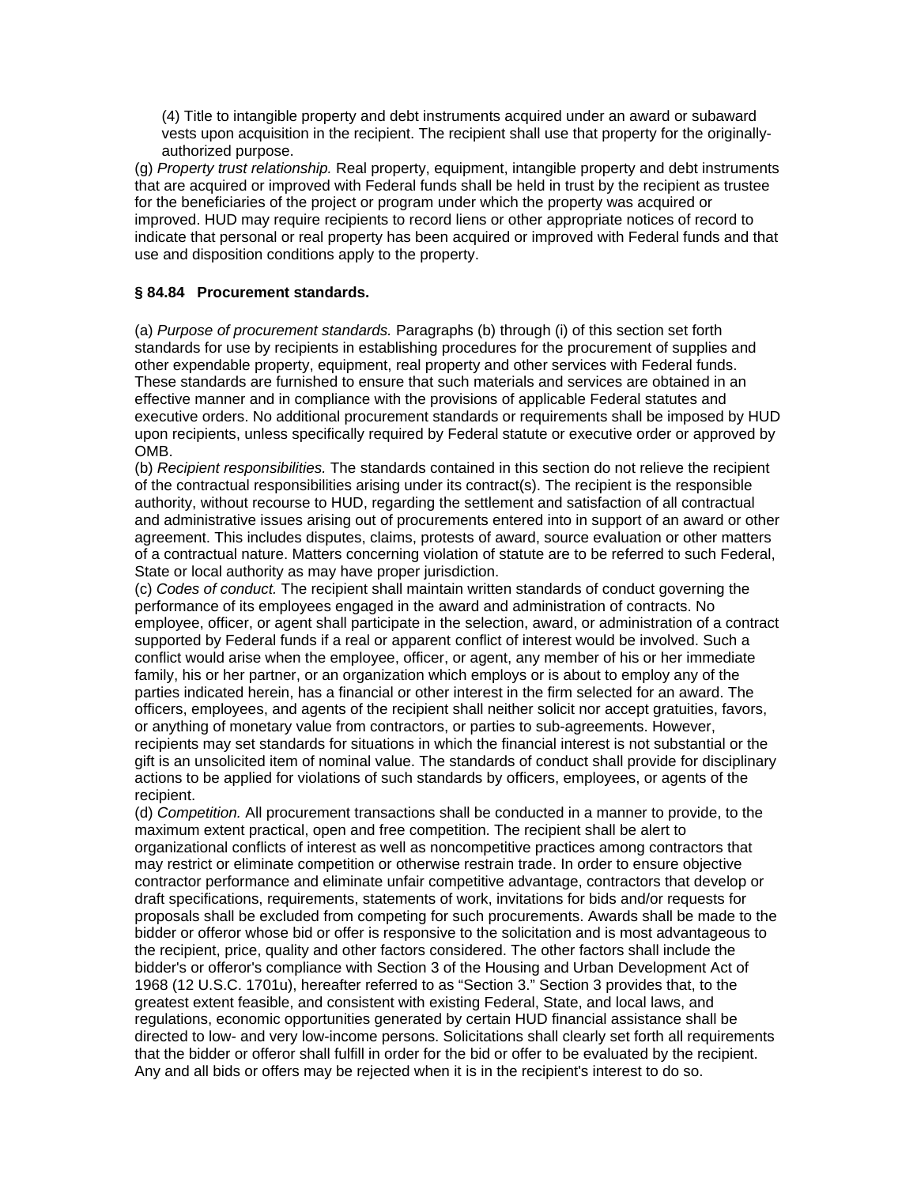(4) Title to intangible property and debt instruments acquired under an award or subaward vests upon acquisition in the recipient. The recipient shall use that property for the originally-authorized purpose.

(g) *Property trust relationship.* Real property, equipment, intangible property and debt instruments that are acquired or improved with Federal funds shall be held in trust by the recipient as trustee for the beneficiaries of the project or program under which the property was acquired or improved. HUD may require recipients to record liens or other appropriate notices of record to indicate that personal or real property has been acquired or improved with Federal funds and that use and disposition conditions apply to the property.

**§ 84.84 Procurement standards.**

(a) *Purpose of procurement standards.* Paragraphs (b) through (i) of this section set forth standards for use by recipients in establishing procedures for the procurement of supplies and other expendable property, equipment, real property and other services with Federal funds. These standards are furnished to ensure that such materials and services are obtained in an effective manner and in compliance with the provisions of applicable Federal statutes and executive orders. No additional procurement standards or requirements shall be imposed by HUD upon recipients, unless specifically required by Federal statute or executive order or approved by OMB.

(b) *Recipient responsibilities.* The standards contained in this section do not relieve the recipient of the contractual responsibilities arising under its contract(s). The recipient is the responsible authority, without recourse to HUD, regarding the settlement and satisfaction of all contractual and administrative issues arising out of procurements entered into in support of an award or other agreement. This includes disputes, claims, protests of award, source evaluation or other matters of a contractual nature. Matters concerning violation of statute are to be referred to such Federal, State or local authority as may have proper jurisdiction.

(c) *Codes of conduct.* The recipient shall maintain written standards of conduct governing the performance of its employees engaged in the award and administration of contracts. No employee, officer, or agent shall participate in the selection, award, or administration of a contract supported by Federal funds if a real or apparent conflict of interest would be involved. Such a conflict would arise when the employee, officer, or agent, any member of his or her immediate family, his or her partner, or an organization which employs or is about to employ any of the parties indicated herein, has a financial or other interest in the firm selected for an award. The officers, employees, and agents of the recipient shall neither solicit nor accept gratuities, favors, or anything of monetary value from contractors, or parties to sub-agreements. However, recipients may set standards for situations in which the financial interest is not substantial or the gift is an unsolicited item of nominal value. The standards of conduct shall provide for disciplinary actions to be applied for violations of such standards by officers, employees, or agents of the recipient.

(d) *Competition.* All procurement transactions shall be conducted in a manner to provide, to the maximum extent practical, open and free competition. The recipient shall be alert to organizational conflicts of interest as well as noncompetitive practices among contractors that may restrict or eliminate competition or otherwise restrain trade. In order to ensure objective contractor performance and eliminate unfair competitive advantage, contractors that develop or draft specifications, requirements, statements of work, invitations for bids and/or requests for proposals shall be excluded from competing for such procurements. Awards shall be made to the bidder or offeror whose bid or offer is responsive to the solicitation and is most advantageous to the recipient, price, quality and other factors considered. The other factors shall include the bidder's or offeror's compliance with Section 3 of the Housing and Urban Development Act of 1968 (12 U.S.C. 1701u), hereafter referred to as "Section 3." Section 3 provides that, to the greatest extent feasible, and consistent with existing Federal, State, and local laws, and regulations, economic opportunities generated by certain HUD financial assistance shall be directed to low- and very low-income persons. Solicitations shall clearly set forth all requirements that the bidder or offeror shall fulfill in order for the bid or offer to be evaluated by the recipient. Any and all bids or offers may be rejected when it is in the recipient's interest to do so.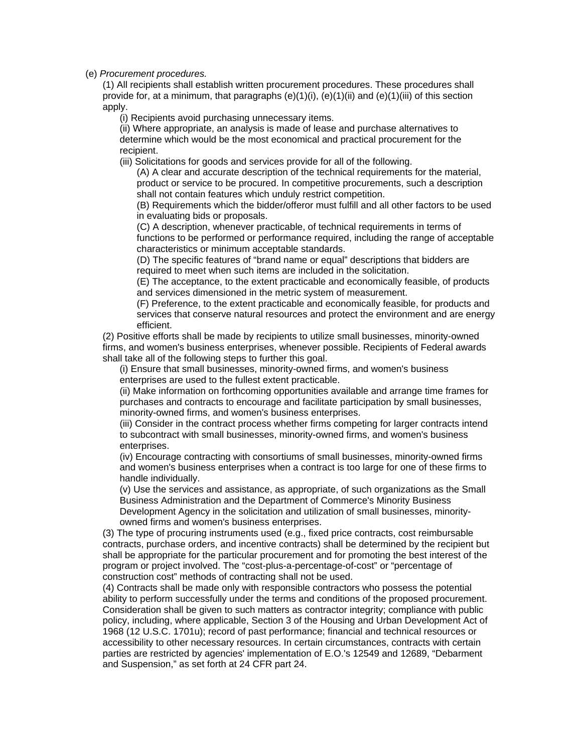(e) *Procurement procedures.*

(1) All recipients shall establish written procurement procedures. These procedures shall provide for, at a minimum, that paragraphs (e)(1)(i), (e)(1)(ii) and (e)(1)(iii) of this section apply.

(i) Recipients avoid purchasing unnecessary items.

(ii) Where appropriate, an analysis is made of lease and purchase alternatives to determine which would be the most economical and practical procurement for the recipient.

(iii) Solicitations for goods and services provide for all of the following.

(A) A clear and accurate description of the technical requirements for the material, product or service to be procured. In competitive procurements, such a description shall not contain features which unduly restrict competition.

(B) Requirements which the bidder/offeror must fulfill and all other factors to be used in evaluating bids or proposals.

(C) A description, whenever practicable, of technical requirements in terms of functions to be performed or performance required, including the range of acceptable characteristics or minimum acceptable standards.

(D) The specific features of “brand name or equal” descriptions that bidders are required to meet when such items are included in the solicitation.

(E) The acceptance, to the extent practicable and economically feasible, of products and services dimensioned in the metric system of measurement.

(F) Preference, to the extent practicable and economically feasible, for products and services that conserve natural resources and protect the environment and are energy efficient.

(2) Positive efforts shall be made by recipients to utilize small businesses, minority-owned firms, and women's business enterprises, whenever possible. Recipients of Federal awards shall take all of the following steps to further this goal.

(i) Ensure that small businesses, minority-owned firms, and women's business enterprises are used to the fullest extent practicable.

(ii) Make information on forthcoming opportunities available and arrange time frames for purchases and contracts to encourage and facilitate participation by small businesses, minority-owned firms, and women's business enterprises.

(iii) Consider in the contract process whether firms competing for larger contracts intend to subcontract with small businesses, minority-owned firms, and women's business enterprises.

(iv) Encourage contracting with consortiums of small businesses, minority-owned firms and women's business enterprises when a contract is too large for one of these firms to handle individually.

(v) Use the services and assistance, as appropriate, of such organizations as the Small Business Administration and the Department of Commerce's Minority Business Development Agency in the solicitation and utilization of small businesses, minority-owned firms and women's business enterprises.

(3) The type of procuring instruments used (e.g., fixed price contracts, cost reimbursable contracts, purchase orders, and incentive contracts) shall be determined by the recipient but shall be appropriate for the particular procurement and for promoting the best interest of the program or project involved. The “cost-plus-a-percentage-of-cost” or “percentage of construction cost” methods of contracting shall not be used.

(4) Contracts shall be made only with responsible contractors who possess the potential ability to perform successfully under the terms and conditions of the proposed procurement. Consideration shall be given to such matters as contractor integrity; compliance with public policy, including, where applicable, Section 3 of the Housing and Urban Development Act of 1968 (12 U.S.C. 1701u); record of past performance; financial and technical resources or accessibility to other necessary resources. In certain circumstances, contracts with certain parties are restricted by agencies' implementation of E.O.'s 12549 and 12689, “Debarment and Suspension,” as set forth at 24 CFR part 24.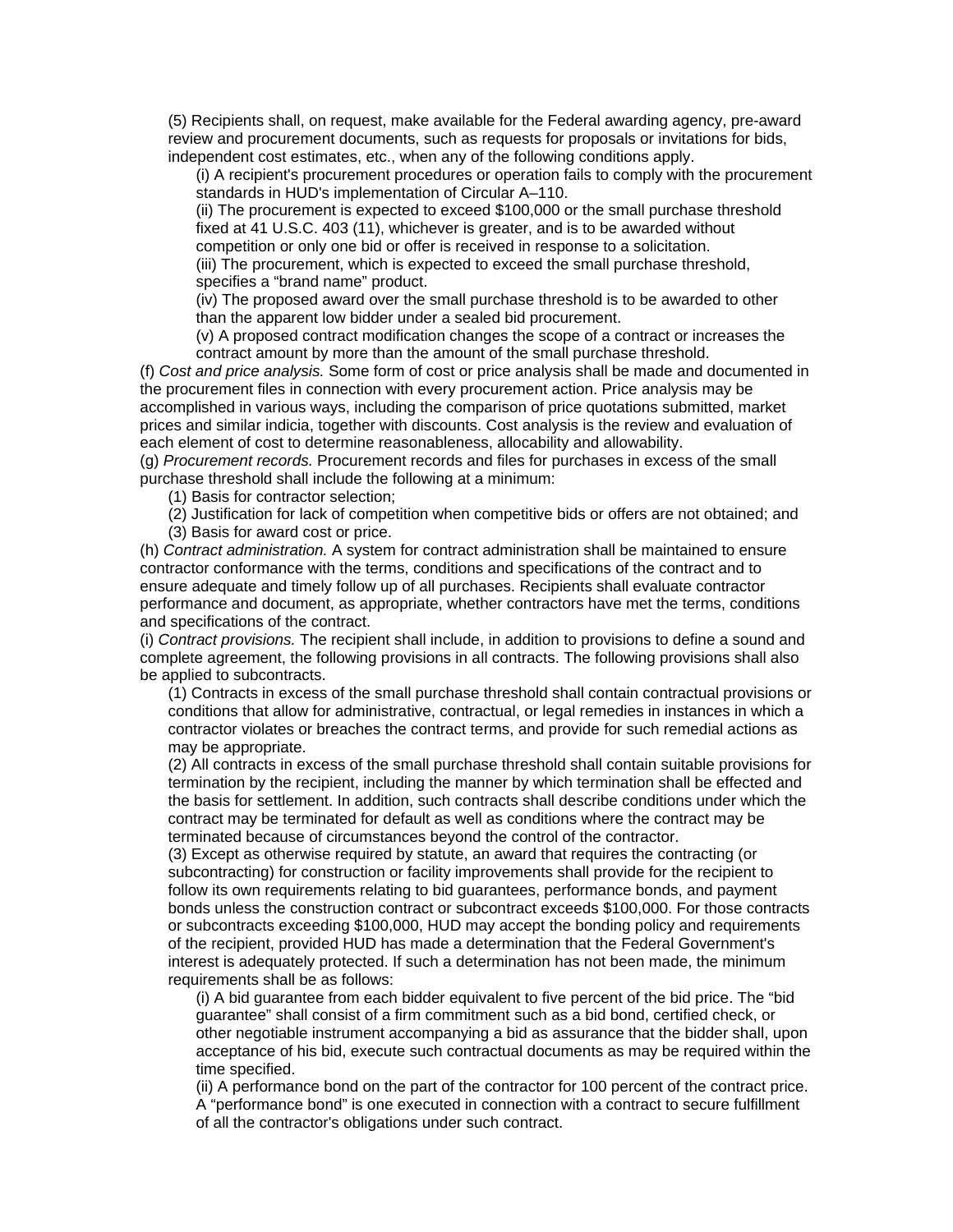(5) Recipients shall, on request, make available for the Federal awarding agency, pre-award review and procurement documents, such as requests for proposals or invitations for bids, independent cost estimates, etc., when any of the following conditions apply.

(i) A recipient's procurement procedures or operation fails to comply with the procurement standards in HUD's implementation of Circular A–110.

(ii) The procurement is expected to exceed $100,000 or the small purchase threshold fixed at 41 U.S.C. 403 (11), whichever is greater, and is to be awarded without competition or only one bid or offer is received in response to a solicitation.

(iii) The procurement, which is expected to exceed the small purchase threshold, specifies a "brand name" product.

(iv) The proposed award over the small purchase threshold is to be awarded to other than the apparent low bidder under a sealed bid procurement.

(v) A proposed contract modification changes the scope of a contract or increases the contract amount by more than the amount of the small purchase threshold.

(f) *Cost and price analysis.* Some form of cost or price analysis shall be made and documented in the procurement files in connection with every procurement action. Price analysis may be accomplished in various ways, including the comparison of price quotations submitted, market prices and similar indicia, together with discounts. Cost analysis is the review and evaluation of each element of cost to determine reasonableness, allocability and allowability.

(g) *Procurement records.* Procurement records and files for purchases in excess of the small purchase threshold shall include the following at a minimum:

(1) Basis for contractor selection;

(2) Justification for lack of competition when competitive bids or offers are not obtained; and

(3) Basis for award cost or price.

(h) *Contract administration.* A system for contract administration shall be maintained to ensure contractor conformance with the terms, conditions and specifications of the contract and to ensure adequate and timely follow up of all purchases. Recipients shall evaluate contractor performance and document, as appropriate, whether contractors have met the terms, conditions and specifications of the contract.

(i) *Contract provisions.* The recipient shall include, in addition to provisions to define a sound and complete agreement, the following provisions in all contracts. The following provisions shall also be applied to subcontracts.

(1) Contracts in excess of the small purchase threshold shall contain contractual provisions or conditions that allow for administrative, contractual, or legal remedies in instances in which a contractor violates or breaches the contract terms, and provide for such remedial actions as may be appropriate.

(2) All contracts in excess of the small purchase threshold shall contain suitable provisions for termination by the recipient, including the manner by which termination shall be effected and the basis for settlement. In addition, such contracts shall describe conditions under which the contract may be terminated for default as well as conditions where the contract may be terminated because of circumstances beyond the control of the contractor.

(3) Except as otherwise required by statute, an award that requires the contracting (or subcontracting) for construction or facility improvements shall provide for the recipient to follow its own requirements relating to bid guarantees, performance bonds, and payment bonds unless the construction contract or subcontract exceeds $100,000. For those contracts or subcontracts exceeding $100,000, HUD may accept the bonding policy and requirements of the recipient, provided HUD has made a determination that the Federal Government's interest is adequately protected. If such a determination has not been made, the minimum requirements shall be as follows:

(i) A bid guarantee from each bidder equivalent to five percent of the bid price. The "bid guarantee" shall consist of a firm commitment such as a bid bond, certified check, or other negotiable instrument accompanying a bid as assurance that the bidder shall, upon acceptance of his bid, execute such contractual documents as may be required within the time specified.

(ii) A performance bond on the part of the contractor for 100 percent of the contract price. A "performance bond" is one executed in connection with a contract to secure fulfillment of all the contractor's obligations under such contract.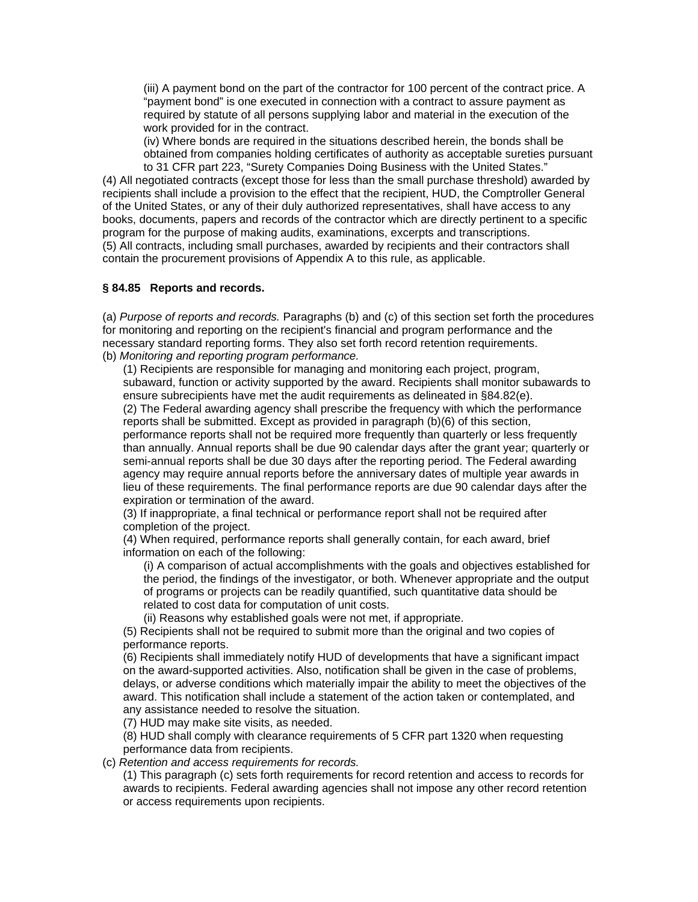(iii) A payment bond on the part of the contractor for 100 percent of the contract price. A "payment bond" is one executed in connection with a contract to assure payment as required by statute of all persons supplying labor and material in the execution of the work provided for in the contract.

(iv) Where bonds are required in the situations described herein, the bonds shall be obtained from companies holding certificates of authority as acceptable sureties pursuant to 31 CFR part 223, "Surety Companies Doing Business with the United States."

(4) All negotiated contracts (except those for less than the small purchase threshold) awarded by recipients shall include a provision to the effect that the recipient, HUD, the Comptroller General of the United States, or any of their duly authorized representatives, shall have access to any books, documents, papers and records of the contractor which are directly pertinent to a specific program for the purpose of making audits, examinations, excerpts and transcriptions.

(5) All contracts, including small purchases, awarded by recipients and their contractors shall contain the procurement provisions of Appendix A to this rule, as applicable.

**§ 84.85 Reports and records.**

(a) *Purpose of reports and records.* Paragraphs (b) and (c) of this section set forth the procedures for monitoring and reporting on the recipient's financial and program performance and the necessary standard reporting forms. They also set forth record retention requirements.

(b) *Monitoring and reporting program performance.*

(1) Recipients are responsible for managing and monitoring each project, program, subaward, function or activity supported by the award. Recipients shall monitor subawards to ensure subrecipients have met the audit requirements as delineated in §84.82(e).

(2) The Federal awarding agency shall prescribe the frequency with which the performance reports shall be submitted. Except as provided in paragraph (b)(6) of this section, performance reports shall not be required more frequently than quarterly or less frequently than annually. Annual reports shall be due 90 calendar days after the grant year; quarterly or semi-annual reports shall be due 30 days after the reporting period. The Federal awarding agency may require annual reports before the anniversary dates of multiple year awards in lieu of these requirements. The final performance reports are due 90 calendar days after the expiration or termination of the award.

(3) If inappropriate, a final technical or performance report shall not be required after completion of the project.

(4) When required, performance reports shall generally contain, for each award, brief information on each of the following:

(i) A comparison of actual accomplishments with the goals and objectives established for the period, the findings of the investigator, or both. Whenever appropriate and the output of programs or projects can be readily quantified, such quantitative data should be related to cost data for computation of unit costs.

(ii) Reasons why established goals were not met, if appropriate.

(5) Recipients shall not be required to submit more than the original and two copies of performance reports.

(6) Recipients shall immediately notify HUD of developments that have a significant impact on the award-supported activities. Also, notification shall be given in the case of problems, delays, or adverse conditions which materially impair the ability to meet the objectives of the award. This notification shall include a statement of the action taken or contemplated, and any assistance needed to resolve the situation.

(7) HUD may make site visits, as needed.

(8) HUD shall comply with clearance requirements of 5 CFR part 1320 when requesting performance data from recipients.

(c) *Retention and access requirements for records.*

(1) This paragraph (c) sets forth requirements for record retention and access to records for awards to recipients. Federal awarding agencies shall not impose any other record retention or access requirements upon recipients.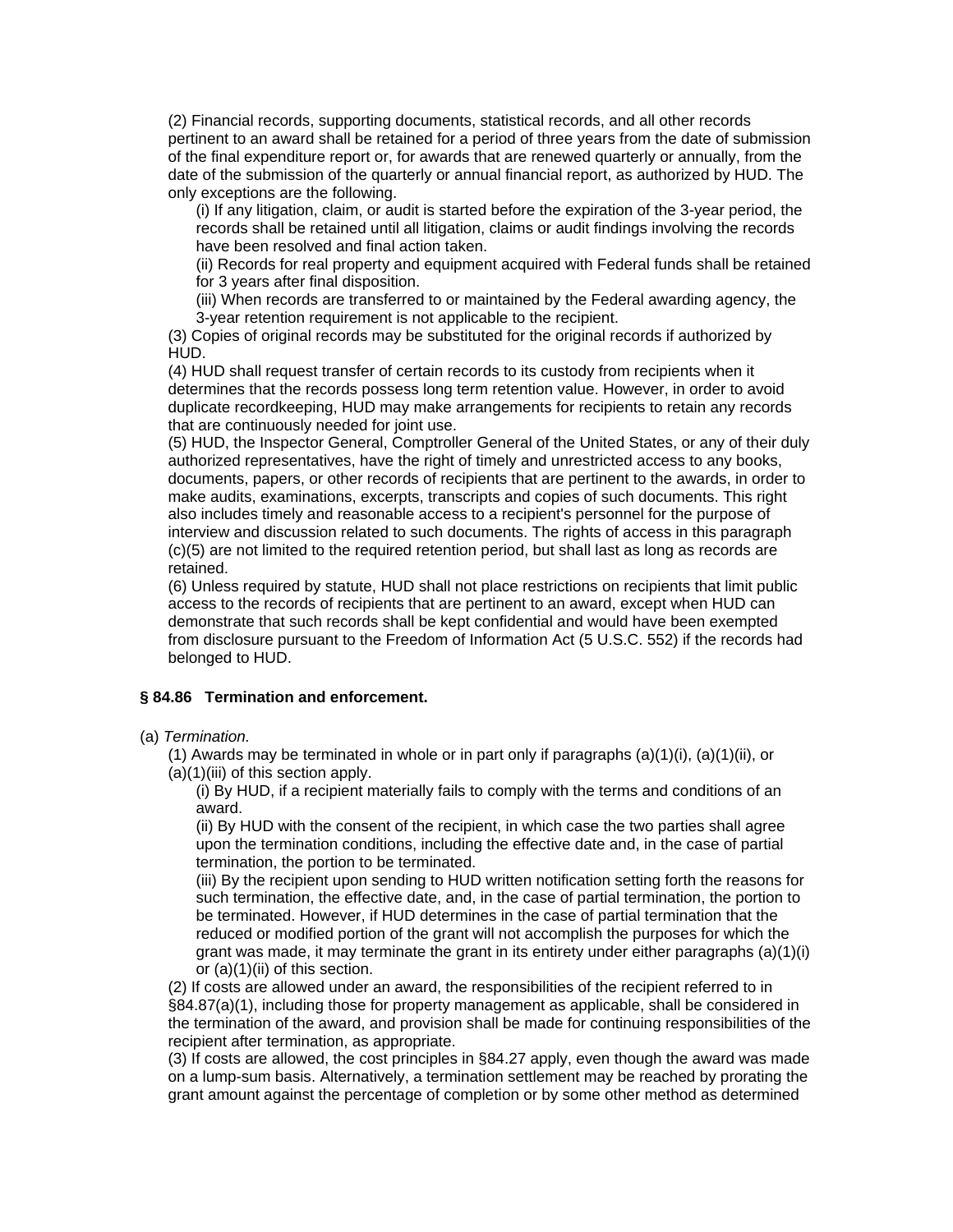(2) Financial records, supporting documents, statistical records, and all other records pertinent to an award shall be retained for a period of three years from the date of submission of the final expenditure report or, for awards that are renewed quarterly or annually, from the date of the submission of the quarterly or annual financial report, as authorized by HUD. The only exceptions are the following.

(i) If any litigation, claim, or audit is started before the expiration of the 3-year period, the records shall be retained until all litigation, claims or audit findings involving the records have been resolved and final action taken.

(ii) Records for real property and equipment acquired with Federal funds shall be retained for 3 years after final disposition.

(iii) When records are transferred to or maintained by the Federal awarding agency, the 3-year retention requirement is not applicable to the recipient.

(3) Copies of original records may be substituted for the original records if authorized by HUD.

(4) HUD shall request transfer of certain records to its custody from recipients when it determines that the records possess long term retention value. However, in order to avoid duplicate recordkeeping, HUD may make arrangements for recipients to retain any records that are continuously needed for joint use.

(5) HUD, the Inspector General, Comptroller General of the United States, or any of their duly authorized representatives, have the right of timely and unrestricted access to any books, documents, papers, or other records of recipients that are pertinent to the awards, in order to make audits, examinations, excerpts, transcripts and copies of such documents. This right also includes timely and reasonable access to a recipient's personnel for the purpose of interview and discussion related to such documents. The rights of access in this paragraph (c)(5) are not limited to the required retention period, but shall last as long as records are retained.

(6) Unless required by statute, HUD shall not place restrictions on recipients that limit public access to the records of recipients that are pertinent to an award, except when HUD can demonstrate that such records shall be kept confidential and would have been exempted from disclosure pursuant to the Freedom of Information Act (5 U.S.C. 552) if the records had belonged to HUD.

### § 84.86 Termination and enforcement.

(a) *Termination.*

(1) Awards may be terminated in whole or in part only if paragraphs (a)(1)(i), (a)(1)(ii), or (a)(1)(iii) of this section apply.

(i) By HUD, if a recipient materially fails to comply with the terms and conditions of an award.

(ii) By HUD with the consent of the recipient, in which case the two parties shall agree upon the termination conditions, including the effective date and, in the case of partial termination, the portion to be terminated.

(iii) By the recipient upon sending to HUD written notification setting forth the reasons for such termination, the effective date, and, in the case of partial termination, the portion to be terminated. However, if HUD determines in the case of partial termination that the reduced or modified portion of the grant will not accomplish the purposes for which the grant was made, it may terminate the grant in its entirety under either paragraphs (a)(1)(i) or (a)(1)(ii) of this section.

(2) If costs are allowed under an award, the responsibilities of the recipient referred to in §84.87(a)(1), including those for property management as applicable, shall be considered in the termination of the award, and provision shall be made for continuing responsibilities of the recipient after termination, as appropriate.

(3) If costs are allowed, the cost principles in §84.27 apply, even though the award was made on a lump-sum basis. Alternatively, a termination settlement may be reached by prorating the grant amount against the percentage of completion or by some other method as determined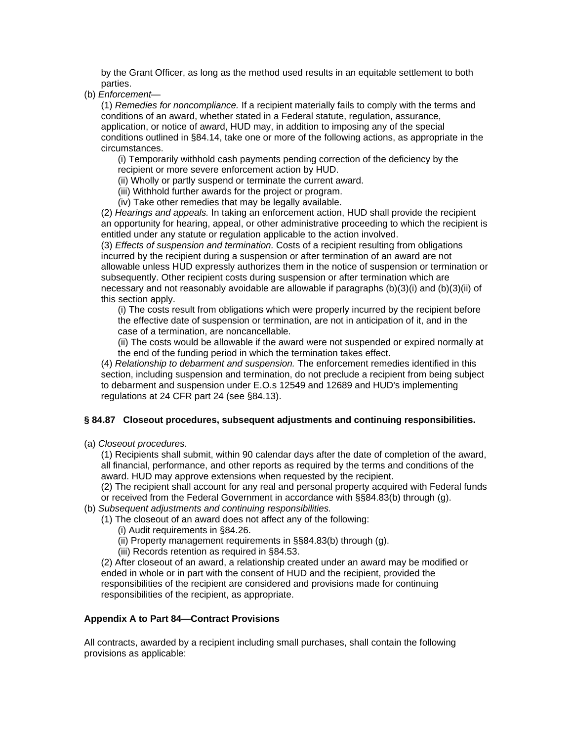by the Grant Officer, as long as the method used results in an equitable settlement to both parties.

(b) *Enforcement*—

(1) *Remedies for noncompliance.* If a recipient materially fails to comply with the terms and conditions of an award, whether stated in a Federal statute, regulation, assurance, application, or notice of award, HUD may, in addition to imposing any of the special conditions outlined in §84.14, take one or more of the following actions, as appropriate in the circumstances.

(i) Temporarily withhold cash payments pending correction of the deficiency by the recipient or more severe enforcement action by HUD.

(ii) Wholly or partly suspend or terminate the current award.

(iii) Withhold further awards for the project or program.

(iv) Take other remedies that may be legally available.

(2) *Hearings and appeals.* In taking an enforcement action, HUD shall provide the recipient an opportunity for hearing, appeal, or other administrative proceeding to which the recipient is entitled under any statute or regulation applicable to the action involved.

(3) *Effects of suspension and termination.* Costs of a recipient resulting from obligations incurred by the recipient during a suspension or after termination of an award are not allowable unless HUD expressly authorizes them in the notice of suspension or termination or subsequently. Other recipient costs during suspension or after termination which are necessary and not reasonably avoidable are allowable if paragraphs (b)(3)(i) and (b)(3)(ii) of this section apply.

(i) The costs result from obligations which were properly incurred by the recipient before the effective date of suspension or termination, are not in anticipation of it, and in the case of a termination, are noncancellable.

(ii) The costs would be allowable if the award were not suspended or expired normally at the end of the funding period in which the termination takes effect.

(4) *Relationship to debarment and suspension.* The enforcement remedies identified in this section, including suspension and termination, do not preclude a recipient from being subject to debarment and suspension under E.O.s 12549 and 12689 and HUD's implementing regulations at 24 CFR part 24 (see §84.13).

### § 84.87 Closeout procedures, subsequent adjustments and continuing responsibilities.

(a) *Closeout procedures.*

(1) Recipients shall submit, within 90 calendar days after the date of completion of the award, all financial, performance, and other reports as required by the terms and conditions of the award. HUD may approve extensions when requested by the recipient.

(2) The recipient shall account for any real and personal property acquired with Federal funds or received from the Federal Government in accordance with §§84.83(b) through (g).

(b) *Subsequent adjustments and continuing responsibilities.*

(1) The closeout of an award does not affect any of the following:

(i) Audit requirements in §84.26.

(ii) Property management requirements in §§84.83(b) through (g).

(iii) Records retention as required in §84.53.

(2) After closeout of an award, a relationship created under an award may be modified or ended in whole or in part with the consent of HUD and the recipient, provided the responsibilities of the recipient are considered and provisions made for continuing responsibilities of the recipient, as appropriate.

### Appendix A to Part 84—Contract Provisions

All contracts, awarded by a recipient including small purchases, shall contain the following provisions as applicable: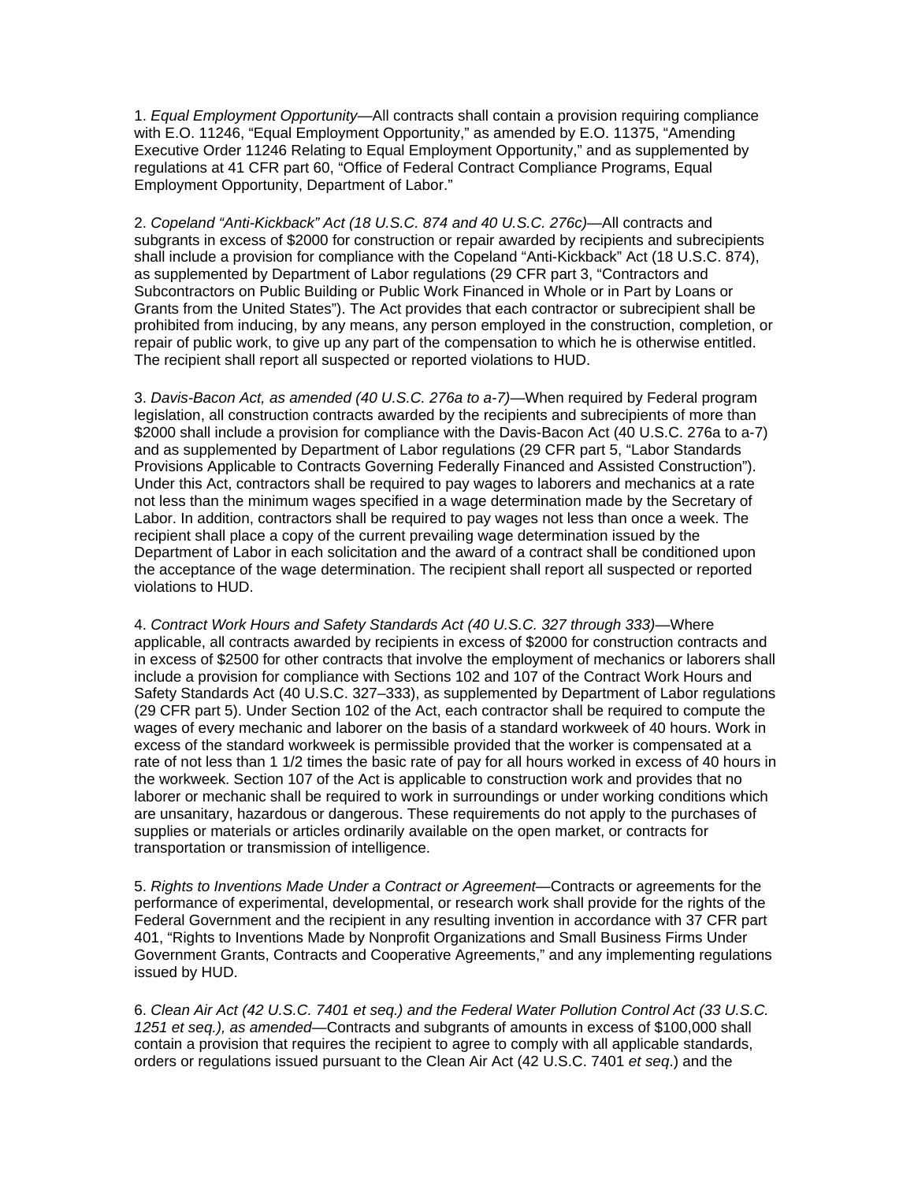1. *Equal Employment Opportunity*—All contracts shall contain a provision requiring compliance with E.O. 11246, "Equal Employment Opportunity," as amended by E.O. 11375, "Amending Executive Order 11246 Relating to Equal Employment Opportunity," and as supplemented by regulations at 41 CFR part 60, "Office of Federal Contract Compliance Programs, Equal Employment Opportunity, Department of Labor."

2. *Copeland "Anti-Kickback" Act (18 U.S.C. 874 and 40 U.S.C. 276c)*—All contracts and subgrants in excess of $2000 for construction or repair awarded by recipients and subrecipients shall include a provision for compliance with the Copeland "Anti-Kickback" Act (18 U.S.C. 874), as supplemented by Department of Labor regulations (29 CFR part 3, "Contractors and Subcontractors on Public Building or Public Work Financed in Whole or in Part by Loans or Grants from the United States"). The Act provides that each contractor or subrecipient shall be prohibited from inducing, by any means, any person employed in the construction, completion, or repair of public work, to give up any part of the compensation to which he is otherwise entitled. The recipient shall report all suspected or reported violations to HUD.

3. *Davis-Bacon Act, as amended (40 U.S.C. 276a to a-7)*—When required by Federal program legislation, all construction contracts awarded by the recipients and subrecipients of more than $2000 shall include a provision for compliance with the Davis-Bacon Act (40 U.S.C. 276a to a-7) and as supplemented by Department of Labor regulations (29 CFR part 5, "Labor Standards Provisions Applicable to Contracts Governing Federally Financed and Assisted Construction"). Under this Act, contractors shall be required to pay wages to laborers and mechanics at a rate not less than the minimum wages specified in a wage determination made by the Secretary of Labor. In addition, contractors shall be required to pay wages not less than once a week. The recipient shall place a copy of the current prevailing wage determination issued by the Department of Labor in each solicitation and the award of a contract shall be conditioned upon the acceptance of the wage determination. The recipient shall report all suspected or reported violations to HUD.

4. *Contract Work Hours and Safety Standards Act (40 U.S.C. 327 through 333)*—Where applicable, all contracts awarded by recipients in excess of $2000 for construction contracts and in excess of $2500 for other contracts that involve the employment of mechanics or laborers shall include a provision for compliance with Sections 102 and 107 of the Contract Work Hours and Safety Standards Act (40 U.S.C. 327–333), as supplemented by Department of Labor regulations (29 CFR part 5). Under Section 102 of the Act, each contractor shall be required to compute the wages of every mechanic and laborer on the basis of a standard workweek of 40 hours. Work in excess of the standard workweek is permissible provided that the worker is compensated at a rate of not less than 1 1/2 times the basic rate of pay for all hours worked in excess of 40 hours in the workweek. Section 107 of the Act is applicable to construction work and provides that no laborer or mechanic shall be required to work in surroundings or under working conditions which are unsanitary, hazardous or dangerous. These requirements do not apply to the purchases of supplies or materials or articles ordinarily available on the open market, or contracts for transportation or transmission of intelligence.

5. *Rights to Inventions Made Under a Contract or Agreement*—Contracts or agreements for the performance of experimental, developmental, or research work shall provide for the rights of the Federal Government and the recipient in any resulting invention in accordance with 37 CFR part 401, "Rights to Inventions Made by Nonprofit Organizations and Small Business Firms Under Government Grants, Contracts and Cooperative Agreements," and any implementing regulations issued by HUD.

6. *Clean Air Act (42 U.S.C. 7401 et seq.) and the Federal Water Pollution Control Act (33 U.S.C. 1251 et seq.), as amended*—Contracts and subgrants of amounts in excess of $100,000 shall contain a provision that requires the recipient to agree to comply with all applicable standards, orders or regulations issued pursuant to the Clean Air Act (42 U.S.C. 7401 *et seq*.) and the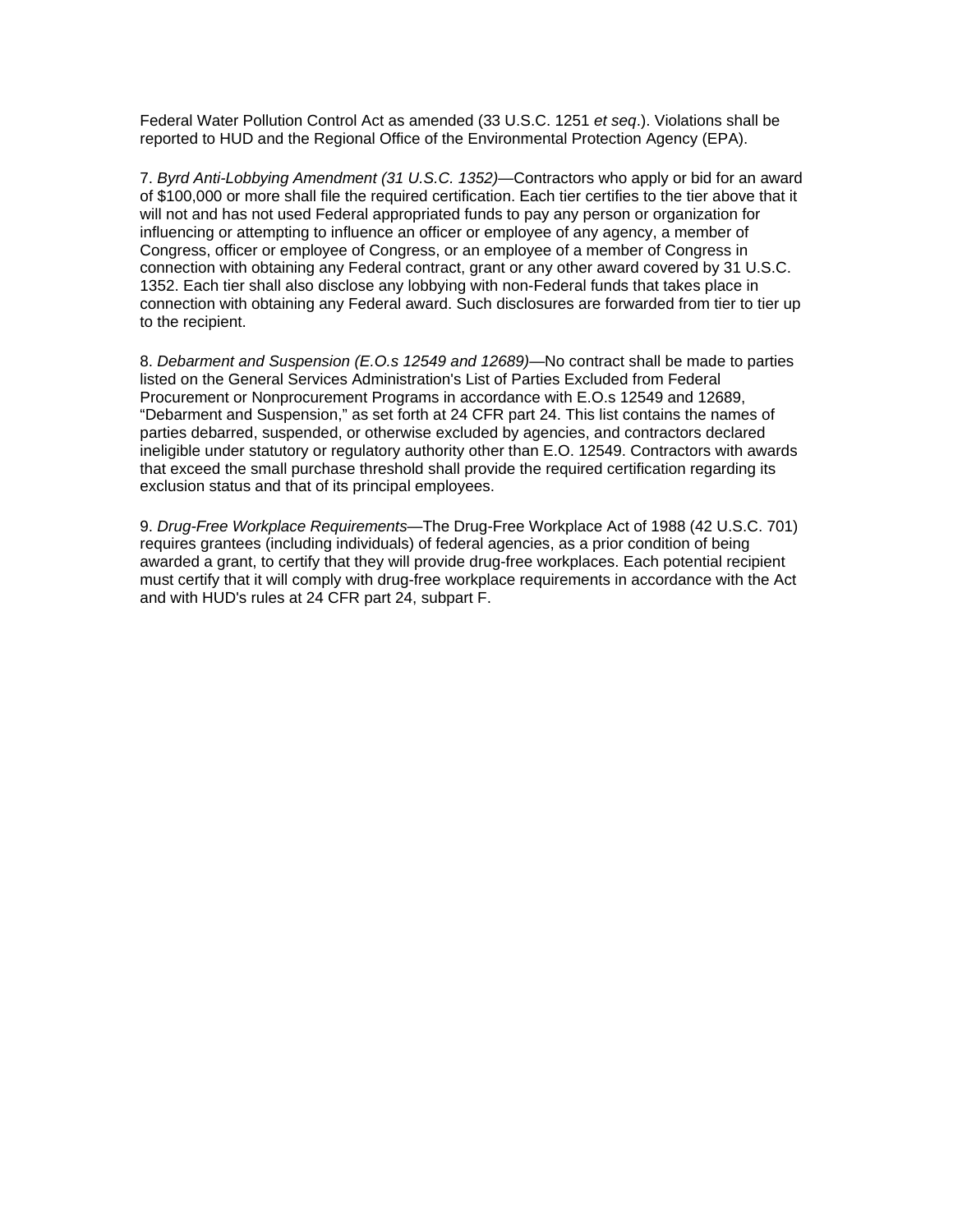Federal Water Pollution Control Act as amended (33 U.S.C. 1251 *et seq*.). Violations shall be reported to HUD and the Regional Office of the Environmental Protection Agency (EPA).

7. *Byrd Anti-Lobbying Amendment (31 U.S.C. 1352)*—Contractors who apply or bid for an award of $100,000 or more shall file the required certification. Each tier certifies to the tier above that it will not and has not used Federal appropriated funds to pay any person or organization for influencing or attempting to influence an officer or employee of any agency, a member of Congress, officer or employee of Congress, or an employee of a member of Congress in connection with obtaining any Federal contract, grant or any other award covered by 31 U.S.C. 1352. Each tier shall also disclose any lobbying with non-Federal funds that takes place in connection with obtaining any Federal award. Such disclosures are forwarded from tier to tier up to the recipient.

8. *Debarment and Suspension (E.O.s 12549 and 12689)*—No contract shall be made to parties listed on the General Services Administration's List of Parties Excluded from Federal Procurement or Nonprocurement Programs in accordance with E.O.s 12549 and 12689, "Debarment and Suspension," as set forth at 24 CFR part 24. This list contains the names of parties debarred, suspended, or otherwise excluded by agencies, and contractors declared ineligible under statutory or regulatory authority other than E.O. 12549. Contractors with awards that exceed the small purchase threshold shall provide the required certification regarding its exclusion status and that of its principal employees.

9. *Drug-Free Workplace Requirements*—The Drug-Free Workplace Act of 1988 (42 U.S.C. 701) requires grantees (including individuals) of federal agencies, as a prior condition of being awarded a grant, to certify that they will provide drug-free workplaces. Each potential recipient must certify that it will comply with drug-free workplace requirements in accordance with the Act and with HUD's rules at 24 CFR part 24, subpart F.